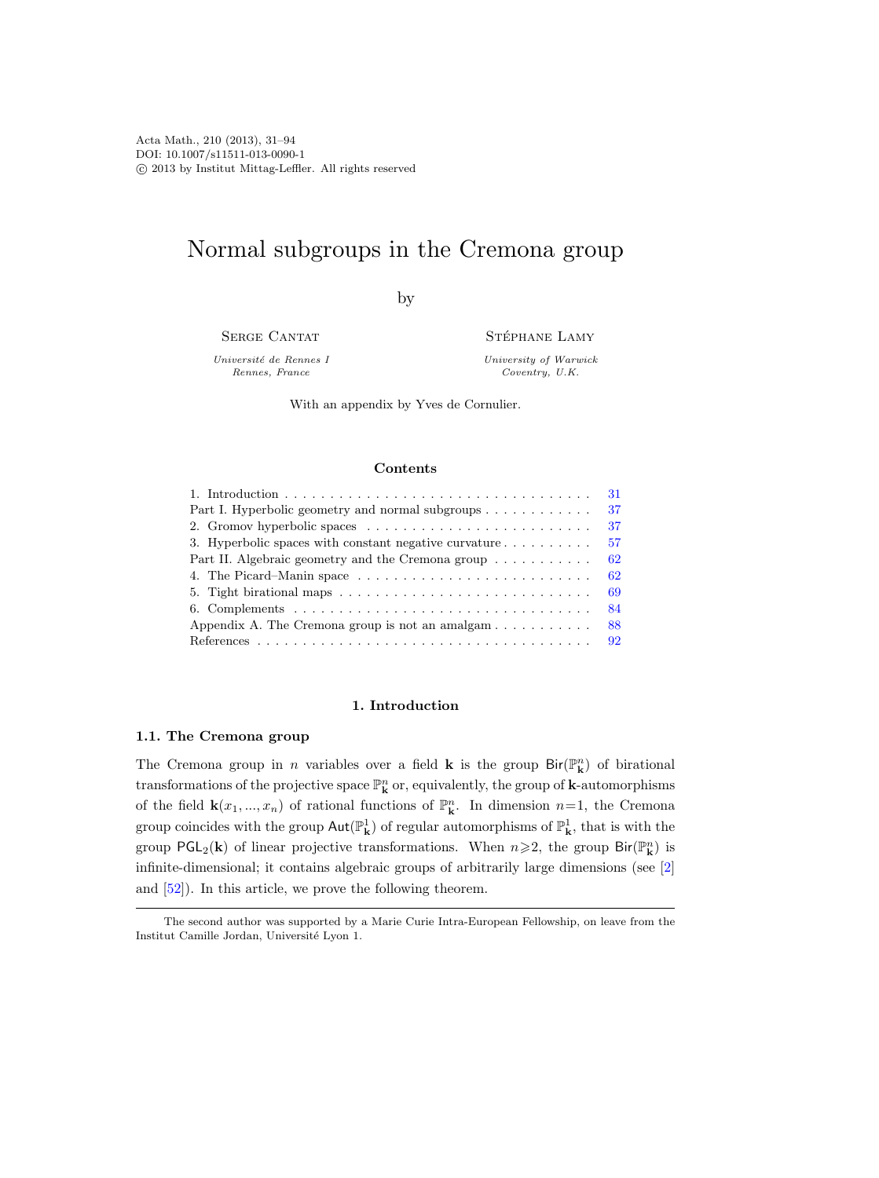Acta Math., 210 (2013), 31–94
DOI: 10.1007/s11511-013-0090-1
© 2013 by Institut Mittag-Leffler. All rights reserved

# Normal subgroups in the Cremona group

by

Serge Cantat
*Université de Rennes I*
*Rennes, France*

Stéphane Lamy
*University of Warwick*
*Coventry, U.K.*

With an appendix by Yves de Cornulier.

### Contents

1. Introduction . . . . . . . . . . 31

Part I. Hyperbolic geometry and normal subgroups . . . . . . . . . . 37

2. Gromov hyperbolic spaces . . . . . . . . . . 37
3. Hyperbolic spaces with constant negative curvature . . . . . . . . . . 57

Part II. Algebraic geometry and the Cremona group . . . . . . . . . . 62

4. The Picard–Manin space . . . . . . . . . . 62
5. Tight birational maps . . . . . . . . . . 69
6. Complements . . . . . . . . . . 84

Appendix A. The Cremona group is not an amalgam . . . . . . . . . . 88

References . . . . . . . . . . 92

## 1. Introduction

### 1.1. The Cremona group

The Cremona group in $n$ variables over a field $\mathbf{k}$ is the group $\mathsf{Bir}(\mathbb{P}^n_{\mathbf{k}})$ of birational transformations of the projective space $\mathbb{P}^n_{\mathbf{k}}$ or, equivalently, the group of $\mathbf{k}$-automorphisms of the field $\mathbf{k}(x_1, ..., x_n)$ of rational functions of $\mathbb{P}^n_{\mathbf{k}}$. In dimension $n=1$, the Cremona group coincides with the group $\mathsf{Aut}(\mathbb{P}^1_{\mathbf{k}})$ of regular automorphisms of $\mathbb{P}^1_{\mathbf{k}}$, that is with the group $\mathsf{PGL}_2(\mathbf{k})$ of linear projective transformations. When $n\geqslant 2$, the group $\mathsf{Bir}(\mathbb{P}^n_{\mathbf{k}})$ is infinite-dimensional; it contains algebraic groups of arbitrarily large dimensions (see [2] and [52]). In this article, we prove the following theorem.

The second author was supported by a Marie Curie Intra-European Fellowship, on leave from the Institut Camille Jordan, Université Lyon 1.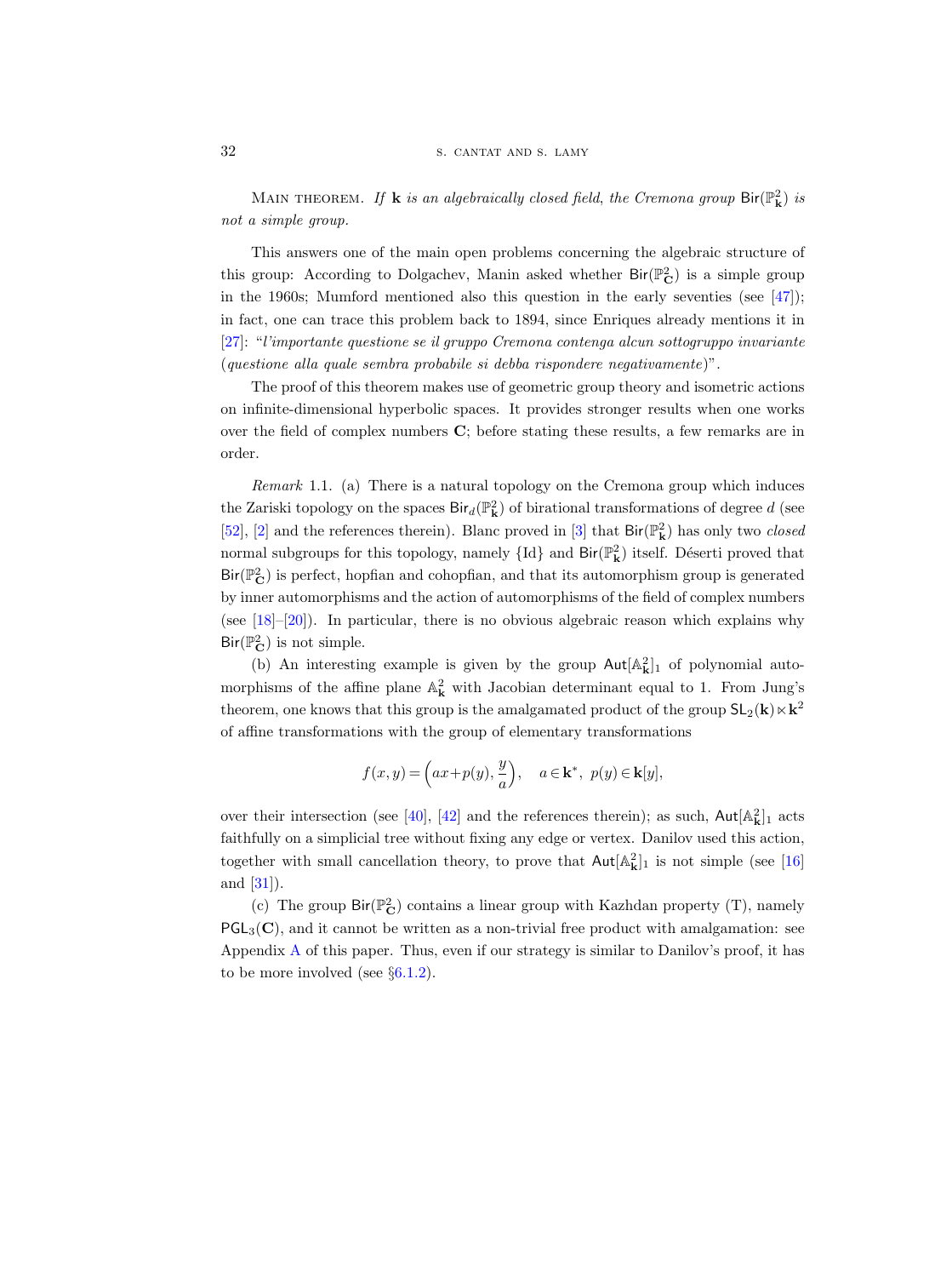Main theorem. *If* $\mathbf{k}$ *is an algebraically closed field, the Cremona group* $\mathsf{Bir}(\mathbb{P}^2_{\mathbf{k}})$ *is not a simple group.*

This answers one of the main open problems concerning the algebraic structure of this group: According to Dolgachev, Manin asked whether $\mathsf{Bir}(\mathbb{P}^2_{\mathbf{C}})$ is a simple group in the 1960s; Mumford mentioned also this question in the early seventies (see [47]); in fact, one can trace this problem back to 1894, since Enriques already mentions it in [27]: "*l'importante questione se il gruppo Cremona contenga alcun sottogruppo invariante* (*questione alla quale sembra probabile si debba rispondere negativamente*)".

The proof of this theorem makes use of geometric group theory and isometric actions on infinite-dimensional hyperbolic spaces. It provides stronger results when one works over the field of complex numbers $\mathbf{C}$; before stating these results, a few remarks are in order.

*Remark* 1.1. (a) There is a natural topology on the Cremona group which induces the Zariski topology on the spaces $\mathsf{Bir}_d(\mathbb{P}^2_{\mathbf{k}})$ of birational transformations of degree $d$ (see [52], [2] and the references therein). Blanc proved in [3] that $\mathsf{Bir}(\mathbb{P}^2_{\mathbf{k}})$ has only two *closed* normal subgroups for this topology, namely $\{\mathrm{Id}\}$ and $\mathsf{Bir}(\mathbb{P}^2_{\mathbf{k}})$ itself. Déserti proved that $\mathsf{Bir}(\mathbb{P}^2_{\mathbf{C}})$ is perfect, hopfian and cohopfian, and that its automorphism group is generated by inner automorphisms and the action of automorphisms of the field of complex numbers (see [18]–[20]). In particular, there is no obvious algebraic reason which explains why $\mathsf{Bir}(\mathbb{P}^2_{\mathbf{C}})$ is not simple.

(b) An interesting example is given by the group $\mathsf{Aut}[\mathbb{A}^2_{\mathbf{k}}]_1$ of polynomial automorphisms of the affine plane $\mathbb{A}^2_{\mathbf{k}}$ with Jacobian determinant equal to 1. From Jung's theorem, one knows that this group is the amalgamated product of the group $\mathsf{SL}_2(\mathbf{k})\ltimes\mathbf{k}^2$ of affine transformations with the group of elementary transformations

$$f(x,y)=\Big(ax+p(y),\frac{y}{a}\Big),\quad a\in\mathbf{k}^*,\ p(y)\in\mathbf{k}[y],$$

over their intersection (see [40], [42] and the references therein); as such, $\mathsf{Aut}[\mathbb{A}^2_{\mathbf{k}}]_1$ acts faithfully on a simplicial tree without fixing any edge or vertex. Danilov used this action, together with small cancellation theory, to prove that $\mathsf{Aut}[\mathbb{A}^2_{\mathbf{k}}]_1$ is not simple (see [16] and [31]).

(c) The group $\mathsf{Bir}(\mathbb{P}^2_{\mathbf{C}})$ contains a linear group with Kazhdan property (T), namely $\mathsf{PGL}_3(\mathbf{C})$, and it cannot be written as a non-trivial free product with amalgamation: see Appendix A of this paper. Thus, even if our strategy is similar to Danilov's proof, it has to be more involved (see §6.1.2).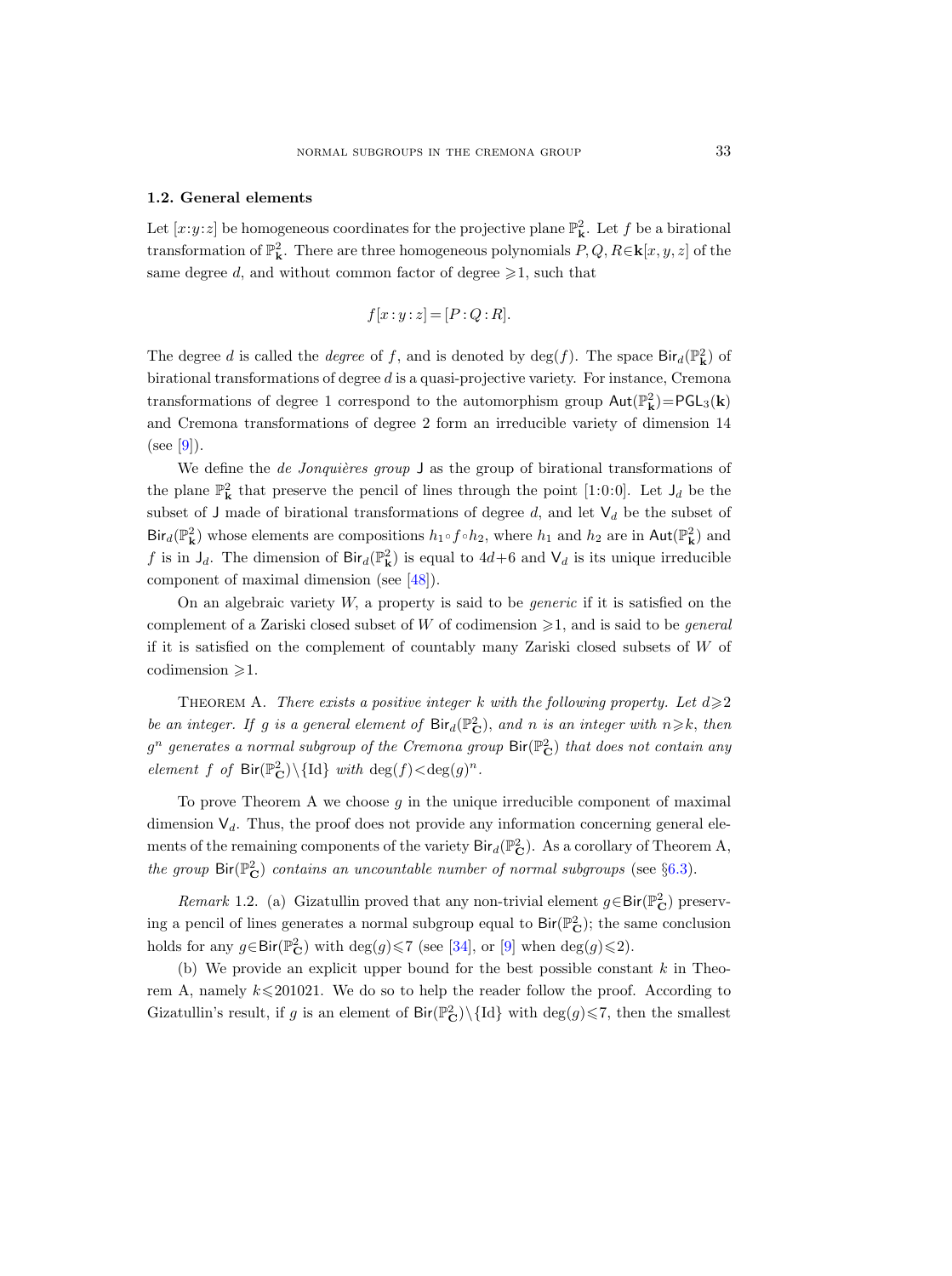### 1.2. General elements

Let $[x{:}y{:}z]$ be homogeneous coordinates for the projective plane $\mathbb{P}^2_{\mathbf{k}}$. Let $f$ be a birational transformation of $\mathbb{P}^2_{\mathbf{k}}$. There are three homogeneous polynomials $P, Q, R \in \mathbf{k}[x,y,z]$ of the same degree $d$, and without common factor of degree $\geqslant 1$, such that

$$f[x:y:z] = [P:Q:R].$$

The degree $d$ is called the *degree* of $f$, and is denoted by $\deg(f)$. The space $\mathsf{Bir}_d(\mathbb{P}^2_{\mathbf{k}})$ of birational transformations of degree $d$ is a quasi-projective variety. For instance, Cremona transformations of degree 1 correspond to the automorphism group $\mathsf{Aut}(\mathbb{P}^2_{\mathbf{k}}) = \mathsf{PGL}_3(\mathbf{k})$ and Cremona transformations of degree 2 form an irreducible variety of dimension 14 (see [9]).

We define the *de Jonquières group* $\mathsf{J}$ as the group of birational transformations of the plane $\mathbb{P}^2_{\mathbf{k}}$ that preserve the pencil of lines through the point $[1{:}0{:}0]$. Let $\mathsf{J}_d$ be the subset of $\mathsf{J}$ made of birational transformations of degree $d$, and let $\mathsf{V}_d$ be the subset of $\mathsf{Bir}_d(\mathbb{P}^2_{\mathbf{k}})$ whose elements are compositions $h_1 \circ f \circ h_2$, where $h_1$ and $h_2$ are in $\mathsf{Aut}(\mathbb{P}^2_{\mathbf{k}})$ and $f$ is in $\mathsf{J}_d$. The dimension of $\mathsf{Bir}_d(\mathbb{P}^2_{\mathbf{k}})$ is equal to $4d+6$ and $\mathsf{V}_d$ is its unique irreducible component of maximal dimension (see [48]).

On an algebraic variety $W$, a property is said to be *generic* if it is satisfied on the complement of a Zariski closed subset of $W$ of codimension $\geqslant 1$, and is said to be *general* if it is satisfied on the complement of countably many Zariski closed subsets of $W$ of codimension $\geqslant 1$.

Theorem A. *There exists a positive integer $k$ with the following property. Let $d \geqslant 2$ be an integer. If $g$ is a general element of $\mathsf{Bir}_d(\mathbb{P}^2_{\mathbf{C}})$, and $n$ is an integer with $n \geqslant k$, then $g^n$ generates a normal subgroup of the Cremona group $\mathsf{Bir}(\mathbb{P}^2_{\mathbf{C}})$ that does not contain any element $f$ of $\mathsf{Bir}(\mathbb{P}^2_{\mathbf{C}}) \setminus \{\mathrm{Id}\}$ with $\deg(f) < \deg(g)^n$.*

To prove Theorem A we choose $g$ in the unique irreducible component of maximal dimension $\mathsf{V}_d$. Thus, the proof does not provide any information concerning general elements of the remaining components of the variety $\mathsf{Bir}_d(\mathbb{P}^2_{\mathbf{C}})$. As a corollary of Theorem A, *the group $\mathsf{Bir}(\mathbb{P}^2_{\mathbf{C}})$ contains an uncountable number of normal subgroups* (see §6.3).

*Remark* 1.2. (a) Gizatullin proved that any non-trivial element $g \in \mathsf{Bir}(\mathbb{P}^2_{\mathbf{C}})$ preserving a pencil of lines generates a normal subgroup equal to $\mathsf{Bir}(\mathbb{P}^2_{\mathbf{C}})$; the same conclusion holds for any $g \in \mathsf{Bir}(\mathbb{P}^2_{\mathbf{C}})$ with $\deg(g) \leqslant 7$ (see [34], or [9] when $\deg(g) \leqslant 2$).

(b) We provide an explicit upper bound for the best possible constant $k$ in Theorem A, namely $k \leqslant 201021$. We do so to help the reader follow the proof. According to Gizatullin's result, if $g$ is an element of $\mathsf{Bir}(\mathbb{P}^2_{\mathbf{C}}) \setminus \{\mathrm{Id}\}$ with $\deg(g) \leqslant 7$, then the smallest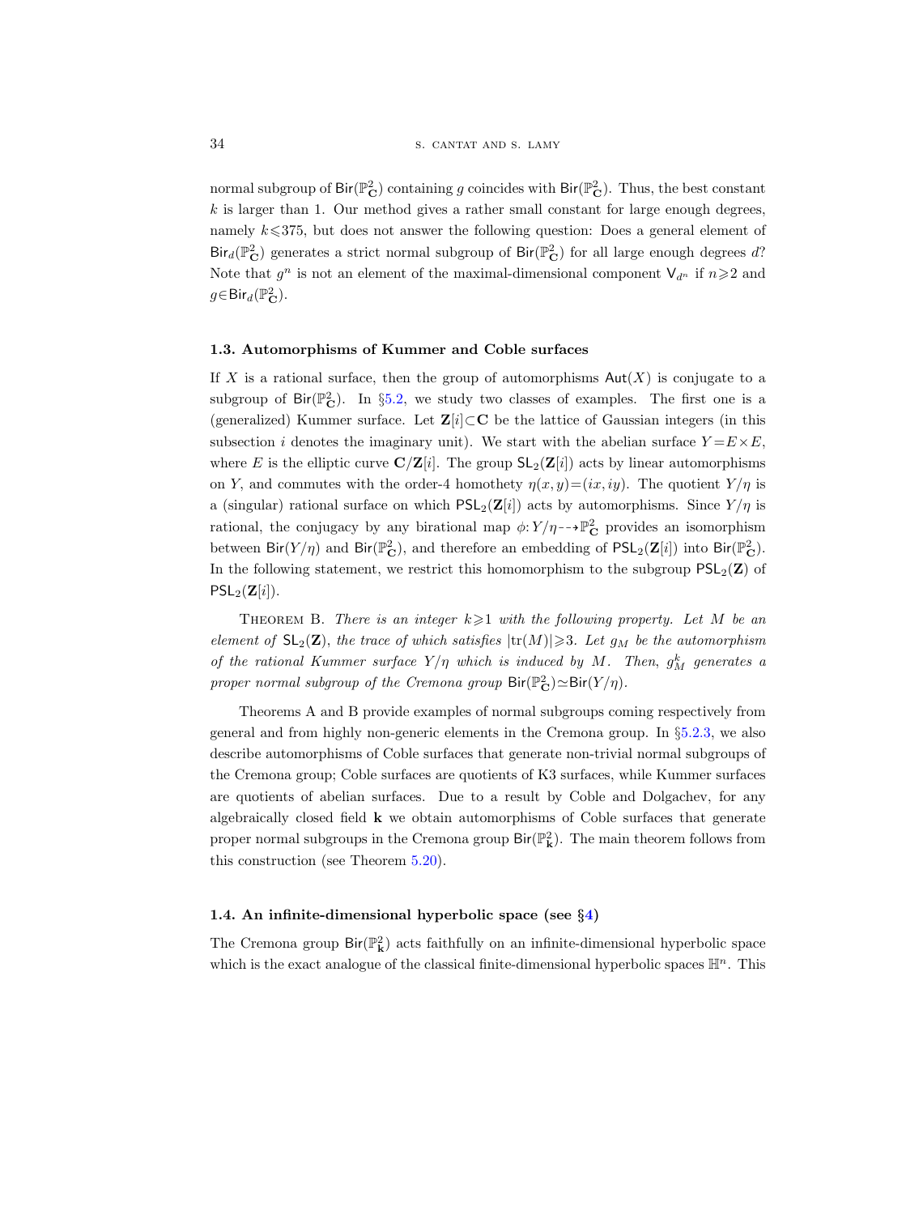normal subgroup of $\mathsf{Bir}(\mathbb{P}^2_{\mathbf{C}})$ containing $g$ coincides with $\mathsf{Bir}(\mathbb{P}^2_{\mathbf{C}})$. Thus, the best constant $k$ is larger than 1. Our method gives a rather small constant for large enough degrees, namely $k \leqslant 375$, but does not answer the following question: Does a general element of $\mathsf{Bir}_d(\mathbb{P}^2_{\mathbf{C}})$ generates a strict normal subgroup of $\mathsf{Bir}(\mathbb{P}^2_{\mathbf{C}})$ for all large enough degrees $d$? Note that $g^n$ is not an element of the maximal-dimensional component $\mathsf{V}_{d^n}$ if $n \geqslant 2$ and $g \in \mathsf{Bir}_d(\mathbb{P}^2_{\mathbf{C}})$.

### 1.3. Automorphisms of Kummer and Coble surfaces

If $X$ is a rational surface, then the group of automorphisms $\mathsf{Aut}(X)$ is conjugate to a subgroup of $\mathsf{Bir}(\mathbb{P}^2_{\mathbf{C}})$. In §5.2, we study two classes of examples. The first one is a (generalized) Kummer surface. Let $\mathbf{Z}[i] \subset \mathbf{C}$ be the lattice of Gaussian integers (in this subsection $i$ denotes the imaginary unit). We start with the abelian surface $Y = E \times E$, where $E$ is the elliptic curve $\mathbf{C}/\mathbf{Z}[i]$. The group $\mathsf{SL}_2(\mathbf{Z}[i])$ acts by linear automorphisms on $Y$, and commutes with the order-4 homothety $\eta(x, y) = (ix, iy)$. The quotient $Y/\eta$ is a (singular) rational surface on which $\mathsf{PSL}_2(\mathbf{Z}[i])$ acts by automorphisms. Since $Y/\eta$ is rational, the conjugacy by any birational map $\phi: Y/\eta \dashrightarrow \mathbb{P}^2_{\mathbf{C}}$ provides an isomorphism between $\mathsf{Bir}(Y/\eta)$ and $\mathsf{Bir}(\mathbb{P}^2_{\mathbf{C}})$, and therefore an embedding of $\mathsf{PSL}_2(\mathbf{Z}[i])$ into $\mathsf{Bir}(\mathbb{P}^2_{\mathbf{C}})$. In the following statement, we restrict this homomorphism to the subgroup $\mathsf{PSL}_2(\mathbf{Z})$ of $\mathsf{PSL}_2(\mathbf{Z}[i])$.

Theorem B. *There is an integer $k \geqslant 1$ with the following property. Let $M$ be an element of $\mathsf{SL}_2(\mathbf{Z})$, the trace of which satisfies $|\mathrm{tr}(M)| \geqslant 3$. Let $g_M$ be the automorphism of the rational Kummer surface $Y/\eta$ which is induced by $M$. Then, $g_M^k$ generates a proper normal subgroup of the Cremona group $\mathsf{Bir}(\mathbb{P}^2_{\mathbf{C}}) \simeq \mathsf{Bir}(Y/\eta)$.*

Theorems A and B provide examples of normal subgroups coming respectively from general and from highly non-generic elements in the Cremona group. In §5.2.3, we also describe automorphisms of Coble surfaces that generate non-trivial normal subgroups of the Cremona group; Coble surfaces are quotients of K3 surfaces, while Kummer surfaces are quotients of abelian surfaces. Due to a result by Coble and Dolgachev, for any algebraically closed field $\mathbf{k}$ we obtain automorphisms of Coble surfaces that generate proper normal subgroups in the Cremona group $\mathsf{Bir}(\mathbb{P}^2_{\mathbf{k}})$. The main theorem follows from this construction (see Theorem 5.20).

### 1.4. An infinite-dimensional hyperbolic space (see §4)

The Cremona group $\mathsf{Bir}(\mathbb{P}^2_{\mathbf{k}})$ acts faithfully on an infinite-dimensional hyperbolic space which is the exact analogue of the classical finite-dimensional hyperbolic spaces $\mathbb{H}^n$. This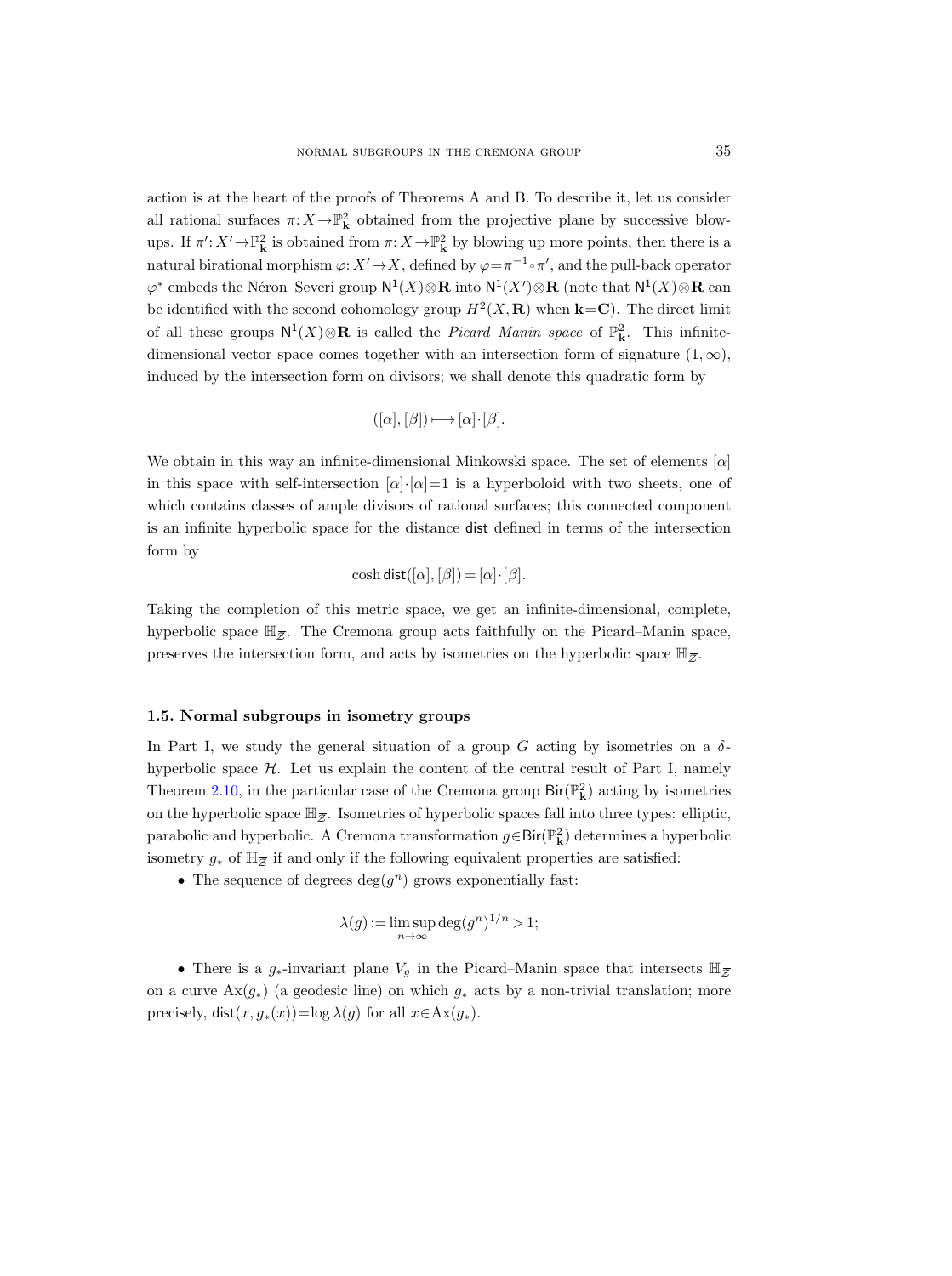action is at the heart of the proofs of Theorems A and B. To describe it, let us consider all rational surfaces $\pi: X \to \mathbb{P}^2_{\mathbf{k}}$ obtained from the projective plane by successive blow-ups. If $\pi': X' \to \mathbb{P}^2_{\mathbf{k}}$ is obtained from $\pi: X \to \mathbb{P}^2_{\mathbf{k}}$ by blowing up more points, then there is a natural birational morphism $\varphi: X' \to X$, defined by $\varphi = \pi^{-1} \circ \pi'$, and the pull-back operator $\varphi^*$ embeds the Néron–Severi group $\mathsf{N}^1(X) \otimes \mathbf{R}$ into $\mathsf{N}^1(X') \otimes \mathbf{R}$ (note that $\mathsf{N}^1(X) \otimes \mathbf{R}$ can be identified with the second cohomology group $H^2(X, \mathbf{R})$ when $\mathbf{k} = \mathbf{C}$). The direct limit of all these groups $\mathsf{N}^1(X) \otimes \mathbf{R}$ is called the *Picard–Manin space* of $\mathbb{P}^2_{\mathbf{k}}$. This infinite-dimensional vector space comes together with an intersection form of signature $(1, \infty)$, induced by the intersection form on divisors; we shall denote this quadratic form by

$$([\alpha], [\beta]) \longmapsto [\alpha] \cdot [\beta].$$

We obtain in this way an infinite-dimensional Minkowski space. The set of elements $[\alpha]$ in this space with self-intersection $[\alpha] \cdot [\alpha] = 1$ is a hyperboloid with two sheets, one of which contains classes of ample divisors of rational surfaces; this connected component is an infinite hyperbolic space for the distance $\mathsf{dist}$ defined in terms of the intersection form by

$$\cosh \mathsf{dist}([\alpha], [\beta]) = [\alpha] \cdot [\beta].$$

Taking the completion of this metric space, we get an infinite-dimensional, complete, hyperbolic space $\mathbb{H}_{\overline{\mathcal{Z}}}$. The Cremona group acts faithfully on the Picard–Manin space, preserves the intersection form, and acts by isometries on the hyperbolic space $\mathbb{H}_{\overline{\mathcal{Z}}}$.

### 1.5. Normal subgroups in isometry groups

In Part I, we study the general situation of a group $G$ acting by isometries on a $\delta$-hyperbolic space $\mathcal{H}$. Let us explain the content of the central result of Part I, namely Theorem 2.10, in the particular case of the Cremona group $\mathsf{Bir}(\mathbb{P}^2_{\mathbf{k}})$ acting by isometries on the hyperbolic space $\mathbb{H}_{\overline{\mathcal{Z}}}$. Isometries of hyperbolic spaces fall into three types: elliptic, parabolic and hyperbolic. A Cremona transformation $g \in \mathsf{Bir}(\mathbb{P}^2_{\mathbf{k}})$ determines a hyperbolic isometry $g_*$ of $\mathbb{H}_{\overline{\mathcal{Z}}}$ if and only if the following equivalent properties are satisfied:

- The sequence of degrees $\deg(g^n)$ grows exponentially fast:

$$\lambda(g) := \limsup_{n \to \infty} \deg(g^n)^{1/n} > 1;$$

- There is a $g_*$-invariant plane $V_g$ in the Picard–Manin space that intersects $\mathbb{H}_{\overline{\mathcal{Z}}}$ on a curve $\mathrm{Ax}(g_*)$ (a geodesic line) on which $g_*$ acts by a non-trivial translation; more precisely, $\mathsf{dist}(x, g_*(x)) = \log \lambda(g)$ for all $x \in \mathrm{Ax}(g_*)$.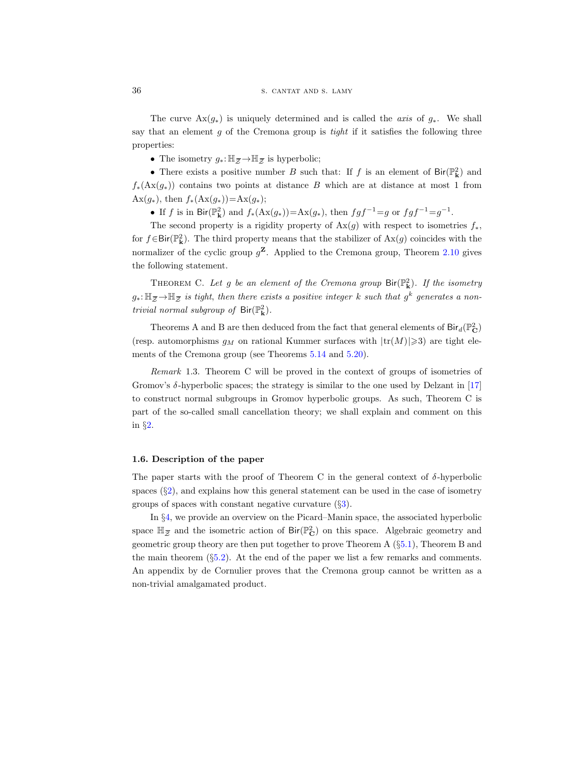The curve $\mathrm{Ax}(g_*)$ is uniquely determined and is called the *axis* of $g_*$. We shall say that an element $g$ of the Cremona group is *tight* if it satisfies the following three properties:

- The isometry $g_*: \mathbb{H}_{\overline{\mathcal{Z}}} \to \mathbb{H}_{\overline{\mathcal{Z}}}$ is hyperbolic;
- There exists a positive number $B$ such that: If $f$ is an element of $\mathsf{Bir}(\mathbb{P}^2_{\mathbf{k}})$ and $f_*(\mathrm{Ax}(g_*))$ contains two points at distance $B$ which are at distance at most 1 from $\mathrm{Ax}(g_*)$, then $f_*(\mathrm{Ax}(g_*)) = \mathrm{Ax}(g_*)$;
- If $f$ is in $\mathsf{Bir}(\mathbb{P}^2_{\mathbf{k}})$ and $f_*(\mathrm{Ax}(g_*)) = \mathrm{Ax}(g_*)$, then $fgf^{-1} = g$ or $fgf^{-1} = g^{-1}$.

The second property is a rigidity property of $\mathrm{Ax}(g)$ with respect to isometries $f_*$, for $f \in \mathsf{Bir}(\mathbb{P}^2_{\mathbf{k}})$. The third property means that the stabilizer of $\mathrm{Ax}(g)$ coincides with the normalizer of the cyclic group $g^{\mathbf{Z}}$. Applied to the Cremona group, Theorem 2.10 gives the following statement.

Theorem C. *Let $g$ be an element of the Cremona group $\mathsf{Bir}(\mathbb{P}^2_{\mathbf{k}})$. If the isometry $g_*: \mathbb{H}_{\overline{\mathcal{Z}}} \to \mathbb{H}_{\overline{\mathcal{Z}}}$ is tight, then there exists a positive integer $k$ such that $g^k$ generates a non-trivial normal subgroup of $\mathsf{Bir}(\mathbb{P}^2_{\mathbf{k}})$.*

Theorems A and B are then deduced from the fact that general elements of $\mathsf{Bir}_d(\mathbb{P}^2_{\mathbf{C}})$ (resp. automorphisms $g_M$ on rational Kummer surfaces with $|\mathrm{tr}(M)| \geqslant 3$) are tight elements of the Cremona group (see Theorems 5.14 and 5.20).

*Remark* 1.3. Theorem C will be proved in the context of groups of isometries of Gromov's $\delta$-hyperbolic spaces; the strategy is similar to the one used by Delzant in [17] to construct normal subgroups in Gromov hyperbolic groups. As such, Theorem C is part of the so-called small cancellation theory; we shall explain and comment on this in §2.

### 1.6. Description of the paper

The paper starts with the proof of Theorem C in the general context of $\delta$-hyperbolic spaces (§2), and explains how this general statement can be used in the case of isometry groups of spaces with constant negative curvature (§3).

In §4, we provide an overview on the Picard–Manin space, the associated hyperbolic space $\mathbb{H}_{\overline{\mathcal{Z}}}$ and the isometric action of $\mathsf{Bir}(\mathbb{P}^2_{\mathbf{C}})$ on this space. Algebraic geometry and geometric group theory are then put together to prove Theorem A (§5.1), Theorem B and the main theorem (§5.2). At the end of the paper we list a few remarks and comments. An appendix by de Cornulier proves that the Cremona group cannot be written as a non-trivial amalgamated product.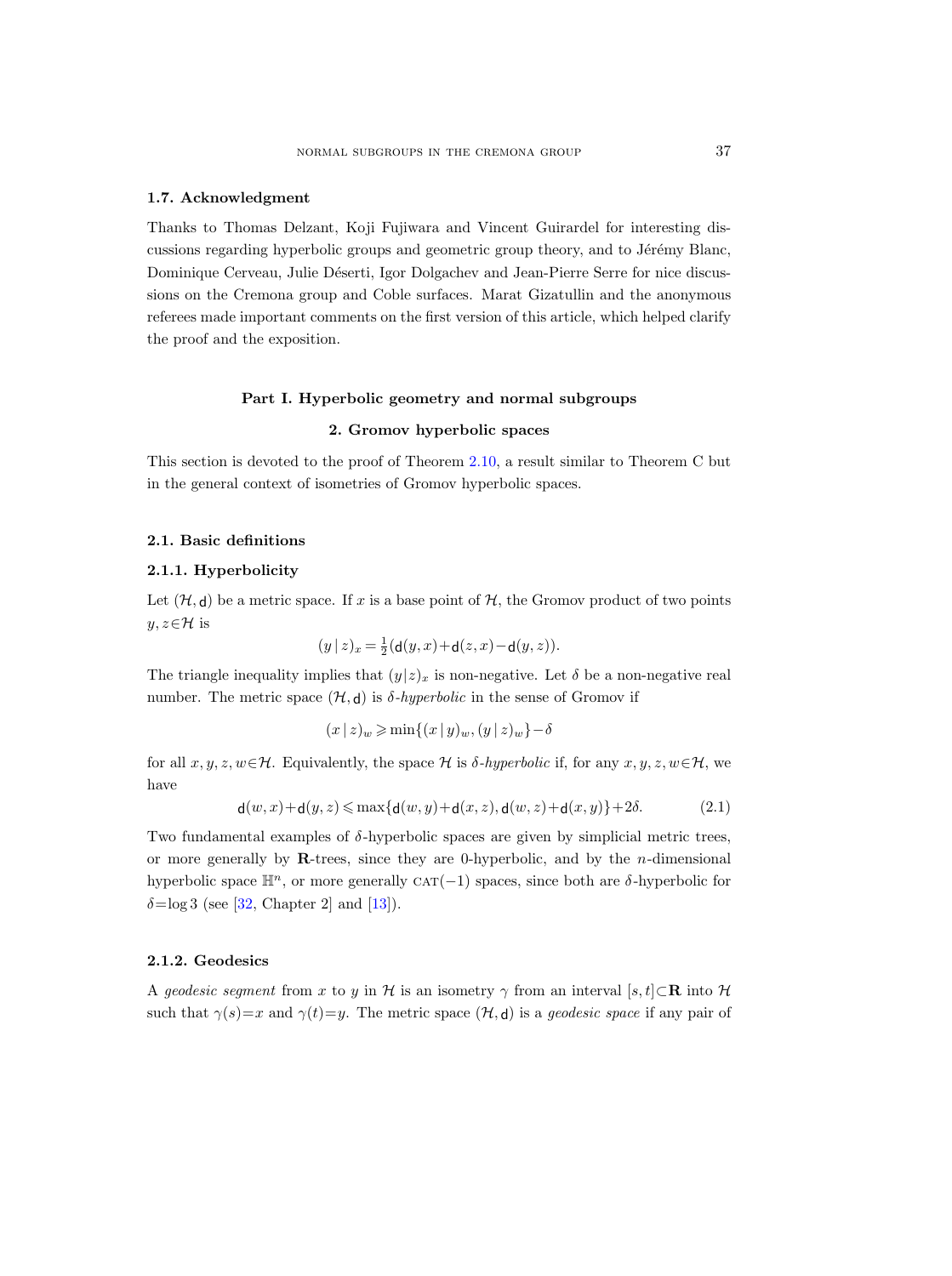### 1.7. Acknowledgment

Thanks to Thomas Delzant, Koji Fujiwara and Vincent Guirardel for interesting discussions regarding hyperbolic groups and geometric group theory, and to Jérémy Blanc, Dominique Cerveau, Julie Déserti, Igor Dolgachev and Jean-Pierre Serre for nice discussions on the Cremona group and Coble surfaces. Marat Gizatullin and the anonymous referees made important comments on the first version of this article, which helped clarify the proof and the exposition.

# Part I. Hyperbolic geometry and normal subgroups

## 2. Gromov hyperbolic spaces

This section is devoted to the proof of Theorem 2.10, a result similar to Theorem C but in the general context of isometries of Gromov hyperbolic spaces.

### 2.1. Basic definitions

#### 2.1.1. Hyperbolicity

Let $(\mathcal{H}, \mathsf{d})$ be a metric space. If $x$ is a base point of $\mathcal{H}$, the Gromov product of two points $y, z \in \mathcal{H}$ is

$$(y\,|\,z)_x = \tfrac{1}{2}(\mathsf{d}(y,x)+\mathsf{d}(z,x)-\mathsf{d}(y,z)).$$

The triangle inequality implies that $(y|z)_x$ is non-negative. Let $\delta$ be a non-negative real number. The metric space $(\mathcal{H}, \mathsf{d})$ is *$\delta$-hyperbolic* in the sense of Gromov if

$$(x\,|\,z)_w \geqslant \min\{(x\,|\,y)_w, (y\,|\,z)_w\} - \delta$$

for all $x, y, z, w \in \mathcal{H}$. Equivalently, the space $\mathcal{H}$ is *$\delta$-hyperbolic* if, for any $x, y, z, w \in \mathcal{H}$, we have

$$\mathsf{d}(w,x)+\mathsf{d}(y,z) \leqslant \max\{\mathsf{d}(w,y)+\mathsf{d}(x,z), \mathsf{d}(w,z)+\mathsf{d}(x,y)\}+2\delta. \tag{2.1}$$

Two fundamental examples of $\delta$-hyperbolic spaces are given by simplicial metric trees, or more generally by $\mathbf{R}$-trees, since they are 0-hyperbolic, and by the $n$-dimensional hyperbolic space $\mathbb{H}^n$, or more generally CAT$(-1)$ spaces, since both are $\delta$-hyperbolic for $\delta = \log 3$ (see [32, Chapter 2] and [13]).

#### 2.1.2. Geodesics

A *geodesic segment* from $x$ to $y$ in $\mathcal{H}$ is an isometry $\gamma$ from an interval $[s,t] \subset \mathbf{R}$ into $\mathcal{H}$ such that $\gamma(s) = x$ and $\gamma(t) = y$. The metric space $(\mathcal{H}, \mathsf{d})$ is a *geodesic space* if any pair of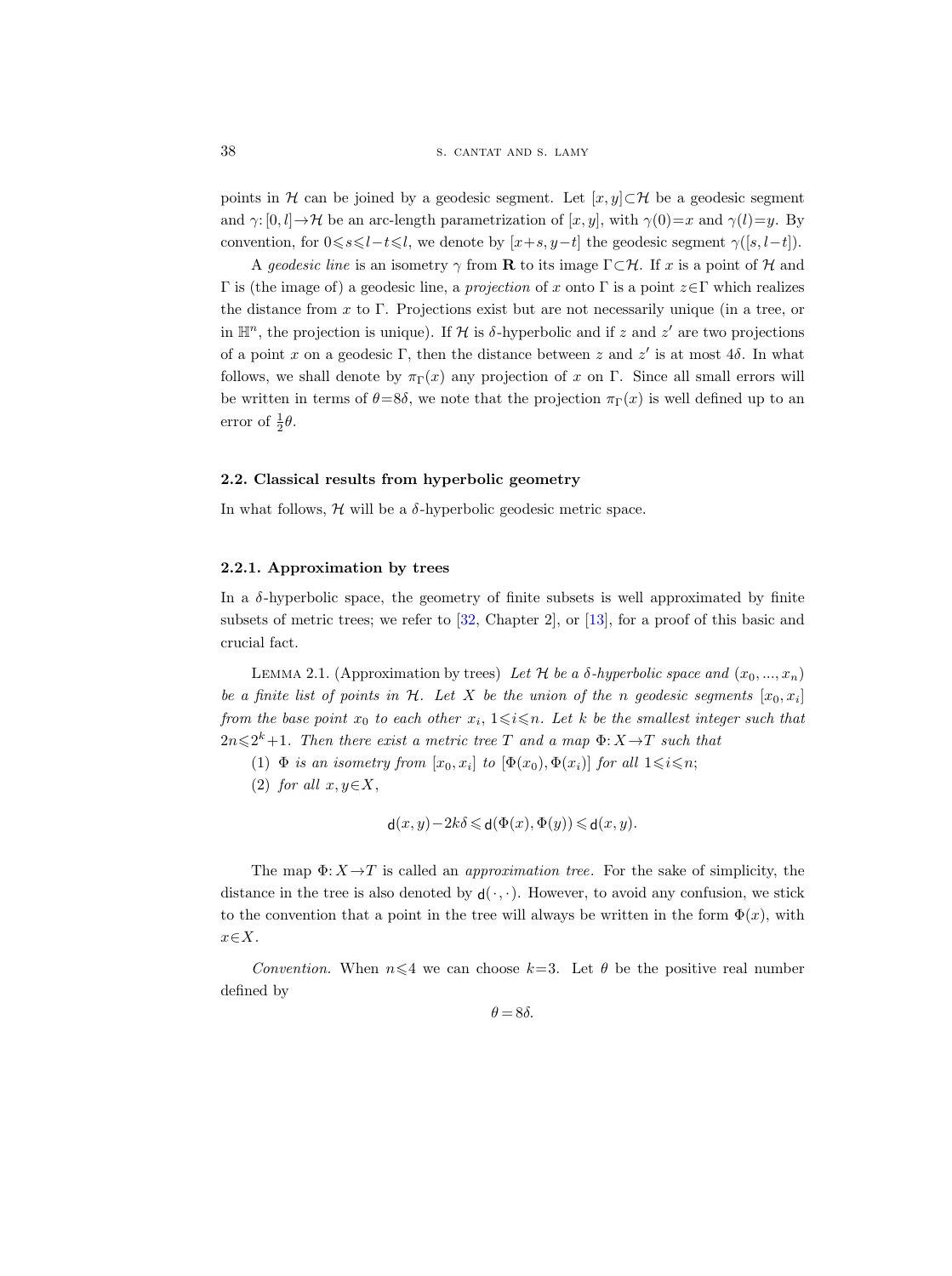points in $\mathcal{H}$ can be joined by a geodesic segment. Let $[x,y]\subset\mathcal{H}$ be a geodesic segment and $\gamma:[0,l]\to\mathcal{H}$ be an arc-length parametrization of $[x,y]$, with $\gamma(0)=x$ and $\gamma(l)=y$. By convention, for $0\leqslant s\leqslant l-t\leqslant l$, we denote by $[x+s,y-t]$ the geodesic segment $\gamma([s,l-t])$.

A *geodesic line* is an isometry $\gamma$ from $\mathbf{R}$ to its image $\Gamma\subset\mathcal{H}$. If $x$ is a point of $\mathcal{H}$ and $\Gamma$ is (the image of) a geodesic line, a *projection* of $x$ onto $\Gamma$ is a point $z\in\Gamma$ which realizes the distance from $x$ to $\Gamma$. Projections exist but are not necessarily unique (in a tree, or in $\mathbb{H}^n$, the projection is unique). If $\mathcal{H}$ is $\delta$-hyperbolic and if $z$ and $z'$ are two projections of a point $x$ on a geodesic $\Gamma$, then the distance between $z$ and $z'$ is at most $4\delta$. In what follows, we shall denote by $\pi_\Gamma(x)$ any projection of $x$ on $\Gamma$. Since all small errors will be written in terms of $\theta=8\delta$, we note that the projection $\pi_\Gamma(x)$ is well defined up to an error of $\frac{1}{2}\theta$.

### 2.2. Classical results from hyperbolic geometry

In what follows, $\mathcal{H}$ will be a $\delta$-hyperbolic geodesic metric space.

#### 2.2.1. Approximation by trees

In a $\delta$-hyperbolic space, the geometry of finite subsets is well approximated by finite subsets of metric trees; we refer to [32, Chapter 2], or [13], for a proof of this basic and crucial fact.

LEMMA 2.1. (Approximation by trees) *Let $\mathcal{H}$ be a $\delta$-hyperbolic space and $(x_0,\dots,x_n)$ be a finite list of points in $\mathcal{H}$. Let $X$ be the union of the $n$ geodesic segments $[x_0,x_i]$ from the base point $x_0$ to each other $x_i$, $1\leqslant i\leqslant n$. Let $k$ be the smallest integer such that $2n\leqslant 2^k+1$. Then there exist a metric tree $T$ and a map $\Phi:X\to T$ such that*

(1) *$\Phi$ is an isometry from $[x_0,x_i]$ to $[\Phi(x_0),\Phi(x_i)]$ for all $1\leqslant i\leqslant n$;*

(2) *for all $x,y\in X$,*

$$\mathsf{d}(x,y)-2k\delta\leqslant\mathsf{d}(\Phi(x),\Phi(y))\leqslant\mathsf{d}(x,y).$$

The map $\Phi:X\to T$ is called an *approximation tree*. For the sake of simplicity, the distance in the tree is also denoted by $\mathsf{d}(\cdot,\cdot)$. However, to avoid any confusion, we stick to the convention that a point in the tree will always be written in the form $\Phi(x)$, with $x\in X$.

*Convention.* When $n\leqslant 4$ we can choose $k=3$. Let $\theta$ be the positive real number defined by

$$\theta=8\delta.$$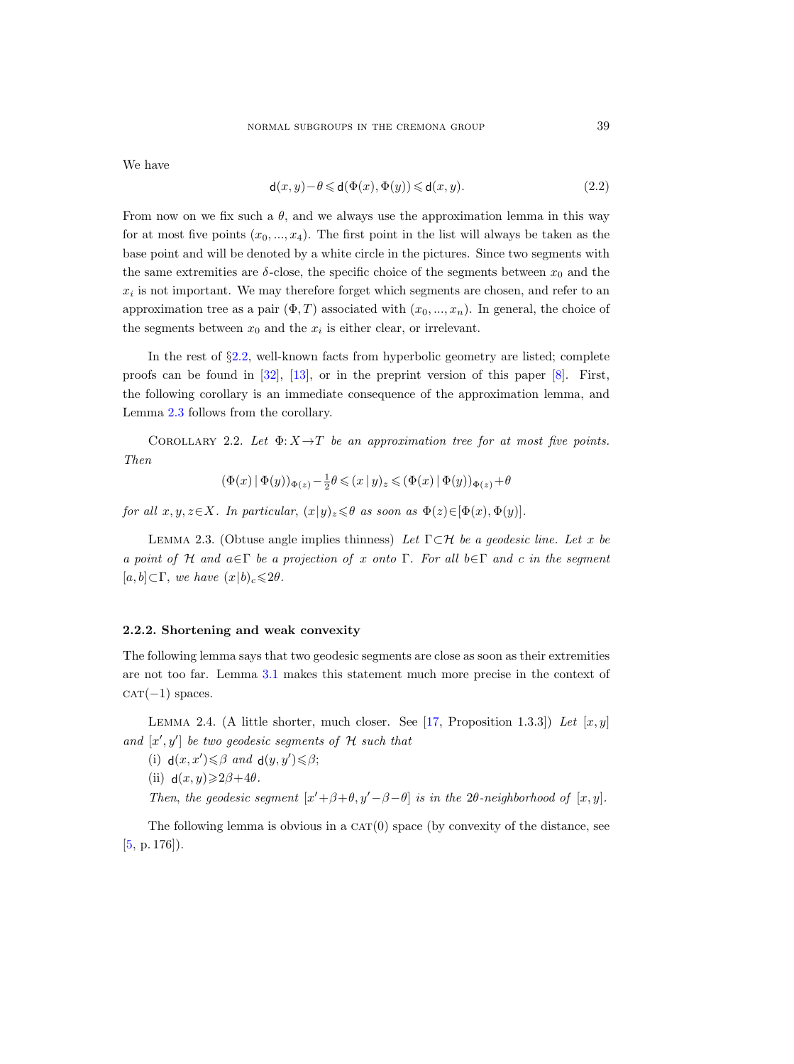We have

$$\mathsf{d}(x, y) - \theta \leqslant \mathsf{d}(\Phi(x), \Phi(y)) \leqslant \mathsf{d}(x, y). \tag{2.2}$$

From now on we fix such a $\theta$, and we always use the approximation lemma in this way for at most five points $(x_0, ..., x_4)$. The first point in the list will always be taken as the base point and will be denoted by a white circle in the pictures. Since two segments with the same extremities are $\delta$-close, the specific choice of the segments between $x_0$ and the $x_i$ is not important. We may therefore forget which segments are chosen, and refer to an approximation tree as a pair $(\Phi, T)$ associated with $(x_0, ..., x_n)$. In general, the choice of the segments between $x_0$ and the $x_i$ is either clear, or irrelevant.

In the rest of §2.2, well-known facts from hyperbolic geometry are listed; complete proofs can be found in [32], [13], or in the preprint version of this paper [8]. First, the following corollary is an immediate consequence of the approximation lemma, and Lemma 2.3 follows from the corollary.

Corollary 2.2. *Let $\Phi: X \to T$ be an approximation tree for at most five points. Then*

$$(\Phi(x) \,|\, \Phi(y))_{\Phi(z)} - \tfrac{1}{2}\theta \leqslant (x \,|\, y)_z \leqslant (\Phi(x) \,|\, \Phi(y))_{\Phi(z)} + \theta$$

*for all $x, y, z \in X$. In particular, $(x|y)_z \leqslant \theta$ as soon as $\Phi(z) \in [\Phi(x), \Phi(y)]$.*

Lemma 2.3. (Obtuse angle implies thinness) *Let $\Gamma \subset \mathcal{H}$ be a geodesic line. Let $x$ be a point of $\mathcal{H}$ and $a \in \Gamma$ be a projection of $x$ onto $\Gamma$. For all $b \in \Gamma$ and $c$ in the segment $[a, b] \subset \Gamma$, we have $(x|b)_c \leqslant 2\theta$.*

#### 2.2.2. Shortening and weak convexity

The following lemma says that two geodesic segments are close as soon as their extremities are not too far. Lemma 3.1 makes this statement much more precise in the context of CAT$(-1)$ spaces.

Lemma 2.4. (A little shorter, much closer. See [17, Proposition 1.3.3]) *Let $[x, y]$ and $[x', y']$ be two geodesic segments of $\mathcal{H}$ such that*

(i) $\mathsf{d}(x, x') \leqslant \beta$ *and* $\mathsf{d}(y, y') \leqslant \beta$;

(ii) $\mathsf{d}(x, y) \geqslant 2\beta + 4\theta$.

*Then, the geodesic segment $[x' + \beta + \theta, y' - \beta - \theta]$ is in the $2\theta$-neighborhood of $[x, y]$.*

The following lemma is obvious in a CAT$(0)$ space (by convexity of the distance, see [5, p. 176]).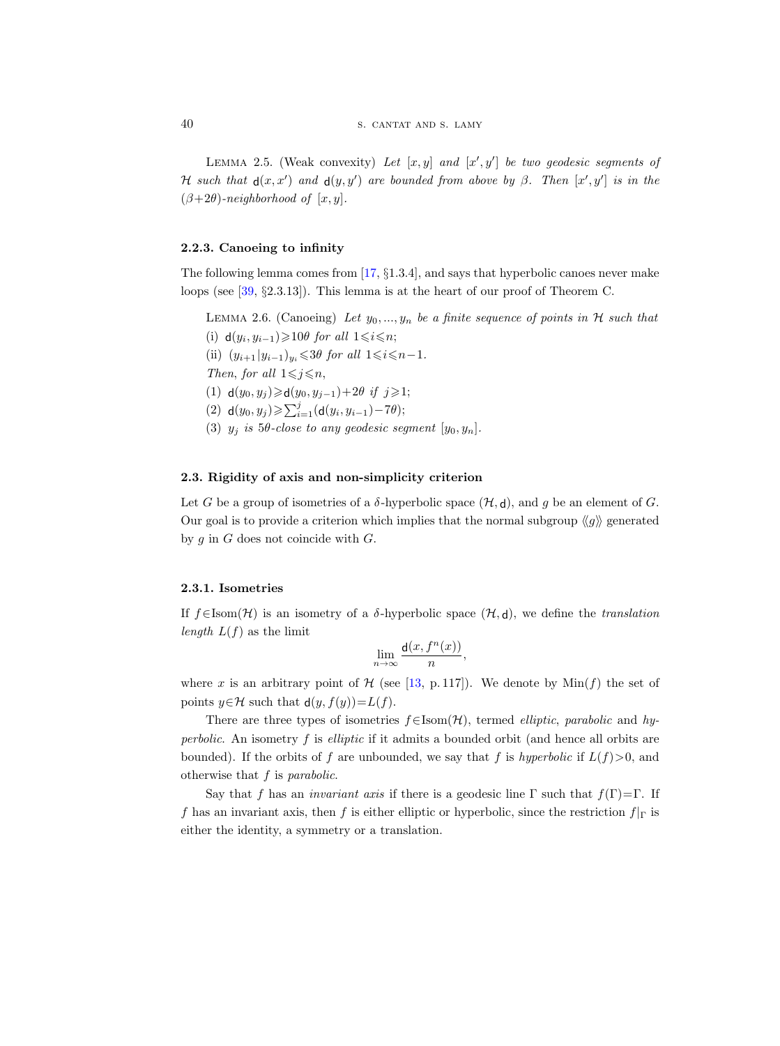Lemma 2.5. (Weak convexity) *Let $[x,y]$ and $[x',y']$ be two geodesic segments of $\mathcal{H}$ such that $\mathsf{d}(x,x')$ and $\mathsf{d}(y,y')$ are bounded from above by $\beta$. Then $[x',y']$ is in the $(\beta+2\theta)$-neighborhood of $[x,y]$.*

### 2.2.3. Canoeing to infinity

The following lemma comes from [17, §1.3.4], and says that hyperbolic canoes never make loops (see [39, §2.3.13]). This lemma is at the heart of our proof of Theorem C.

Lemma 2.6. (Canoeing) *Let $y_0, ..., y_n$ be a finite sequence of points in $\mathcal{H}$ such that*

(i) $\mathsf{d}(y_i, y_{i-1}) \geqslant 10\theta$ *for all* $1 \leqslant i \leqslant n$;

(ii) $(y_{i+1}|y_{i-1})_{y_i} \leqslant 3\theta$ *for all* $1 \leqslant i \leqslant n-1$.

*Then, for all* $1 \leqslant j \leqslant n$,

(1) $\mathsf{d}(y_0, y_j) \geqslant \mathsf{d}(y_0, y_{j-1}) + 2\theta$ *if* $j \geqslant 1$;

(2) $\mathsf{d}(y_0, y_j) \geqslant \sum_{i=1}^{j} (\mathsf{d}(y_i, y_{i-1}) - 7\theta)$;

(3) $y_j$ *is* $5\theta$*-close to any geodesic segment* $[y_0, y_n]$.

## 2.3. Rigidity of axis and non-simplicity criterion

Let $G$ be a group of isometries of a $\delta$-hyperbolic space $(\mathcal{H}, \mathsf{d})$, and $g$ be an element of $G$. Our goal is to provide a criterion which implies that the normal subgroup $\langle\langle g \rangle\rangle$ generated by $g$ in $G$ does not coincide with $G$.

### 2.3.1. Isometries

If $f \in \mathrm{Isom}(\mathcal{H})$ is an isometry of a $\delta$-hyperbolic space $(\mathcal{H}, \mathsf{d})$, we define the *translation length* $L(f)$ as the limit

$$\lim_{n\to\infty} \frac{\mathsf{d}(x, f^n(x))}{n},$$

where $x$ is an arbitrary point of $\mathcal{H}$ (see [13, p. 117]). We denote by $\mathrm{Min}(f)$ the set of points $y \in \mathcal{H}$ such that $\mathsf{d}(y, f(y)) = L(f)$.

There are three types of isometries $f \in \mathrm{Isom}(\mathcal{H})$, termed *elliptic*, *parabolic* and *hyperbolic*. An isometry $f$ is *elliptic* if it admits a bounded orbit (and hence all orbits are bounded). If the orbits of $f$ are unbounded, we say that $f$ is *hyperbolic* if $L(f) > 0$, and otherwise that $f$ is *parabolic*.

Say that $f$ has an *invariant axis* if there is a geodesic line $\Gamma$ such that $f(\Gamma) = \Gamma$. If $f$ has an invariant axis, then $f$ is either elliptic or hyperbolic, since the restriction $f|_\Gamma$ is either the identity, a symmetry or a translation.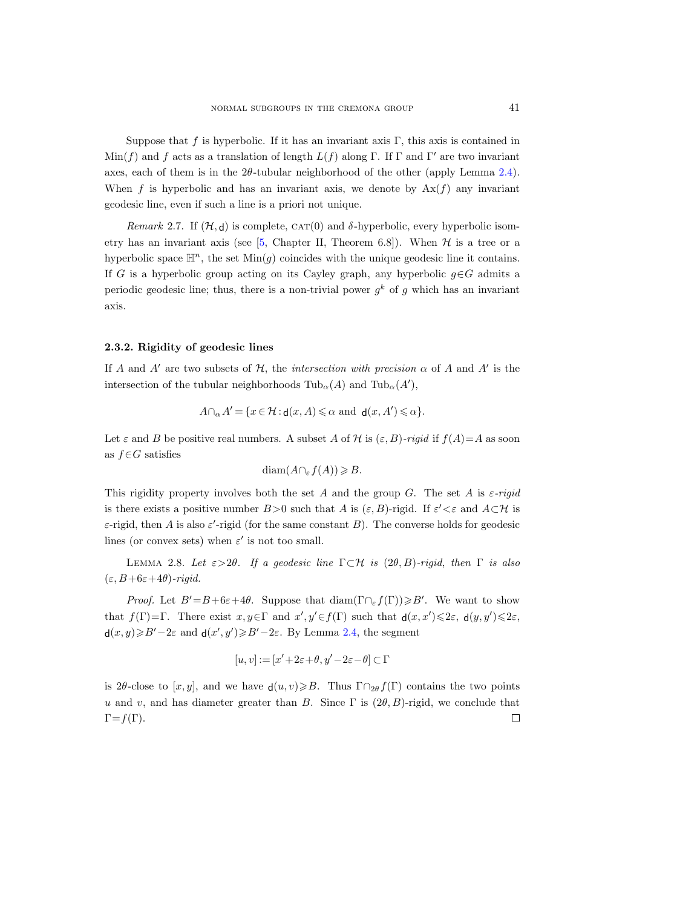Suppose that $f$ is hyperbolic. If it has an invariant axis $\Gamma$, this axis is contained in $\mathrm{Min}(f)$ and $f$ acts as a translation of length $L(f)$ along $\Gamma$. If $\Gamma$ and $\Gamma'$ are two invariant axes, each of them is in the $2\theta$-tubular neighborhood of the other (apply Lemma 2.4). When $f$ is hyperbolic and has an invariant axis, we denote by $\mathrm{Ax}(f)$ any invariant geodesic line, even if such a line is a priori not unique.

*Remark* 2.7. If $(\mathcal{H}, \mathsf{d})$ is complete, CAT(0) and $\delta$-hyperbolic, every hyperbolic isometry has an invariant axis (see [5, Chapter II, Theorem 6.8]). When $\mathcal{H}$ is a tree or a hyperbolic space $\mathbb{H}^n$, the set $\mathrm{Min}(g)$ coincides with the unique geodesic line it contains. If $G$ is a hyperbolic group acting on its Cayley graph, any hyperbolic $g \in G$ admits a periodic geodesic line; thus, there is a non-trivial power $g^k$ of $g$ which has an invariant axis.

### 2.3.2. Rigidity of geodesic lines

If $A$ and $A'$ are two subsets of $\mathcal{H}$, the *intersection with precision* $\alpha$ of $A$ and $A'$ is the intersection of the tubular neighborhoods $\mathrm{Tub}_\alpha(A)$ and $\mathrm{Tub}_\alpha(A')$,

$$A \cap_\alpha A' = \{x \in \mathcal{H} : \mathsf{d}(x, A) \leqslant \alpha \text{ and } \mathsf{d}(x, A') \leqslant \alpha\}.$$

Let $\varepsilon$ and $B$ be positive real numbers. A subset $A$ of $\mathcal{H}$ is $(\varepsilon, B)$-*rigid* if $f(A) = A$ as soon as $f \in G$ satisfies

$$\mathrm{diam}(A \cap_\varepsilon f(A)) \geqslant B.$$

This rigidity property involves both the set $A$ and the group $G$. The set $A$ is $\varepsilon$-*rigid* is there exists a positive number $B > 0$ such that $A$ is $(\varepsilon, B)$-rigid. If $\varepsilon' < \varepsilon$ and $A \subset \mathcal{H}$ is $\varepsilon$-rigid, then $A$ is also $\varepsilon'$-rigid (for the same constant $B$). The converse holds for geodesic lines (or convex sets) when $\varepsilon'$ is not too small.

Lemma 2.8. *Let $\varepsilon > 2\theta$. If a geodesic line $\Gamma \subset \mathcal{H}$ is $(2\theta, B)$-rigid, then $\Gamma$ is also $(\varepsilon, B + 6\varepsilon + 4\theta)$-rigid.*

*Proof.* Let $B' = B + 6\varepsilon + 4\theta$. Suppose that $\mathrm{diam}(\Gamma \cap_\varepsilon f(\Gamma)) \geqslant B'$. We want to show that $f(\Gamma) = \Gamma$. There exist $x, y \in \Gamma$ and $x', y' \in f(\Gamma)$ such that $\mathsf{d}(x, x') \leqslant 2\varepsilon$, $\mathsf{d}(y, y') \leqslant 2\varepsilon$, $\mathsf{d}(x, y) \geqslant B' - 2\varepsilon$ and $\mathsf{d}(x', y') \geqslant B' - 2\varepsilon$. By Lemma 2.4, the segment

$$[u, v] := [x' + 2\varepsilon + \theta, y' - 2\varepsilon - \theta] \subset \Gamma$$

is $2\theta$-close to $[x, y]$, and we have $\mathsf{d}(u, v) \geqslant B$. Thus $\Gamma \cap_{2\theta} f(\Gamma)$ contains the two points $u$ and $v$, and has diameter greater than $B$. Since $\Gamma$ is $(2\theta, B)$-rigid, we conclude that $\Gamma = f(\Gamma)$. $\square$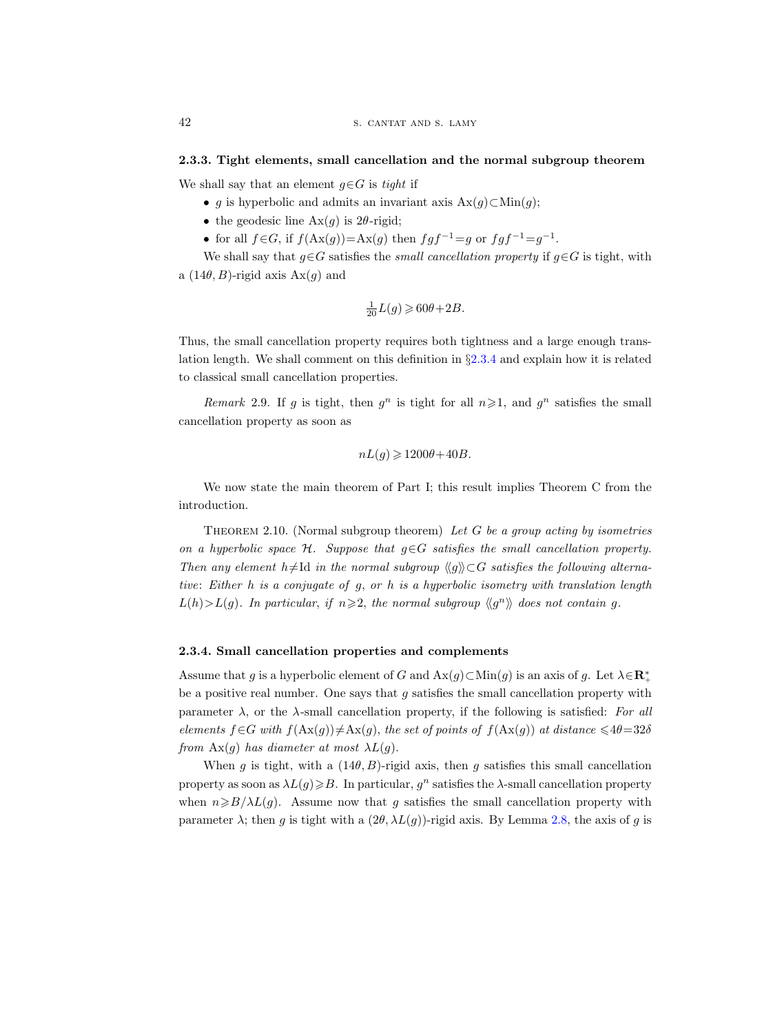### 2.3.3. Tight elements, small cancellation and the normal subgroup theorem

We shall say that an element $g \in G$ is *tight* if

- $g$ is hyperbolic and admits an invariant axis $\mathrm{Ax}(g) \subset \mathrm{Min}(g)$;
- the geodesic line $\mathrm{Ax}(g)$ is $2\theta$-rigid;
- for all $f \in G$, if $f(\mathrm{Ax}(g)) = \mathrm{Ax}(g)$ then $fgf^{-1} = g$ or $fgf^{-1} = g^{-1}$.

We shall say that $g \in G$ satisfies the *small cancellation property* if $g \in G$ is tight, with a $(14\theta, B)$-rigid axis $\mathrm{Ax}(g)$ and

$$\tfrac{1}{20} L(g) \geqslant 60\theta + 2B.$$

Thus, the small cancellation property requires both tightness and a large enough translation length. We shall comment on this definition in §2.3.4 and explain how it is related to classical small cancellation properties.

*Remark* 2.9. If $g$ is tight, then $g^n$ is tight for all $n \geqslant 1$, and $g^n$ satisfies the small cancellation property as soon as

$$nL(g) \geqslant 1200\theta + 40B.$$

We now state the main theorem of Part I; this result implies Theorem C from the introduction.

Theorem 2.10. (Normal subgroup theorem) *Let $G$ be a group acting by isometries on a hyperbolic space $\mathcal{H}$. Suppose that $g \in G$ satisfies the small cancellation property. Then any element $h \neq \mathrm{Id}$ in the normal subgroup $\langle\langle g \rangle\rangle \subset G$ satisfies the following alternative: Either $h$ is a conjugate of $g$, or $h$ is a hyperbolic isometry with translation length $L(h) > L(g)$. In particular, if $n \geqslant 2$, the normal subgroup $\langle\langle g^n \rangle\rangle$ does not contain $g$.*

### 2.3.4. Small cancellation properties and complements

Assume that $g$ is a hyperbolic element of $G$ and $\mathrm{Ax}(g) \subset \mathrm{Min}(g)$ is an axis of $g$. Let $\lambda \in \mathbf{R}_+^*$ be a positive real number. One says that $g$ satisfies the small cancellation property with parameter $\lambda$, or the $\lambda$-small cancellation property, if the following is satisfied: *For all elements $f \in G$ with $f(\mathrm{Ax}(g)) \neq \mathrm{Ax}(g)$, the set of points of $f(\mathrm{Ax}(g))$ at distance $\leqslant 4\theta = 32\delta$ from $\mathrm{Ax}(g)$ has diameter at most $\lambda L(g)$.*

When $g$ is tight, with a $(14\theta, B)$-rigid axis, then $g$ satisfies this small cancellation property as soon as $\lambda L(g) \geqslant B$. In particular, $g^n$ satisfies the $\lambda$-small cancellation property when $n \geqslant B/\lambda L(g)$. Assume now that $g$ satisfies the small cancellation property with parameter $\lambda$; then $g$ is tight with a $(2\theta, \lambda L(g))$-rigid axis. By Lemma 2.8, the axis of $g$ is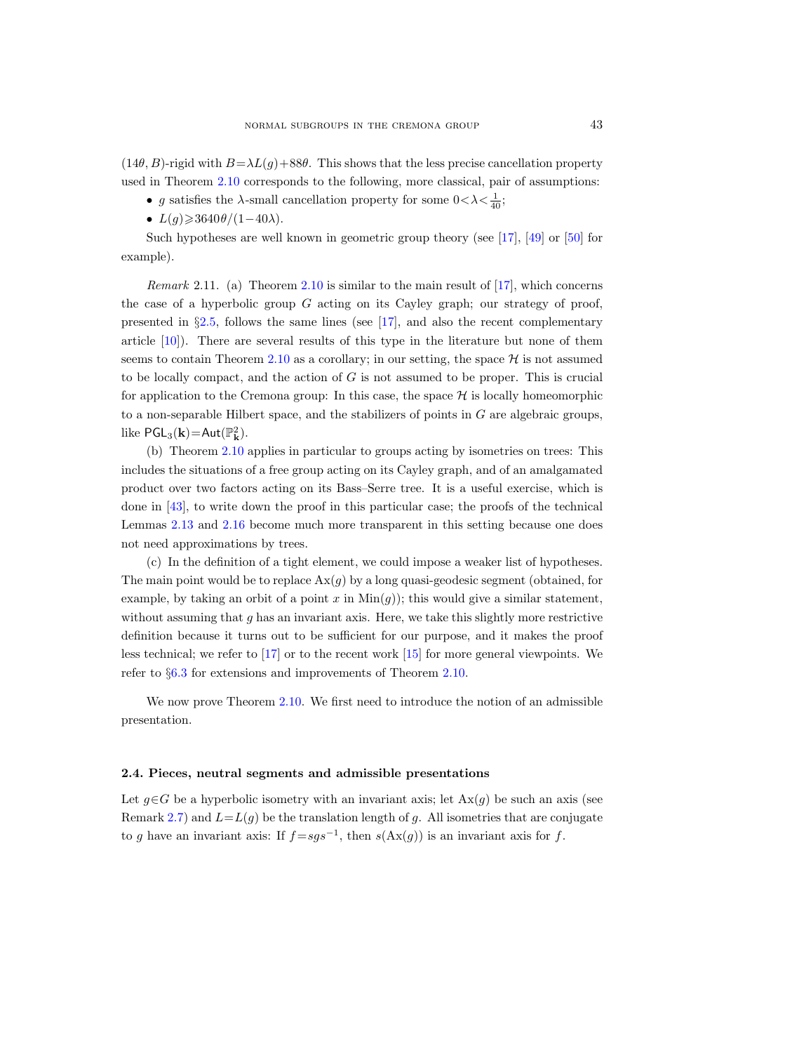$(14\theta, B)$-rigid with $B = \lambda L(g) + 88\theta$. This shows that the less precise cancellation property used in Theorem 2.10 corresponds to the following, more classical, pair of assumptions:

- $g$ satisfies the $\lambda$-small cancellation property for some $0 < \lambda < \frac{1}{40}$;
- $L(g) \geqslant 3640\theta/(1-40\lambda)$.

Such hypotheses are well known in geometric group theory (see [17], [49] or [50] for example).

*Remark* 2.11. (a) Theorem 2.10 is similar to the main result of [17], which concerns the case of a hyperbolic group $G$ acting on its Cayley graph; our strategy of proof, presented in §2.5, follows the same lines (see [17], and also the recent complementary article [10]). There are several results of this type in the literature but none of them seems to contain Theorem 2.10 as a corollary; in our setting, the space $\mathcal{H}$ is not assumed to be locally compact, and the action of $G$ is not assumed to be proper. This is crucial for application to the Cremona group: In this case, the space $\mathcal{H}$ is locally homeomorphic to a non-separable Hilbert space, and the stabilizers of points in $G$ are algebraic groups, like $\mathsf{PGL}_3(\mathbf{k}) = \mathsf{Aut}(\mathbb{P}^2_{\mathbf{k}})$.

(b) Theorem 2.10 applies in particular to groups acting by isometries on trees: This includes the situations of a free group acting on its Cayley graph, and of an amalgamated product over two factors acting on its Bass–Serre tree. It is a useful exercise, which is done in [43], to write down the proof in this particular case; the proofs of the technical Lemmas 2.13 and 2.16 become much more transparent in this setting because one does not need approximations by trees.

(c) In the definition of a tight element, we could impose a weaker list of hypotheses. The main point would be to replace $\mathrm{Ax}(g)$ by a long quasi-geodesic segment (obtained, for example, by taking an orbit of a point $x$ in $\mathrm{Min}(g)$); this would give a similar statement, without assuming that $g$ has an invariant axis. Here, we take this slightly more restrictive definition because it turns out to be sufficient for our purpose, and it makes the proof less technical; we refer to [17] or to the recent work [15] for more general viewpoints. We refer to §6.3 for extensions and improvements of Theorem 2.10.

We now prove Theorem 2.10. We first need to introduce the notion of an admissible presentation.

### 2.4. Pieces, neutral segments and admissible presentations

Let $g \in G$ be a hyperbolic isometry with an invariant axis; let $\mathrm{Ax}(g)$ be such an axis (see Remark 2.7) and $L = L(g)$ be the translation length of $g$. All isometries that are conjugate to $g$ have an invariant axis: If $f = sgs^{-1}$, then $s(\mathrm{Ax}(g))$ is an invariant axis for $f$.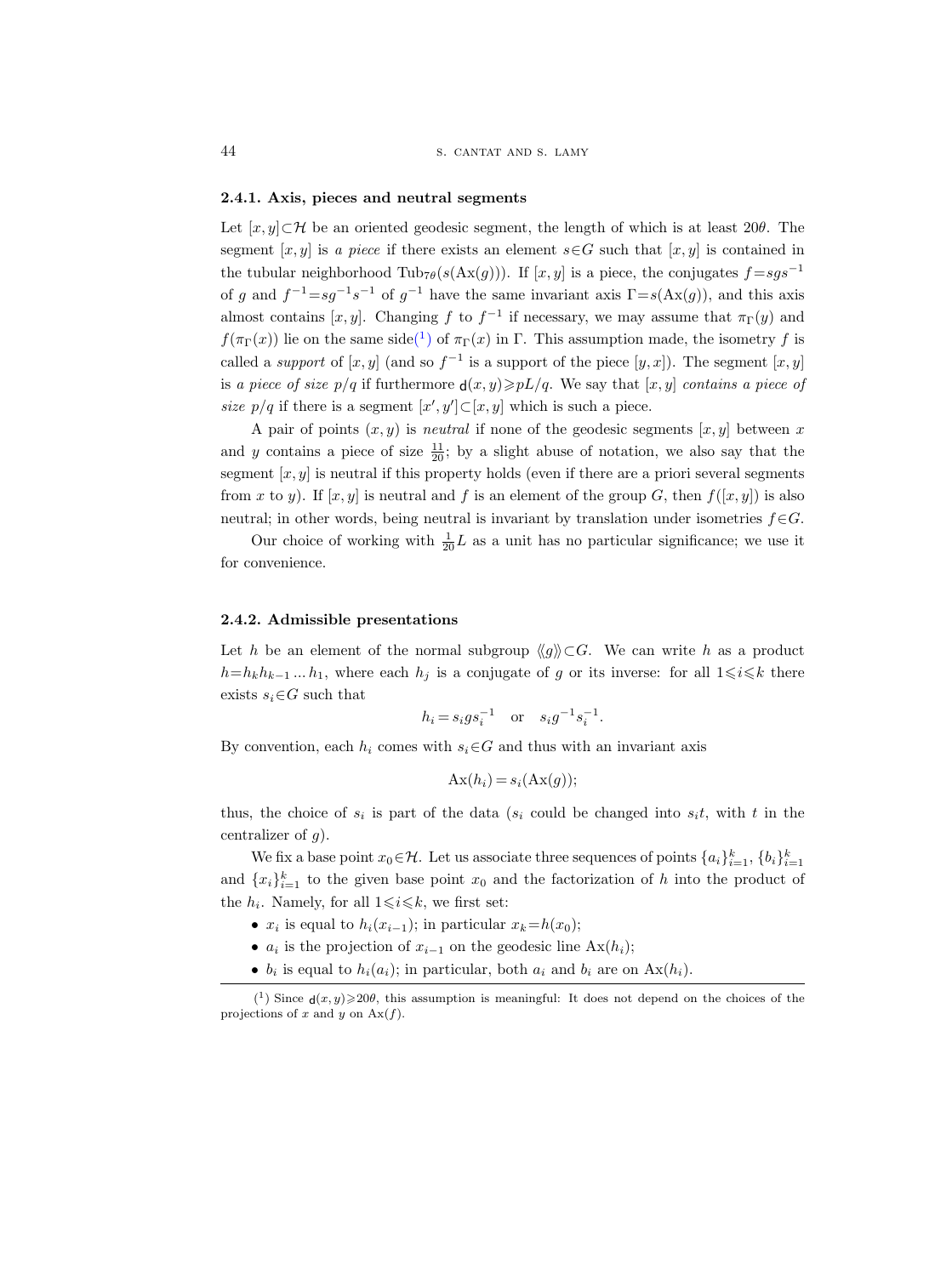#### 2.4.1. Axis, pieces and neutral segments

Let $[x,y]\subset\mathcal{H}$ be an oriented geodesic segment, the length of which is at least $20\theta$. The segment $[x,y]$ is *a piece* if there exists an element $s\in G$ such that $[x,y]$ is contained in the tubular neighborhood $\mathrm{Tub}_{7\theta}(s(\mathrm{Ax}(g)))$. If $[x,y]$ is a piece, the conjugates $f=sgs^{-1}$ of $g$ and $f^{-1}=sg^{-1}s^{-1}$ of $g^{-1}$ have the same invariant axis $\Gamma=s(\mathrm{Ax}(g))$, and this axis almost contains $[x,y]$. Changing $f$ to $f^{-1}$ if necessary, we may assume that $\pi_\Gamma(y)$ and $f(\pi_\Gamma(x))$ lie on the same side([1]) of $\pi_\Gamma(x)$ in $\Gamma$. This assumption made, the isometry $f$ is called a *support* of $[x,y]$ (and so $f^{-1}$ is a support of the piece $[y,x]$). The segment $[x,y]$ is *a piece of size* $p/q$ if furthermore $\mathsf{d}(x,y)\geqslant pL/q$. We say that $[x,y]$ *contains a piece of size* $p/q$ if there is a segment $[x',y']\subset[x,y]$ which is such a piece.

A pair of points $(x,y)$ is *neutral* if none of the geodesic segments $[x,y]$ between $x$ and $y$ contains a piece of size $\frac{11}{20}$; by a slight abuse of notation, we also say that the segment $[x,y]$ is neutral if this property holds (even if there are a priori several segments from $x$ to $y$). If $[x,y]$ is neutral and $f$ is an element of the group $G$, then $f([x,y])$ is also neutral; in other words, being neutral is invariant by translation under isometries $f\in G$.

Our choice of working with $\frac{1}{20}L$ as a unit has no particular significance; we use it for convenience.

#### 2.4.2. Admissible presentations

Let $h$ be an element of the normal subgroup $\langle\langle g\rangle\rangle\subset G$. We can write $h$ as a product $h=h_kh_{k-1}\ldots h_1$, where each $h_j$ is a conjugate of $g$ or its inverse: for all $1\leqslant i\leqslant k$ there exists $s_i\in G$ such that

$$h_i=s_igs_i^{-1}\quad\text{or}\quad s_ig^{-1}s_i^{-1}.$$

By convention, each $h_i$ comes with $s_i\in G$ and thus with an invariant axis

$$\mathrm{Ax}(h_i)=s_i(\mathrm{Ax}(g));$$

thus, the choice of $s_i$ is part of the data ($s_i$ could be changed into $s_it$, with $t$ in the centralizer of $g$).

We fix a base point $x_0\in\mathcal{H}$. Let us associate three sequences of points $\{a_i\}_{i=1}^k$, $\{b_i\}_{i=1}^k$ and $\{x_i\}_{i=1}^k$ to the given base point $x_0$ and the factorization of $h$ into the product of the $h_i$. Namely, for all $1\leqslant i\leqslant k$, we first set:

- $x_i$ is equal to $h_i(x_{i-1})$; in particular $x_k=h(x_0)$;
- $a_i$ is the projection of $x_{i-1}$ on the geodesic line $\mathrm{Ax}(h_i)$;
- $b_i$ is equal to $h_i(a_i)$; in particular, both $a_i$ and $b_i$ are on $\mathrm{Ax}(h_i)$.

---

([1]) Since $\mathsf{d}(x,y)\geqslant 20\theta$, this assumption is meaningful: It does not depend on the choices of the projections of $x$ and $y$ on $\mathrm{Ax}(f)$.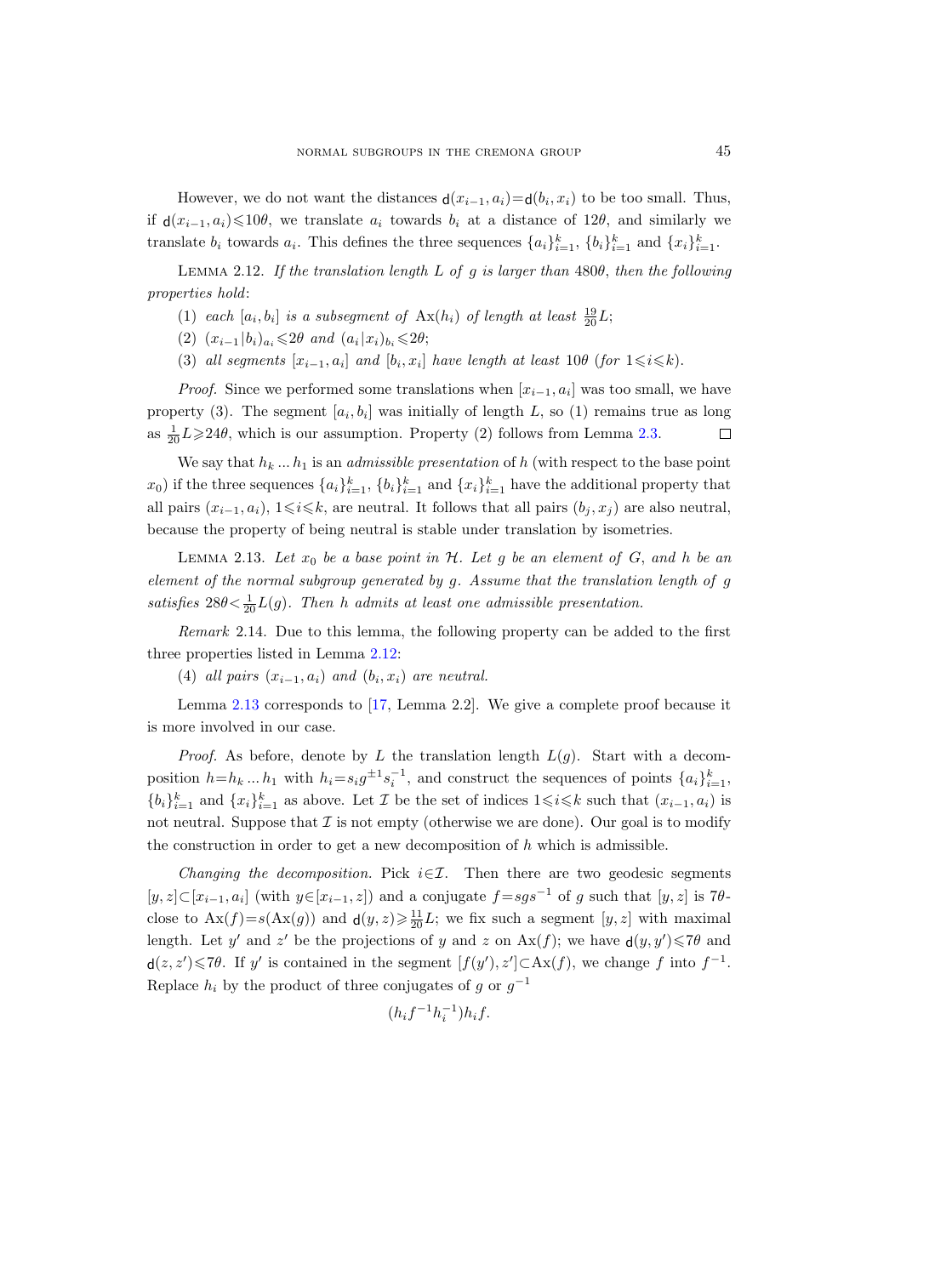However, we do not want the distances $\mathsf{d}(x_{i-1}, a_i) = \mathsf{d}(b_i, x_i)$ to be too small. Thus, if $\mathsf{d}(x_{i-1}, a_i) \leqslant 10\theta$, we translate $a_i$ towards $b_i$ at a distance of $12\theta$, and similarly we translate $b_i$ towards $a_i$. This defines the three sequences $\{a_i\}_{i=1}^k$, $\{b_i\}_{i=1}^k$ and $\{x_i\}_{i=1}^k$.

Lemma 2.12. *If the translation length $L$ of $g$ is larger than $480\theta$, then the following properties hold*:

(1) *each $[a_i, b_i]$ is a subsegment of $\mathrm{Ax}(h_i)$ of length at least $\frac{19}{20}L$*;

(2) $(x_{i-1}|b_i)_{a_i} \leqslant 2\theta$ *and* $(a_i|x_i)_{b_i} \leqslant 2\theta$;

(3) *all segments $[x_{i-1}, a_i]$ and $[b_i, x_i]$ have length at least $10\theta$ (for $1 \leqslant i \leqslant k$).*

*Proof.* Since we performed some translations when $[x_{i-1}, a_i]$ was too small, we have property (3). The segment $[a_i, b_i]$ was initially of length $L$, so (1) remains true as long as $\frac{1}{20}L \geqslant 24\theta$, which is our assumption. Property (2) follows from Lemma 2.3. $\square$

We say that $h_k \dots h_1$ is an *admissible presentation* of $h$ (with respect to the base point $x_0$) if the three sequences $\{a_i\}_{i=1}^k$, $\{b_i\}_{i=1}^k$ and $\{x_i\}_{i=1}^k$ have the additional property that all pairs $(x_{i-1}, a_i)$, $1 \leqslant i \leqslant k$, are neutral. It follows that all pairs $(b_j, x_j)$ are also neutral, because the property of being neutral is stable under translation by isometries.

Lemma 2.13. *Let $x_0$ be a base point in $\mathcal{H}$. Let $g$ be an element of $G$, and $h$ be an element of the normal subgroup generated by $g$. Assume that the translation length of $g$ satisfies $28\theta < \frac{1}{20}L(g)$. Then $h$ admits at least one admissible presentation.*

*Remark* 2.14. Due to this lemma, the following property can be added to the first three properties listed in Lemma 2.12:

(4) *all pairs $(x_{i-1}, a_i)$ and $(b_i, x_i)$ are neutral.*

Lemma 2.13 corresponds to [17, Lemma 2.2]. We give a complete proof because it is more involved in our case.

*Proof.* As before, denote by $L$ the translation length $L(g)$. Start with a decomposition $h = h_k \dots h_1$ with $h_i = s_i g^{\pm 1} s_i^{-1}$, and construct the sequences of points $\{a_i\}_{i=1}^k$, $\{b_i\}_{i=1}^k$ and $\{x_i\}_{i=1}^k$ as above. Let $\mathcal{I}$ be the set of indices $1 \leqslant i \leqslant k$ such that $(x_{i-1}, a_i)$ is not neutral. Suppose that $\mathcal{I}$ is not empty (otherwise we are done). Our goal is to modify the construction in order to get a new decomposition of $h$ which is admissible.

*Changing the decomposition.* Pick $i \in \mathcal{I}$. Then there are two geodesic segments $[y, z] \subset [x_{i-1}, a_i]$ (with $y \in [x_{i-1}, z]$) and a conjugate $f = sgs^{-1}$ of $g$ such that $[y, z]$ is $7\theta$-close to $\mathrm{Ax}(f) = s(\mathrm{Ax}(g))$ and $\mathsf{d}(y, z) \geqslant \frac{11}{20}L$; we fix such a segment $[y, z]$ with maximal length. Let $y'$ and $z'$ be the projections of $y$ and $z$ on $\mathrm{Ax}(f)$; we have $\mathsf{d}(y, y') \leqslant 7\theta$ and $\mathsf{d}(z, z') \leqslant 7\theta$. If $y'$ is contained in the segment $[f(y'), z'] \subset \mathrm{Ax}(f)$, we change $f$ into $f^{-1}$. Replace $h_i$ by the product of three conjugates of $g$ or $g^{-1}$

$$(h_i f^{-1} h_i^{-1}) h_i f.$$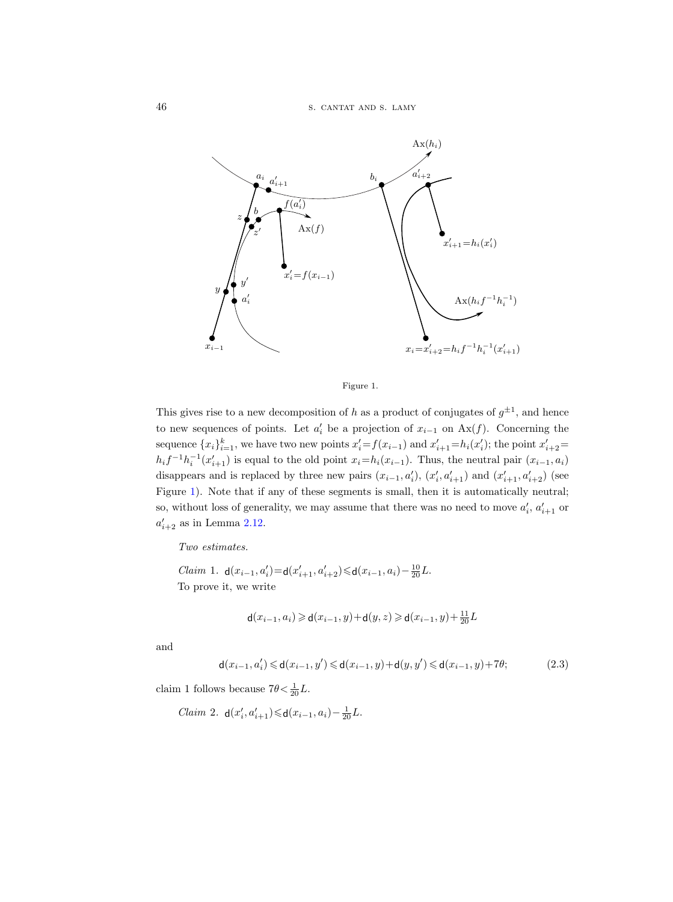Figure 1.

This gives rise to a new decomposition of $h$ as a product of conjugates of $g^{\pm 1}$, and hence to new sequences of points. Let $a'_i$ be a projection of $x_{i-1}$ on $\mathrm{Ax}(f)$. Concerning the sequence $\{x_i\}_{i=1}^k$, we have two new points $x'_i = f(x_{i-1})$ and $x'_{i+1} = h_i(x'_i)$; the point $x'_{i+2} = h_i f^{-1} h_i^{-1}(x'_{i+1})$ is equal to the old point $x_i = h_i(x_{i-1})$. Thus, the neutral pair $(x_{i-1}, a_i)$ disappears and is replaced by three new pairs $(x_{i-1}, a'_i)$, $(x'_i, a'_{i+1})$ and $(x'_{i+1}, a'_{i+2})$ (see Figure 1). Note that if any of these segments is small, then it is automatically neutral; so, without loss of generality, we may assume that there was no need to move $a'_i$, $a'_{i+1}$ or $a'_{i+2}$ as in Lemma 2.12.

*Two estimates.*

*Claim* 1. $\mathsf{d}(x_{i-1}, a'_i) = \mathsf{d}(x'_{i+1}, a'_{i+2}) \leqslant \mathsf{d}(x_{i-1}, a_i) - \frac{10}{20} L$.

To prove it, we write

$$\mathsf{d}(x_{i-1}, a_i) \geqslant \mathsf{d}(x_{i-1}, y) + \mathsf{d}(y, z) \geqslant \mathsf{d}(x_{i-1}, y) + \tfrac{11}{20} L$$

and

$$\mathsf{d}(x_{i-1}, a'_i) \leqslant \mathsf{d}(x_{i-1}, y') \leqslant \mathsf{d}(x_{i-1}, y) + \mathsf{d}(y, y') \leqslant \mathsf{d}(x_{i-1}, y) + 7\theta; \tag{2.3}$$

claim 1 follows because $7\theta < \frac{1}{20} L$.

*Claim* 2. $\mathsf{d}(x'_i, a'_{i+1}) \leqslant \mathsf{d}(x_{i-1}, a_i) - \frac{1}{20} L$.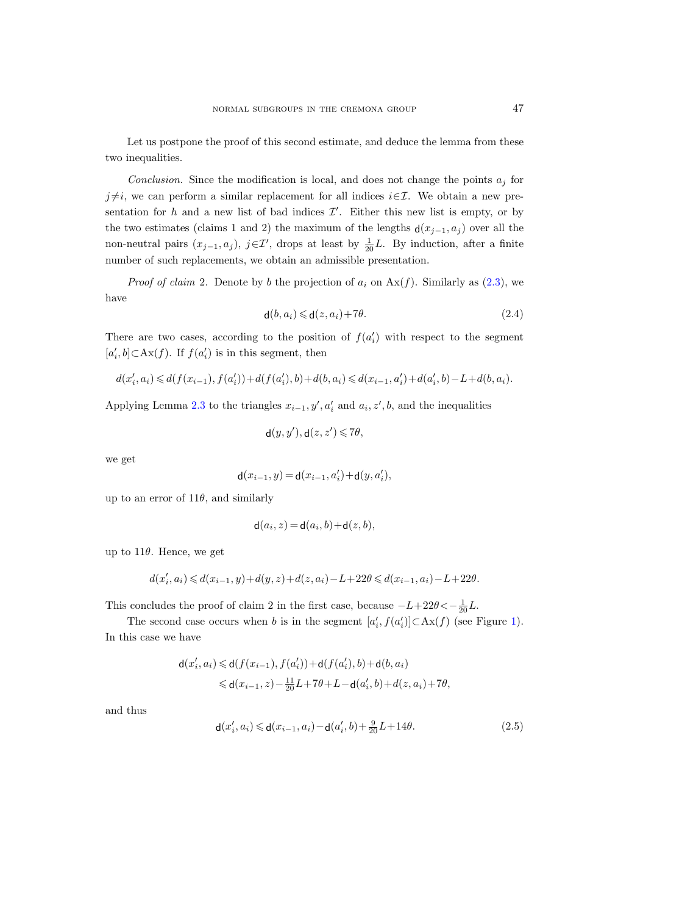Let us postpone the proof of this second estimate, and deduce the lemma from these two inequalities.

*Conclusion.* Since the modification is local, and does not change the points $a_j$ for $j \neq i$, we can perform a similar replacement for all indices $i \in \mathcal{I}$. We obtain a new presentation for $h$ and a new list of bad indices $\mathcal{I}'$. Either this new list is empty, or by the two estimates (claims 1 and 2) the maximum of the lengths $\mathsf{d}(x_{j-1}, a_j)$ over all the non-neutral pairs $(x_{j-1}, a_j)$, $j \in \mathcal{I}'$, drops at least by $\frac{1}{20}L$. By induction, after a finite number of such replacements, we obtain an admissible presentation.

*Proof of claim* 2. Denote by $b$ the projection of $a_i$ on $\mathrm{Ax}(f)$. Similarly as (2.3), we have

$$\mathsf{d}(b, a_i) \leqslant \mathsf{d}(z, a_i) + 7\theta. \tag{2.4}$$

There are two cases, according to the position of $f(a_i')$ with respect to the segment $[a_i', b] \subset \mathrm{Ax}(f)$. If $f(a_i')$ is in this segment, then

$$d(x_i', a_i) \leqslant d(f(x_{i-1}), f(a_i')) + d(f(a_i'), b) + d(b, a_i) \leqslant d(x_{i-1}, a_i') + d(a_i', b) - L + d(b, a_i).$$

Applying Lemma 2.3 to the triangles $x_{i-1}, y', a_i'$ and $a_i, z', b$, and the inequalities

$$\mathsf{d}(y, y'), \mathsf{d}(z, z') \leqslant 7\theta,$$

we get

$$\mathsf{d}(x_{i-1}, y) = \mathsf{d}(x_{i-1}, a_i') + \mathsf{d}(y, a_i'),$$

up to an error of $11\theta$, and similarly

$$\mathsf{d}(a_i, z) = \mathsf{d}(a_i, b) + \mathsf{d}(z, b),$$

up to $11\theta$. Hence, we get

$$d(x_i', a_i) \leqslant d(x_{i-1}, y) + d(y, z) + d(z, a_i) - L + 22\theta \leqslant d(x_{i-1}, a_i) - L + 22\theta.$$

This concludes the proof of claim 2 in the first case, because $-L + 22\theta < -\frac{1}{20}L$.

The second case occurs when $b$ is in the segment $[a_i', f(a_i')] \subset \mathrm{Ax}(f)$ (see Figure 1). In this case we have

$$\begin{aligned}
\mathsf{d}(x_i', a_i) &\leqslant \mathsf{d}(f(x_{i-1}), f(a_i')) + \mathsf{d}(f(a_i'), b) + \mathsf{d}(b, a_i) \\
&\leqslant \mathsf{d}(x_{i-1}, z) - \tfrac{11}{20}L + 7\theta + L - \mathsf{d}(a_i', b) + d(z, a_i) + 7\theta,
\end{aligned}$$

and thus

$$\mathsf{d}(x_i', a_i) \leqslant \mathsf{d}(x_{i-1}, a_i) - \mathsf{d}(a_i', b) + \tfrac{9}{20}L + 14\theta. \tag{2.5}$$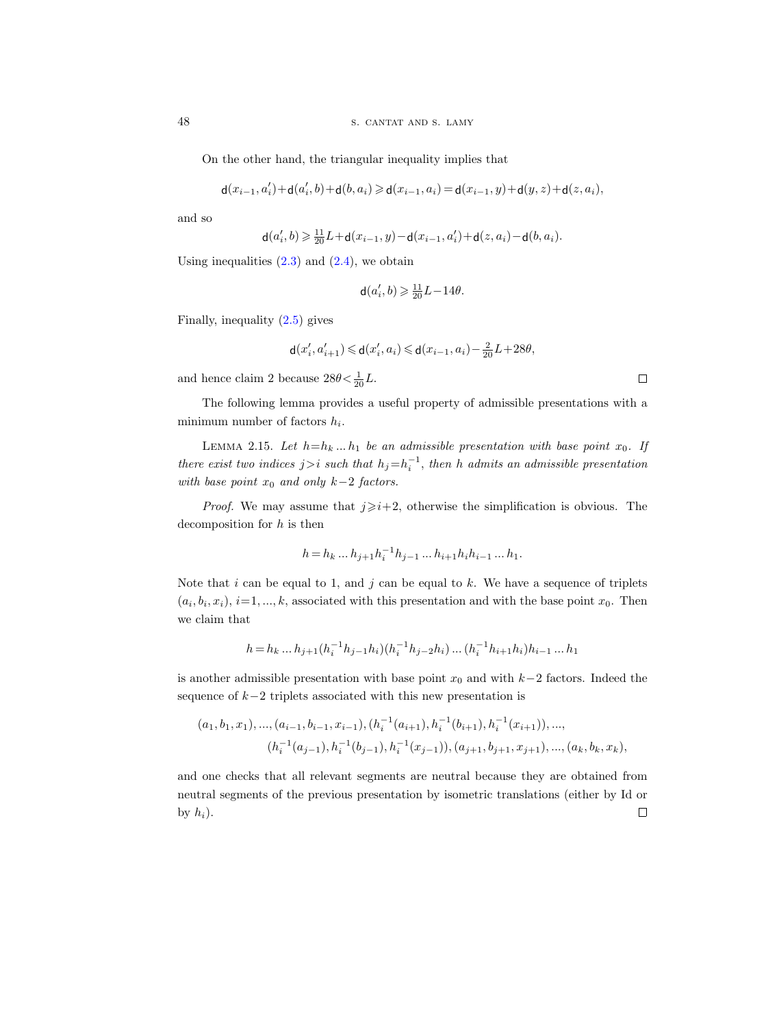On the other hand, the triangular inequality implies that

$$\mathsf{d}(x_{i-1},a_i')+\mathsf{d}(a_i',b)+\mathsf{d}(b,a_i)\geqslant \mathsf{d}(x_{i-1},a_i)=\mathsf{d}(x_{i-1},y)+\mathsf{d}(y,z)+\mathsf{d}(z,a_i),$$

and so

$$\mathsf{d}(a_i',b)\geqslant \tfrac{11}{20}L+\mathsf{d}(x_{i-1},y)-\mathsf{d}(x_{i-1},a_i')+\mathsf{d}(z,a_i)-\mathsf{d}(b,a_i).$$

Using inequalities (2.3) and (2.4), we obtain

$$\mathsf{d}(a_i',b)\geqslant \tfrac{11}{20}L-14\theta.$$

Finally, inequality (2.5) gives

$$\mathsf{d}(x_i',a_{i+1}')\leqslant \mathsf{d}(x_i',a_i)\leqslant \mathsf{d}(x_{i-1},a_i)-\tfrac{2}{20}L+28\theta,$$

and hence claim 2 because $28\theta<\frac{1}{20}L$. □

The following lemma provides a useful property of admissible presentations with a minimum number of factors $h_i$.

Lemma 2.15. *Let $h=h_k\ldots h_1$ be an admissible presentation with base point $x_0$. If there exist two indices $j>i$ such that $h_j=h_i^{-1}$, then $h$ admits an admissible presentation with base point $x_0$ and only $k-2$ factors.*

*Proof.* We may assume that $j\geqslant i+2$, otherwise the simplification is obvious. The decomposition for $h$ is then

$$h=h_k\ldots h_{j+1}h_i^{-1}h_{j-1}\ldots h_{i+1}h_ih_{i-1}\ldots h_1.$$

Note that $i$ can be equal to 1, and $j$ can be equal to $k$. We have a sequence of triplets $(a_i,b_i,x_i)$, $i=1,\ldots,k$, associated with this presentation and with the base point $x_0$. Then we claim that

$$h=h_k\ldots h_{j+1}(h_i^{-1}h_{j-1}h_i)(h_i^{-1}h_{j-2}h_i)\ldots(h_i^{-1}h_{i+1}h_i)h_{i-1}\ldots h_1$$

is another admissible presentation with base point $x_0$ and with $k-2$ factors. Indeed the sequence of $k-2$ triplets associated with this new presentation is

$$\begin{aligned}(a_1,b_1,x_1),\ldots,(a_{i-1},b_{i-1},x_{i-1}),(h_i^{-1}(a_{i+1}),h_i^{-1}(b_{i+1}),h_i^{-1}(x_{i+1})),\ldots,\\ (h_i^{-1}(a_{j-1}),h_i^{-1}(b_{j-1}),h_i^{-1}(x_{j-1})),(a_{j+1},b_{j+1},x_{j+1}),\ldots,(a_k,b_k,x_k),\end{aligned}$$

and one checks that all relevant segments are neutral because they are obtained from neutral segments of the previous presentation by isometric translations (either by Id or by $h_i$). □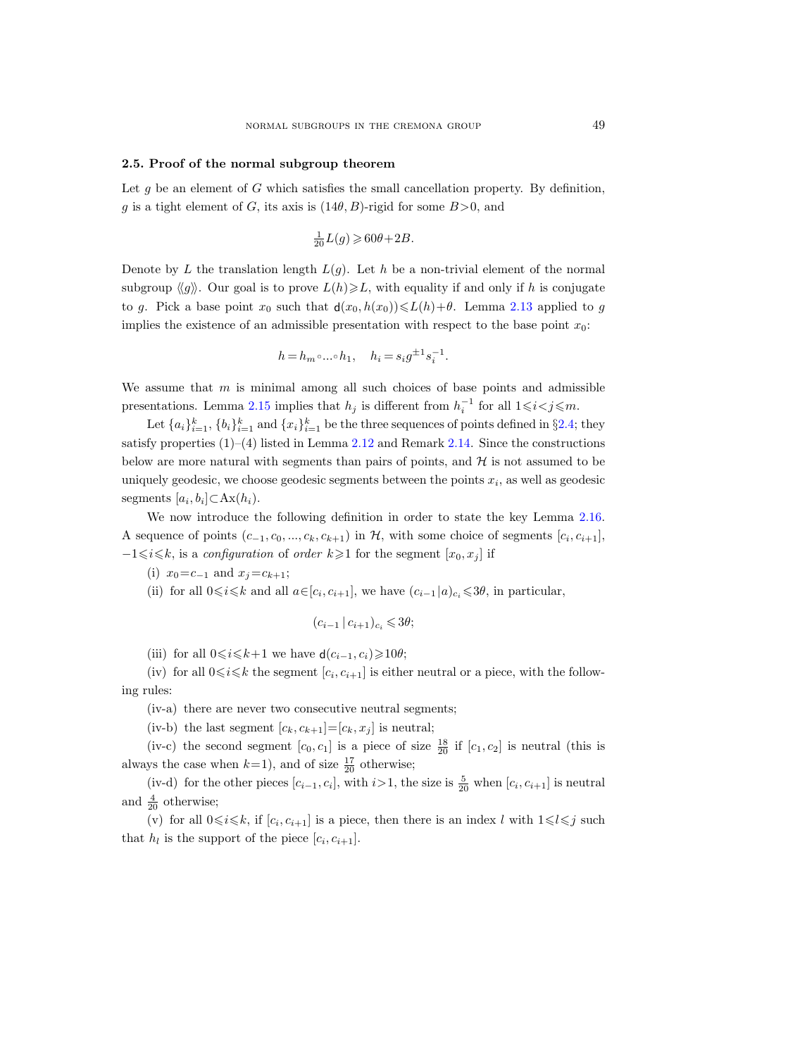### 2.5. Proof of the normal subgroup theorem

Let $g$ be an element of $G$ which satisfies the small cancellation property. By definition, $g$ is a tight element of $G$, its axis is $(14\theta, B)$-rigid for some $B>0$, and

$$\tfrac{1}{20}L(g) \geqslant 60\theta + 2B.$$

Denote by $L$ the translation length $L(g)$. Let $h$ be a non-trivial element of the normal subgroup $\langle\langle g\rangle\rangle$. Our goal is to prove $L(h)\geqslant L$, with equality if and only if $h$ is conjugate to $g$. Pick a base point $x_0$ such that $\mathsf{d}(x_0, h(x_0))\leqslant L(h)+\theta$. Lemma 2.13 applied to $g$ implies the existence of an admissible presentation with respect to the base point $x_0$:

$$h = h_m \circ \ldots \circ h_1, \quad h_i = s_i g^{\pm 1} s_i^{-1}.$$

We assume that $m$ is minimal among all such choices of base points and admissible presentations. Lemma 2.15 implies that $h_j$ is different from $h_i^{-1}$ for all $1\leqslant i<j\leqslant m$.

Let $\{a_i\}_{i=1}^k$, $\{b_i\}_{i=1}^k$ and $\{x_i\}_{i=1}^k$ be the three sequences of points defined in §2.4; they satisfy properties (1)–(4) listed in Lemma 2.12 and Remark 2.14. Since the constructions below are more natural with segments than pairs of points, and $\mathcal{H}$ is not assumed to be uniquely geodesic, we choose geodesic segments between the points $x_i$, as well as geodesic segments $[a_i, b_i]\subset \mathrm{Ax}(h_i)$.

We now introduce the following definition in order to state the key Lemma 2.16. A sequence of points $(c_{-1}, c_0, \ldots, c_k, c_{k+1})$ in $\mathcal{H}$, with some choice of segments $[c_i, c_{i+1}]$, $-1\leqslant i\leqslant k$, is a *configuration* of *order* $k\geqslant 1$ for the segment $[x_0, x_j]$ if

(i) $x_0=c_{-1}$ and $x_j=c_{k+1}$;

(ii) for all $0\leqslant i\leqslant k$ and all $a\in[c_i, c_{i+1}]$, we have $(c_{i-1}|a)_{c_i}\leqslant 3\theta$, in particular,

$$(c_{i-1}\,|\,c_{i+1})_{c_i} \leqslant 3\theta;$$

(iii) for all $0\leqslant i\leqslant k+1$ we have $\mathsf{d}(c_{i-1}, c_i)\geqslant 10\theta$;

(iv) for all $0\leqslant i\leqslant k$ the segment $[c_i, c_{i+1}]$ is either neutral or a piece, with the following rules:

(iv-a) there are never two consecutive neutral segments;

(iv-b) the last segment $[c_k, c_{k+1}]=[c_k, x_j]$ is neutral;

(iv-c) the second segment $[c_0, c_1]$ is a piece of size $\frac{18}{20}$ if $[c_1, c_2]$ is neutral (this is always the case when $k=1$), and of size $\frac{17}{20}$ otherwise;

(iv-d) for the other pieces $[c_{i-1}, c_i]$, with $i>1$, the size is $\frac{5}{20}$ when $[c_i, c_{i+1}]$ is neutral and $\frac{4}{20}$ otherwise;

(v) for all $0\leqslant i\leqslant k$, if $[c_i, c_{i+1}]$ is a piece, then there is an index $l$ with $1\leqslant l\leqslant j$ such that $h_l$ is the support of the piece $[c_i, c_{i+1}]$.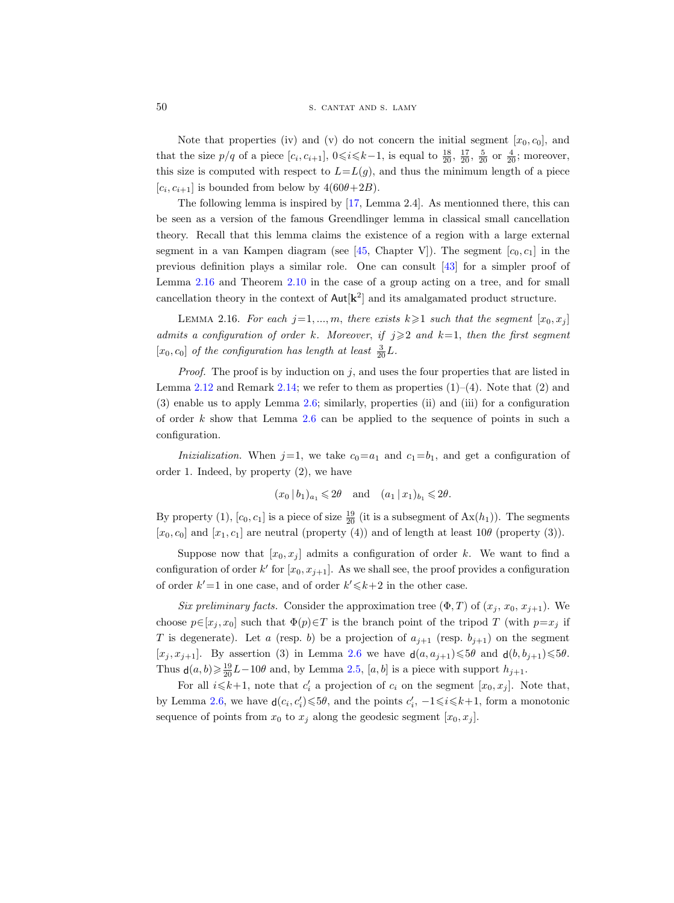Note that properties (iv) and (v) do not concern the initial segment $[x_0, c_0]$, and that the size $p/q$ of a piece $[c_i, c_{i+1}]$, $0 \leqslant i \leqslant k-1$, is equal to $\frac{18}{20}$, $\frac{17}{20}$, $\frac{5}{20}$ or $\frac{4}{20}$; moreover, this size is computed with respect to $L = L(g)$, and thus the minimum length of a piece $[c_i, c_{i+1}]$ is bounded from below by $4(60\theta + 2B)$.

The following lemma is inspired by [17, Lemma 2.4]. As mentionned there, this can be seen as a version of the famous Greendlinger lemma in classical small cancellation theory. Recall that this lemma claims the existence of a region with a large external segment in a van Kampen diagram (see [45, Chapter V]). The segment $[c_0, c_1]$ in the previous definition plays a similar role. One can consult [43] for a simpler proof of Lemma 2.16 and Theorem 2.10 in the case of a group acting on a tree, and for small cancellation theory in the context of $\mathsf{Aut}[\mathbf{k}^2]$ and its amalgamated product structure.

Lemma 2.16. *For each $j = 1, ..., m$, there exists $k \geqslant 1$ such that the segment $[x_0, x_j]$ admits a configuration of order $k$. Moreover, if $j \geqslant 2$ and $k = 1$, then the first segment $[x_0, c_0]$ of the configuration has length at least $\frac{3}{20}L$.*

*Proof.* The proof is by induction on $j$, and uses the four properties that are listed in Lemma 2.12 and Remark 2.14; we refer to them as properties (1)–(4). Note that (2) and (3) enable us to apply Lemma 2.6; similarly, properties (ii) and (iii) for a configuration of order $k$ show that Lemma 2.6 can be applied to the sequence of points in such a configuration.

*Inizialization.* When $j = 1$, we take $c_0 = a_1$ and $c_1 = b_1$, and get a configuration of order 1. Indeed, by property (2), we have

$$(x_0 \,|\, b_1)_{a_1} \leqslant 2\theta \quad \text{and} \quad (a_1 \,|\, x_1)_{b_1} \leqslant 2\theta.$$

By property (1), $[c_0, c_1]$ is a piece of size $\frac{19}{20}$ (it is a subsegment of $\mathrm{Ax}(h_1)$). The segments $[x_0, c_0]$ and $[x_1, c_1]$ are neutral (property (4)) and of length at least $10\theta$ (property (3)).

Suppose now that $[x_0, x_j]$ admits a configuration of order $k$. We want to find a configuration of order $k'$ for $[x_0, x_{j+1}]$. As we shall see, the proof provides a configuration of order $k' = 1$ in one case, and of order $k' \leqslant k + 2$ in the other case.

*Six preliminary facts.* Consider the approximation tree $(\Phi, T)$ of $(x_j, x_0, x_{j+1})$. We choose $p \in [x_j, x_0]$ such that $\Phi(p) \in T$ is the branch point of the tripod $T$ (with $p = x_j$ if $T$ is degenerate). Let $a$ (resp. $b$) be a projection of $a_{j+1}$ (resp. $b_{j+1}$) on the segment $[x_j, x_{j+1}]$. By assertion (3) in Lemma 2.6 we have $\mathsf{d}(a, a_{j+1}) \leqslant 5\theta$ and $\mathsf{d}(b, b_{j+1}) \leqslant 5\theta$. Thus $\mathsf{d}(a, b) \geqslant \frac{19}{20}L - 10\theta$ and, by Lemma 2.5, $[a, b]$ is a piece with support $h_{j+1}$.

For all $i \leqslant k+1$, note that $c_i'$ a projection of $c_i$ on the segment $[x_0, x_j]$. Note that, by Lemma 2.6, we have $\mathsf{d}(c_i, c_i') \leqslant 5\theta$, and the points $c_i'$, $-1 \leqslant i \leqslant k+1$, form a monotonic sequence of points from $x_0$ to $x_j$ along the geodesic segment $[x_0, x_j]$.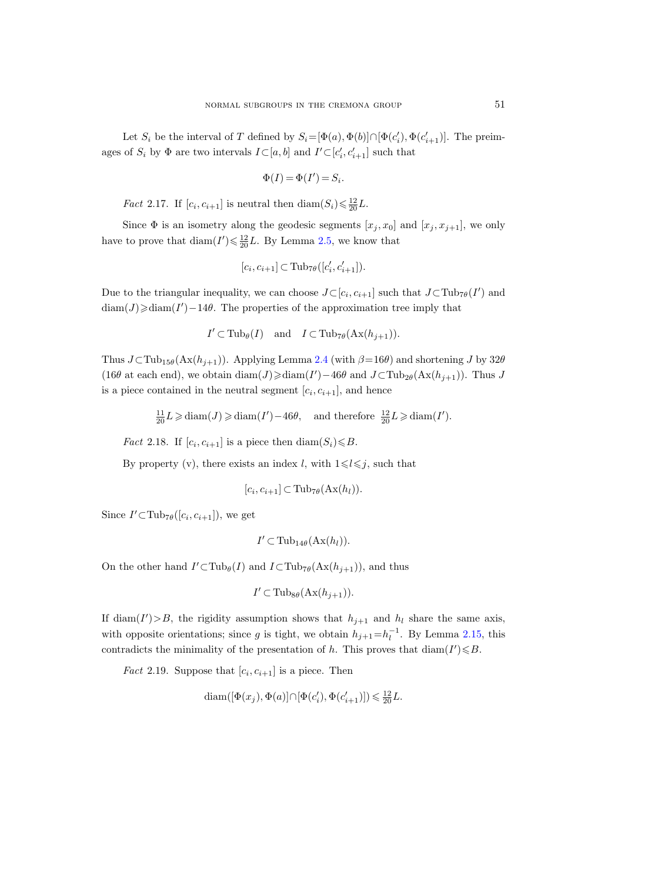Let $S_i$ be the interval of $T$ defined by $S_i=[\Phi(a),\Phi(b)]\cap[\Phi(c_i'),\Phi(c_{i+1}')]$. The preimages of $S_i$ by $\Phi$ are two intervals $I\subset[a,b]$ and $I'\subset[c_i',c_{i+1}']$ such that

$$\Phi(I)=\Phi(I')=S_i.$$

*Fact* 2.17. If $[c_i,c_{i+1}]$ is neutral then $\operatorname{diam}(S_i)\leqslant\frac{12}{20}L$.

Since $\Phi$ is an isometry along the geodesic segments $[x_j,x_0]$ and $[x_j,x_{j+1}]$, we only have to prove that $\operatorname{diam}(I')\leqslant\frac{12}{20}L$. By Lemma 2.5, we know that

$$[c_i,c_{i+1}]\subset\operatorname{Tub}_{7\theta}([c_i',c_{i+1}']).$$

Due to the triangular inequality, we can choose $J\subset[c_i,c_{i+1}]$ such that $J\subset\operatorname{Tub}_{7\theta}(I')$ and $\operatorname{diam}(J)\geqslant\operatorname{diam}(I')-14\theta$. The properties of the approximation tree imply that

$$I'\subset\operatorname{Tub}_{\theta}(I)\quad\text{and}\quad I\subset\operatorname{Tub}_{7\theta}(\operatorname{Ax}(h_{j+1})).$$

Thus $J\subset\operatorname{Tub}_{15\theta}(\operatorname{Ax}(h_{j+1}))$. Applying Lemma 2.4 (with $\beta=16\theta$) and shortening $J$ by $32\theta$ ($16\theta$ at each end), we obtain $\operatorname{diam}(J)\geqslant\operatorname{diam}(I')-46\theta$ and $J\subset\operatorname{Tub}_{2\theta}(\operatorname{Ax}(h_{j+1}))$. Thus $J$ is a piece contained in the neutral segment $[c_i,c_{i+1}]$, and hence

$$\tfrac{11}{20}L\geqslant\operatorname{diam}(J)\geqslant\operatorname{diam}(I')-46\theta,\quad\text{and therefore }\tfrac{12}{20}L\geqslant\operatorname{diam}(I').$$

*Fact* 2.18. If $[c_i,c_{i+1}]$ is a piece then $\operatorname{diam}(S_i)\leqslant B$.

By property (v), there exists an index $l$, with $1\leqslant l\leqslant j$, such that

$$[c_i,c_{i+1}]\subset\operatorname{Tub}_{7\theta}(\operatorname{Ax}(h_l)).$$

Since $I'\subset\operatorname{Tub}_{7\theta}([c_i,c_{i+1}])$, we get

$$I'\subset\operatorname{Tub}_{14\theta}(\operatorname{Ax}(h_l)).$$

On the other hand $I'\subset\operatorname{Tub}_{\theta}(I)$ and $I\subset\operatorname{Tub}_{7\theta}(\operatorname{Ax}(h_{j+1}))$, and thus

$$I'\subset\operatorname{Tub}_{8\theta}(\operatorname{Ax}(h_{j+1})).$$

If $\operatorname{diam}(I')>B$, the rigidity assumption shows that $h_{j+1}$ and $h_l$ share the same axis, with opposite orientations; since $g$ is tight, we obtain $h_{j+1}=h_l^{-1}$. By Lemma 2.15, this contradicts the minimality of the presentation of $h$. This proves that $\operatorname{diam}(I')\leqslant B$.

*Fact* 2.19. Suppose that $[c_i,c_{i+1}]$ is a piece. Then

$$\operatorname{diam}([\Phi(x_j),\Phi(a)]\cap[\Phi(c_i'),\Phi(c_{i+1}')])\leqslant\tfrac{12}{20}L.$$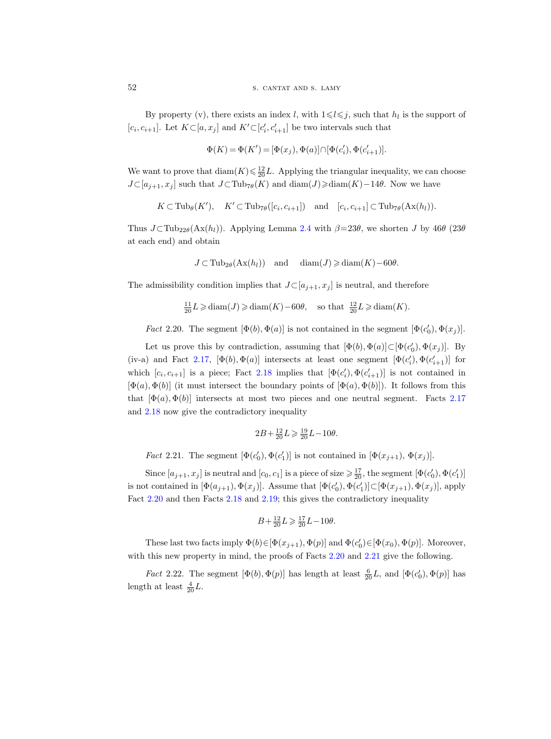By property (v), there exists an index $l$, with $1 \leqslant l \leqslant j$, such that $h_l$ is the support of $[c_i, c_{i+1}]$. Let $K \subset [a, x_j]$ and $K' \subset [c'_i, c'_{i+1}]$ be two intervals such that

$$\Phi(K) = \Phi(K') = [\Phi(x_j), \Phi(a)] \cap [\Phi(c'_i), \Phi(c'_{i+1})].$$

We want to prove that $\operatorname{diam}(K) \leqslant \frac{12}{20} L$. Applying the triangular inequality, we can choose $J \subset [a_{j+1}, x_j]$ such that $J \subset \operatorname{Tub}_{7\theta}(K)$ and $\operatorname{diam}(J) \geqslant \operatorname{diam}(K) - 14\theta$. Now we have

$$K \subset \operatorname{Tub}_{\theta}(K'), \quad K' \subset \operatorname{Tub}_{7\theta}([c_i, c_{i+1}]) \quad \text{and} \quad [c_i, c_{i+1}] \subset \operatorname{Tub}_{7\theta}(\operatorname{Ax}(h_l)).$$

Thus $J \subset \operatorname{Tub}_{22\theta}(\operatorname{Ax}(h_l))$. Applying Lemma 2.4 with $\beta = 23\theta$, we shorten $J$ by $46\theta$ ($23\theta$ at each end) and obtain

$$J \subset \operatorname{Tub}_{2\theta}(\operatorname{Ax}(h_l)) \quad \text{and} \quad \operatorname{diam}(J) \geqslant \operatorname{diam}(K) - 60\theta.$$

The admissibility condition implies that $J \subset [a_{j+1}, x_j]$ is neutral, and therefore

$$\tfrac{11}{20} L \geqslant \operatorname{diam}(J) \geqslant \operatorname{diam}(K) - 60\theta, \quad \text{so that } \tfrac{12}{20} L \geqslant \operatorname{diam}(K).$$

*Fact* 2.20. The segment $[\Phi(b), \Phi(a)]$ is not contained in the segment $[\Phi(c'_0), \Phi(x_j)]$.

Let us prove this by contradiction, assuming that $[\Phi(b), \Phi(a)] \subset [\Phi(c'_0), \Phi(x_j)]$. By (iv-a) and Fact 2.17, $[\Phi(b), \Phi(a)]$ intersects at least one segment $[\Phi(c'_i), \Phi(c'_{i+1})]$ for which $[c_i, c_{i+1}]$ is a piece; Fact 2.18 implies that $[\Phi(c'_i), \Phi(c'_{i+1})]$ is not contained in $[\Phi(a), \Phi(b)]$ (it must intersect the boundary points of $[\Phi(a), \Phi(b)]$). It follows from this that $[\Phi(a), \Phi(b)]$ intersects at most two pieces and one neutral segment. Facts 2.17 and 2.18 now give the contradictory inequality

$$2B + \tfrac{12}{20} L \geqslant \tfrac{19}{20} L - 10\theta.$$

*Fact* 2.21. The segment $[\Phi(c'_0), \Phi(c'_1)]$ is not contained in $[\Phi(x_{j+1}), \Phi(x_j)]$.

Since $[a_{j+1}, x_j]$ is neutral and $[c_0, c_1]$ is a piece of size $\geqslant \frac{17}{20}$, the segment $[\Phi(c'_0), \Phi(c'_1)]$ is not contained in $[\Phi(a_{j+1}), \Phi(x_j)]$. Assume that $[\Phi(c'_0), \Phi(c'_1)] \subset [\Phi(x_{j+1}), \Phi(x_j)]$, apply Fact 2.20 and then Facts 2.18 and 2.19; this gives the contradictory inequality

$$B + \tfrac{12}{20} L \geqslant \tfrac{17}{20} L - 10\theta.$$

These last two facts imply $\Phi(b) \in [\Phi(x_{j+1}), \Phi(p)]$ and $\Phi(c'_0) \in [\Phi(x_0), \Phi(p)]$. Moreover, with this new property in mind, the proofs of Facts 2.20 and 2.21 give the following.

*Fact* 2.22. The segment $[\Phi(b), \Phi(p)]$ has length at least $\frac{6}{20} L$, and $[\Phi(c'_0), \Phi(p)]$ has length at least $\frac{4}{20} L$.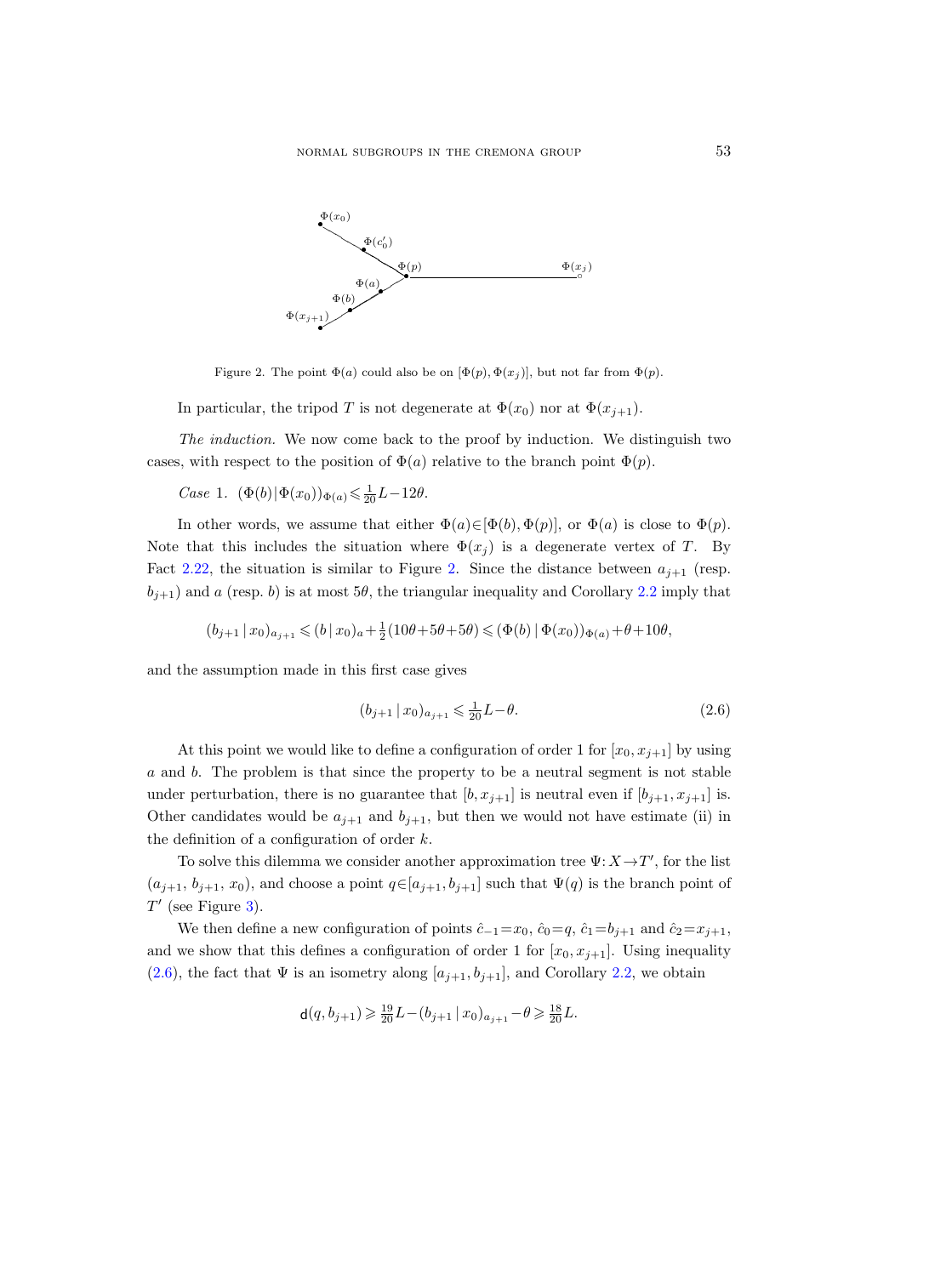Figure 2. The point $\Phi(a)$ could also be on $[\Phi(p), \Phi(x_j)]$, but not far from $\Phi(p)$.

In particular, the tripod $T$ is not degenerate at $\Phi(x_0)$ nor at $\Phi(x_{j+1})$.

*The induction.* We now come back to the proof by induction. We distinguish two cases, with respect to the position of $\Phi(a)$ relative to the branch point $\Phi(p)$.

*Case* 1. $(\Phi(b)|\Phi(x_0))_{\Phi(a)} \leqslant \frac{1}{20}L - 12\theta$.

In other words, we assume that either $\Phi(a) \in [\Phi(b), \Phi(p)]$, or $\Phi(a)$ is close to $\Phi(p)$. Note that this includes the situation where $\Phi(x_j)$ is a degenerate vertex of $T$. By Fact 2.22, the situation is similar to Figure 2. Since the distance between $a_{j+1}$ (resp. $b_{j+1}$) and $a$ (resp. $b$) is at most $5\theta$, the triangular inequality and Corollary 2.2 imply that

$$(b_{j+1} \,|\, x_0)_{a_{j+1}} \leqslant (b \,|\, x_0)_a + \tfrac{1}{2}(10\theta + 5\theta + 5\theta) \leqslant (\Phi(b) \,|\, \Phi(x_0))_{\Phi(a)} + \theta + 10\theta,$$

and the assumption made in this first case gives

$$(b_{j+1} \,|\, x_0)_{a_{j+1}} \leqslant \tfrac{1}{20}L - \theta. \tag{2.6}$$

At this point we would like to define a configuration of order 1 for $[x_0, x_{j+1}]$ by using $a$ and $b$. The problem is that since the property to be a neutral segment is not stable under perturbation, there is no guarantee that $[b, x_{j+1}]$ is neutral even if $[b_{j+1}, x_{j+1}]$ is. Other candidates would be $a_{j+1}$ and $b_{j+1}$, but then we would not have estimate (ii) in the definition of a configuration of order $k$.

To solve this dilemma we consider another approximation tree $\Psi: X \to T'$, for the list $(a_{j+1}, b_{j+1}, x_0)$, and choose a point $q \in [a_{j+1}, b_{j+1}]$ such that $\Psi(q)$ is the branch point of $T'$ (see Figure 3).

We then define a new configuration of points $\hat{c}_{-1} = x_0$, $\hat{c}_0 = q$, $\hat{c}_1 = b_{j+1}$ and $\hat{c}_2 = x_{j+1}$, and we show that this defines a configuration of order 1 for $[x_0, x_{j+1}]$. Using inequality (2.6), the fact that $\Psi$ is an isometry along $[a_{j+1}, b_{j+1}]$, and Corollary 2.2, we obtain

$$\mathsf{d}(q, b_{j+1}) \geqslant \tfrac{19}{20}L - (b_{j+1} \,|\, x_0)_{a_{j+1}} - \theta \geqslant \tfrac{18}{20}L.$$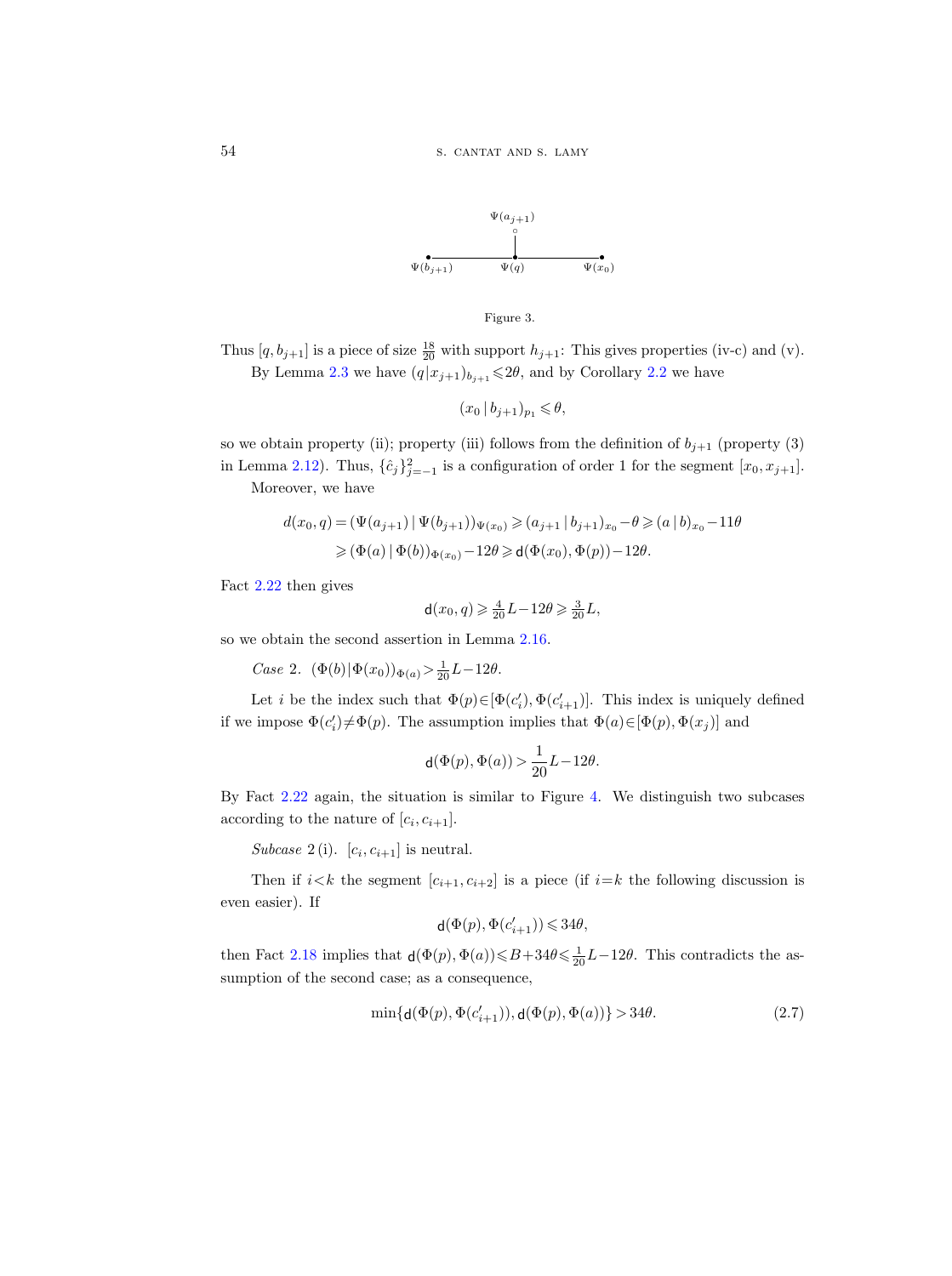Figure 3.

Thus $[q, b_{j+1}]$ is a piece of size $\frac{18}{20}$ with support $h_{j+1}$: This gives properties (iv-c) and (v).

By Lemma 2.3 we have $(q|x_{j+1})_{b_{j+1}} \leqslant 2\theta$, and by Corollary 2.2 we have

$$(x_0 \,|\, b_{j+1})_{p_1} \leqslant \theta,$$

so we obtain property (ii); property (iii) follows from the definition of $b_{j+1}$ (property (3) in Lemma 2.12). Thus, $\{\hat{c}_j\}_{j=-1}^{2}$ is a configuration of order 1 for the segment $[x_0, x_{j+1}]$.

Moreover, we have

$$\begin{aligned} d(x_0, q) &= (\Psi(a_{j+1}) \,|\, \Psi(b_{j+1}))_{\Psi(x_0)} \geqslant (a_{j+1} \,|\, b_{j+1})_{x_0} - \theta \geqslant (a \,|\, b)_{x_0} - 11\theta \\ &\geqslant (\Phi(a) \,|\, \Phi(b))_{\Phi(x_0)} - 12\theta \geqslant \mathsf{d}(\Phi(x_0), \Phi(p)) - 12\theta. \end{aligned}$$

Fact 2.22 then gives

$$\mathsf{d}(x_0, q) \geqslant \tfrac{4}{20} L - 12\theta \geqslant \tfrac{3}{20} L,$$

so we obtain the second assertion in Lemma 2.16.

*Case* 2. $(\Phi(b)|\Phi(x_0))_{\Phi(a)} > \frac{1}{20}L - 12\theta$.

Let $i$ be the index such that $\Phi(p) \in [\Phi(c_i'), \Phi(c_{i+1}')]$. This index is uniquely defined if we impose $\Phi(c_i') \neq \Phi(p)$. The assumption implies that $\Phi(a) \in [\Phi(p), \Phi(x_j)]$ and

$$\mathsf{d}(\Phi(p), \Phi(a)) > \frac{1}{20} L - 12\theta.$$

By Fact 2.22 again, the situation is similar to Figure 4. We distinguish two subcases according to the nature of $[c_i, c_{i+1}]$.

*Subcase* 2 (i). $[c_i, c_{i+1}]$ is neutral.

Then if $i<k$ the segment $[c_{i+1}, c_{i+2}]$ is a piece (if $i=k$ the following discussion is even easier). If

$$\mathsf{d}(\Phi(p), \Phi(c_{i+1}')) \leqslant 34\theta,$$

then Fact 2.18 implies that $\mathsf{d}(\Phi(p), \Phi(a)) \leqslant B + 34\theta \leqslant \frac{1}{20} L - 12\theta$. This contradicts the assumption of the second case; as a consequence,

$$\min\{\mathsf{d}(\Phi(p), \Phi(c_{i+1}')), \mathsf{d}(\Phi(p), \Phi(a))\} > 34\theta. \tag{2.7}$$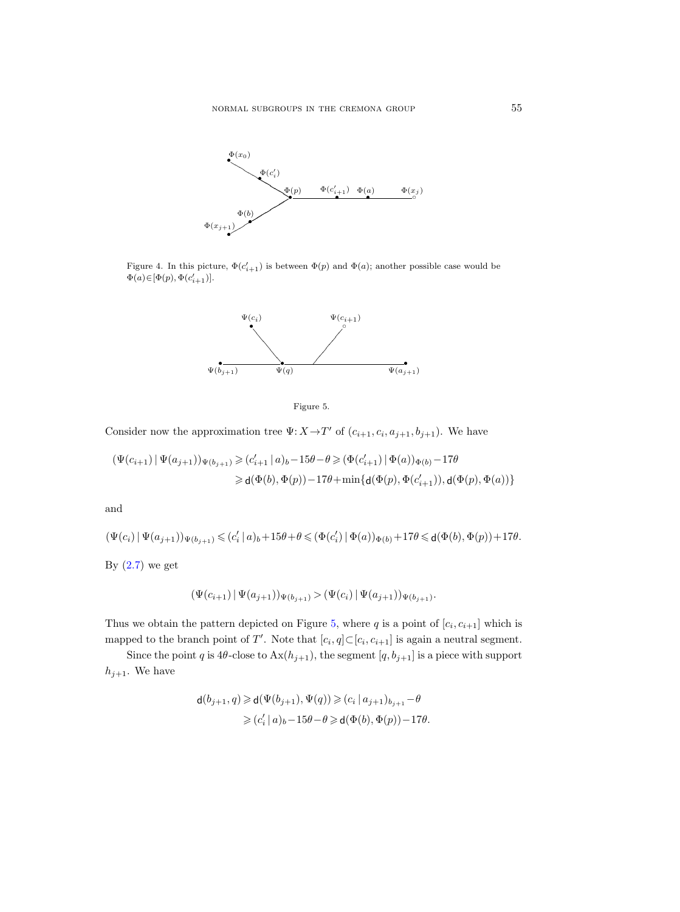Figure 4. In this picture, $\Phi(c'_{i+1})$ is between $\Phi(p)$ and $\Phi(a)$; another possible case would be $\Phi(a)\in[\Phi(p),\Phi(c'_{i+1})]$.

Figure 5.

Consider now the approximation tree $\Psi\colon X\to T'$ of $(c_{i+1},c_i,a_{j+1},b_{j+1})$. We have

$$\begin{aligned}(\Psi(c_{i+1}) \,|\, \Psi(a_{j+1}))_{\Psi(b_{j+1})} &\geqslant (c'_{i+1}\,|\,a)_b - 15\theta - \theta \geqslant (\Phi(c'_{i+1})\,|\,\Phi(a))_{\Phi(b)} - 17\theta \\ &\geqslant \mathsf{d}(\Phi(b),\Phi(p)) - 17\theta + \min\{\mathsf{d}(\Phi(p),\Phi(c'_{i+1})),\mathsf{d}(\Phi(p),\Phi(a))\}\end{aligned}$$

and

$$(\Psi(c_i)\,|\,\Psi(a_{j+1}))_{\Psi(b_{j+1})} \leqslant (c'_i\,|\,a)_b + 15\theta + \theta \leqslant (\Phi(c'_i)\,|\,\Phi(a))_{\Phi(b)} + 17\theta \leqslant \mathsf{d}(\Phi(b),\Phi(p)) + 17\theta.$$

By (2.7) we get

$$(\Psi(c_{i+1})\,|\,\Psi(a_{j+1}))_{\Psi(b_{j+1})} > (\Psi(c_i)\,|\,\Psi(a_{j+1}))_{\Psi(b_{j+1})}.$$

Thus we obtain the pattern depicted on Figure 5, where $q$ is a point of $[c_i,c_{i+1}]$ which is mapped to the branch point of $T'$. Note that $[c_i,q]\subset[c_i,c_{i+1}]$ is again a neutral segment.

Since the point $q$ is $4\theta$-close to $\mathrm{Ax}(h_{j+1})$, the segment $[q,b_{j+1}]$ is a piece with support $h_{j+1}$. We have

$$\begin{aligned}\mathsf{d}(b_{j+1},q) &\geqslant \mathsf{d}(\Psi(b_{j+1}),\Psi(q)) \geqslant (c_i\,|\,a_{j+1})_{b_{j+1}} - \theta \\ &\geqslant (c'_i\,|\,a)_b - 15\theta - \theta \geqslant \mathsf{d}(\Phi(b),\Phi(p)) - 17\theta.\end{aligned}$$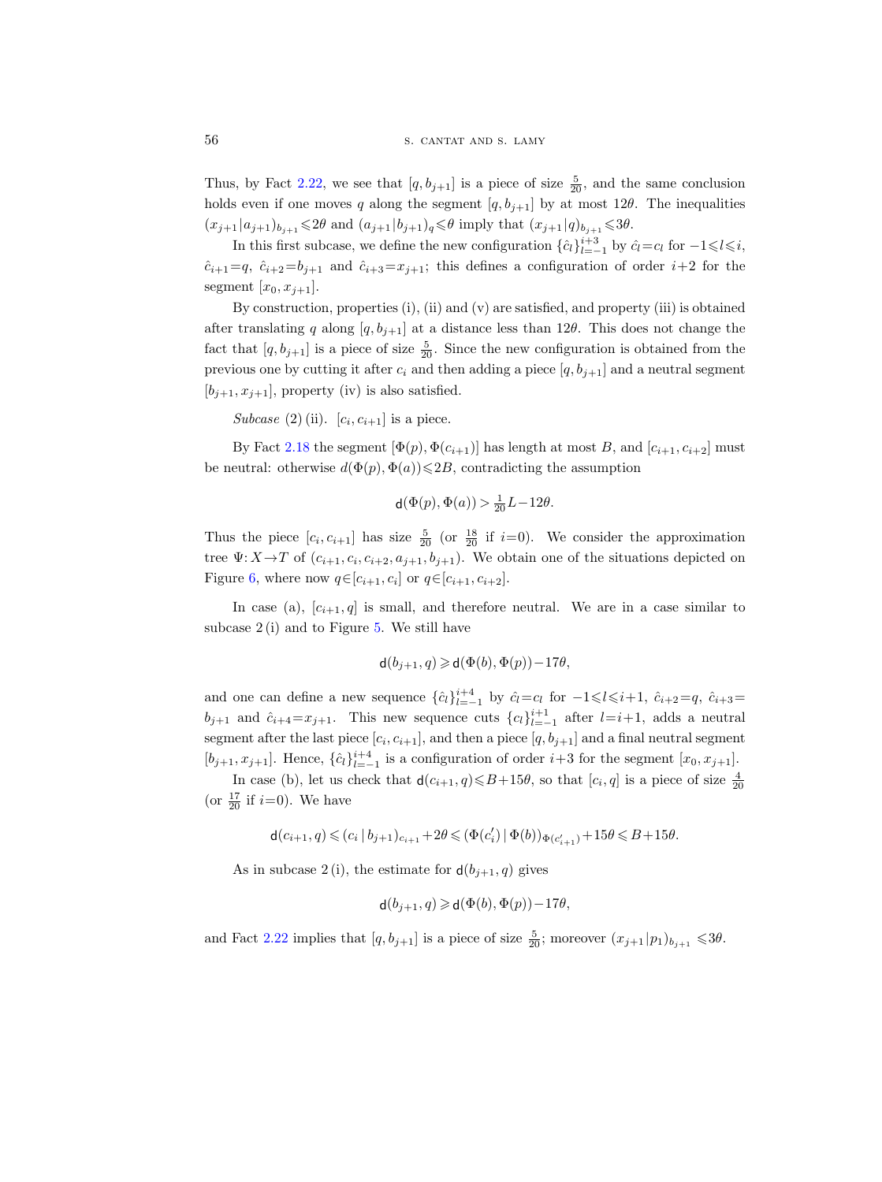Thus, by Fact 2.22, we see that $[q, b_{j+1}]$ is a piece of size $\frac{5}{20}$, and the same conclusion holds even if one moves $q$ along the segment $[q, b_{j+1}]$ by at most $12\theta$. The inequalities $(x_{j+1}|a_{j+1})_{b_{j+1}} \leqslant 2\theta$ and $(a_{j+1}|b_{j+1})_q \leqslant \theta$ imply that $(x_{j+1}|q)_{b_{j+1}} \leqslant 3\theta$.

In this first subcase, we define the new configuration $\{\hat{c}_l\}_{l=-1}^{i+3}$ by $\hat{c}_l = c_l$ for $-1 \leqslant l \leqslant i$, $\hat{c}_{i+1} = q$, $\hat{c}_{i+2} = b_{j+1}$ and $\hat{c}_{i+3} = x_{j+1}$; this defines a configuration of order $i+2$ for the segment $[x_0, x_{j+1}]$.

By construction, properties (i), (ii) and (v) are satisfied, and property (iii) is obtained after translating $q$ along $[q, b_{j+1}]$ at a distance less than $12\theta$. This does not change the fact that $[q, b_{j+1}]$ is a piece of size $\frac{5}{20}$. Since the new configuration is obtained from the previous one by cutting it after $c_i$ and then adding a piece $[q, b_{j+1}]$ and a neutral segment $[b_{j+1}, x_{j+1}]$, property (iv) is also satisfied.

*Subcase* (2) (ii). $[c_i, c_{i+1}]$ is a piece.

By Fact 2.18 the segment $[\Phi(p), \Phi(c_{i+1})]$ has length at most $B$, and $[c_{i+1}, c_{i+2}]$ must be neutral: otherwise $d(\Phi(p), \Phi(a)) \leqslant 2B$, contradicting the assumption

$$\mathsf{d}(\Phi(p), \Phi(a)) > \tfrac{1}{20}L - 12\theta.$$

Thus the piece $[c_i, c_{i+1}]$ has size $\frac{5}{20}$ (or $\frac{18}{20}$ if $i=0$). We consider the approximation tree $\Psi: X \to T$ of $(c_{i+1}, c_i, c_{i+2}, a_{j+1}, b_{j+1})$. We obtain one of the situations depicted on Figure 6, where now $q \in [c_{i+1}, c_i]$ or $q \in [c_{i+1}, c_{i+2}]$.

In case (a), $[c_{i+1}, q]$ is small, and therefore neutral. We are in a case similar to subcase 2 (i) and to Figure 5. We still have

$$\mathsf{d}(b_{j+1}, q) \geqslant \mathsf{d}(\Phi(b), \Phi(p)) - 17\theta,$$

and one can define a new sequence $\{\hat{c}_l\}_{l=-1}^{i+4}$ by $\hat{c}_l = c_l$ for $-1 \leqslant l \leqslant i+1$, $\hat{c}_{i+2} = q$, $\hat{c}_{i+3} = b_{j+1}$ and $\hat{c}_{i+4} = x_{j+1}$. This new sequence cuts $\{c_l\}_{l=-1}^{i+1}$ after $l = i+1$, adds a neutral segment after the last piece $[c_i, c_{i+1}]$, and then a piece $[q, b_{j+1}]$ and a final neutral segment $[b_{j+1}, x_{j+1}]$. Hence, $\{\hat{c}_l\}_{l=-1}^{i+4}$ is a configuration of order $i+3$ for the segment $[x_0, x_{j+1}]$.

In case (b), let us check that $\mathsf{d}(c_{i+1}, q) \leqslant B + 15\theta$, so that $[c_i, q]$ is a piece of size $\frac{4}{20}$ (or $\frac{17}{20}$ if $i=0$). We have

$$\mathsf{d}(c_{i+1}, q) \leqslant (c_i \,|\, b_{j+1})_{c_{i+1}} + 2\theta \leqslant (\Phi(c_i') \,|\, \Phi(b))_{\Phi(c_{i+1}')} + 15\theta \leqslant B + 15\theta.$$

As in subcase 2 (i), the estimate for $\mathsf{d}(b_{j+1}, q)$ gives

$$\mathsf{d}(b_{j+1}, q) \geqslant \mathsf{d}(\Phi(b), \Phi(p)) - 17\theta,$$

and Fact 2.22 implies that $[q, b_{j+1}]$ is a piece of size $\frac{5}{20}$; moreover $(x_{j+1}|p_1)_{b_{j+1}} \leqslant 3\theta$.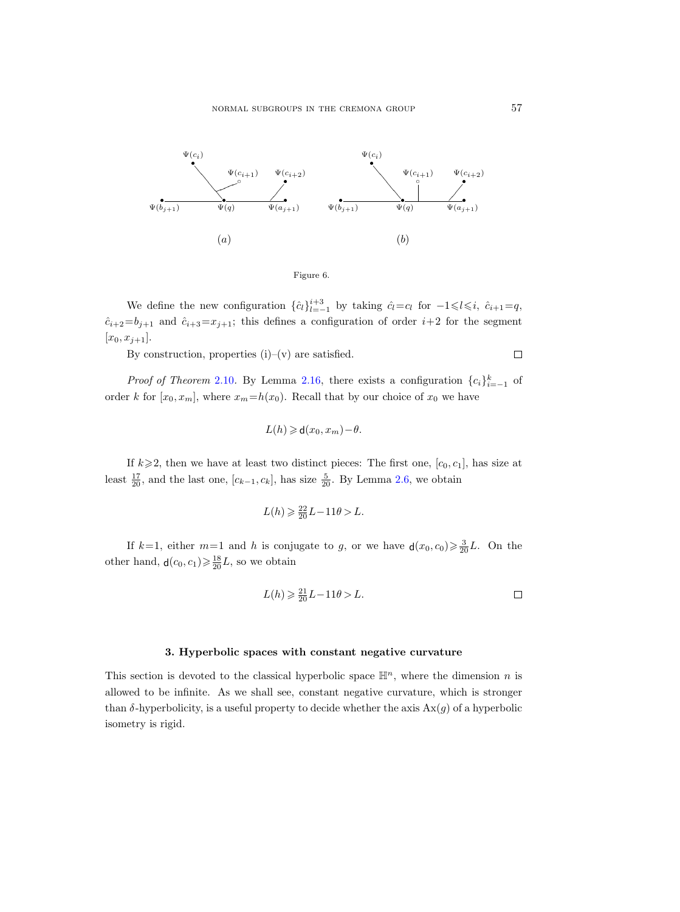Figure 6.

We define the new configuration $\{\hat{c}_l\}_{l=-1}^{i+3}$ by taking $\hat{c}_l = c_l$ for $-1 \leqslant l \leqslant i$, $\hat{c}_{i+1} = q$, $\hat{c}_{i+2} = b_{j+1}$ and $\hat{c}_{i+3} = x_{j+1}$; this defines a configuration of order $i+2$ for the segment $[x_0, x_{j+1}]$.

By construction, properties (i)–(v) are satisfied. $\square$

*Proof of Theorem* 2.10. By Lemma 2.16, there exists a configuration $\{c_i\}_{i=-1}^{k}$ of order $k$ for $[x_0, x_m]$, where $x_m = h(x_0)$. Recall that by our choice of $x_0$ we have

$$L(h) \geqslant \mathsf{d}(x_0, x_m) - \theta.$$

If $k \geqslant 2$, then we have at least two distinct pieces: The first one, $[c_0, c_1]$, has size at least $\frac{17}{20}$, and the last one, $[c_{k-1}, c_k]$, has size $\frac{5}{20}$. By Lemma 2.6, we obtain

$$L(h) \geqslant \tfrac{22}{20} L - 11\theta > L.$$

If $k = 1$, either $m = 1$ and $h$ is conjugate to $g$, or we have $\mathsf{d}(x_0, c_0) \geqslant \frac{3}{20} L$. On the other hand, $\mathsf{d}(c_0, c_1) \geqslant \frac{18}{20} L$, so we obtain

$$L(h) \geqslant \tfrac{21}{20} L - 11\theta > L. \qquad \square$$

## 3. Hyperbolic spaces with constant negative curvature

This section is devoted to the classical hyperbolic space $\mathbb{H}^n$, where the dimension $n$ is allowed to be infinite. As we shall see, constant negative curvature, which is stronger than $\delta$-hyperbolicity, is a useful property to decide whether the axis $\mathrm{Ax}(g)$ of a hyperbolic isometry is rigid.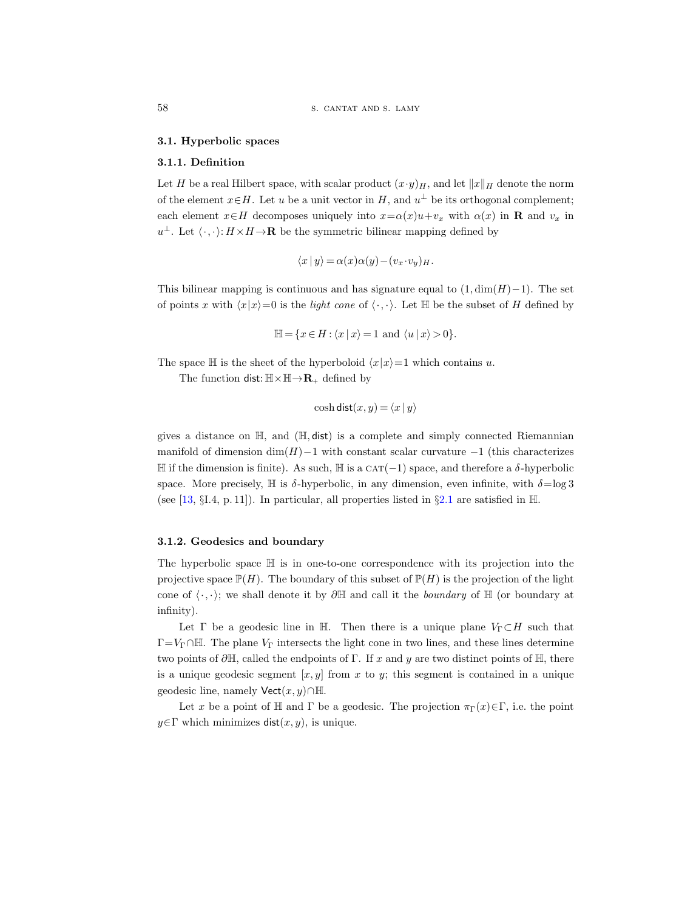### 3.1. Hyperbolic spaces

#### 3.1.1. Definition

Let $H$ be a real Hilbert space, with scalar product $(x \cdot y)_H$, and let $\|x\|_H$ denote the norm of the element $x \in H$. Let $u$ be a unit vector in $H$, and $u^\perp$ be its orthogonal complement; each element $x \in H$ decomposes uniquely into $x = \alpha(x)u + v_x$ with $\alpha(x)$ in $\mathbf{R}$ and $v_x$ in $u^\perp$. Let $\langle \cdot, \cdot \rangle : H \times H \to \mathbf{R}$ be the symmetric bilinear mapping defined by

$$\langle x \mid y \rangle = \alpha(x)\alpha(y) - (v_x \cdot v_y)_H.$$

This bilinear mapping is continuous and has signature equal to $(1, \dim(H) - 1)$. The set of points $x$ with $\langle x | x \rangle = 0$ is the *light cone* of $\langle \cdot, \cdot \rangle$. Let $\mathbb{H}$ be the subset of $H$ defined by

$$\mathbb{H} = \{x \in H : \langle x \mid x \rangle = 1 \text{ and } \langle u \mid x \rangle > 0\}.$$

The space $\mathbb{H}$ is the sheet of the hyperboloid $\langle x | x \rangle = 1$ which contains $u$.

The function $\mathsf{dist} : \mathbb{H} \times \mathbb{H} \to \mathbf{R}_+$ defined by

$$\cosh \mathsf{dist}(x, y) = \langle x \mid y \rangle$$

gives a distance on $\mathbb{H}$, and $(\mathbb{H}, \mathsf{dist})$ is a complete and simply connected Riemannian manifold of dimension $\dim(H) - 1$ with constant scalar curvature $-1$ (this characterizes $\mathbb{H}$ if the dimension is finite). As such, $\mathbb{H}$ is a CAT$(-1)$ space, and therefore a $\delta$-hyperbolic space. More precisely, $\mathbb{H}$ is $\delta$-hyperbolic, in any dimension, even infinite, with $\delta = \log 3$ (see [13, §I.4, p. 11]). In particular, all properties listed in §2.1 are satisfied in $\mathbb{H}$.

#### 3.1.2. Geodesics and boundary

The hyperbolic space $\mathbb{H}$ is in one-to-one correspondence with its projection into the projective space $\mathbb{P}(H)$. The boundary of this subset of $\mathbb{P}(H)$ is the projection of the light cone of $\langle \cdot, \cdot \rangle$; we shall denote it by $\partial \mathbb{H}$ and call it the *boundary* of $\mathbb{H}$ (or boundary at infinity).

Let $\Gamma$ be a geodesic line in $\mathbb{H}$. Then there is a unique plane $V_\Gamma \subset H$ such that $\Gamma = V_\Gamma \cap \mathbb{H}$. The plane $V_\Gamma$ intersects the light cone in two lines, and these lines determine two points of $\partial \mathbb{H}$, called the endpoints of $\Gamma$. If $x$ and $y$ are two distinct points of $\mathbb{H}$, there is a unique geodesic segment $[x, y]$ from $x$ to $y$; this segment is contained in a unique geodesic line, namely $\mathsf{Vect}(x, y) \cap \mathbb{H}$.

Let $x$ be a point of $\mathbb{H}$ and $\Gamma$ be a geodesic. The projection $\pi_\Gamma(x) \in \Gamma$, i.e. the point $y \in \Gamma$ which minimizes $\mathsf{dist}(x, y)$, is unique.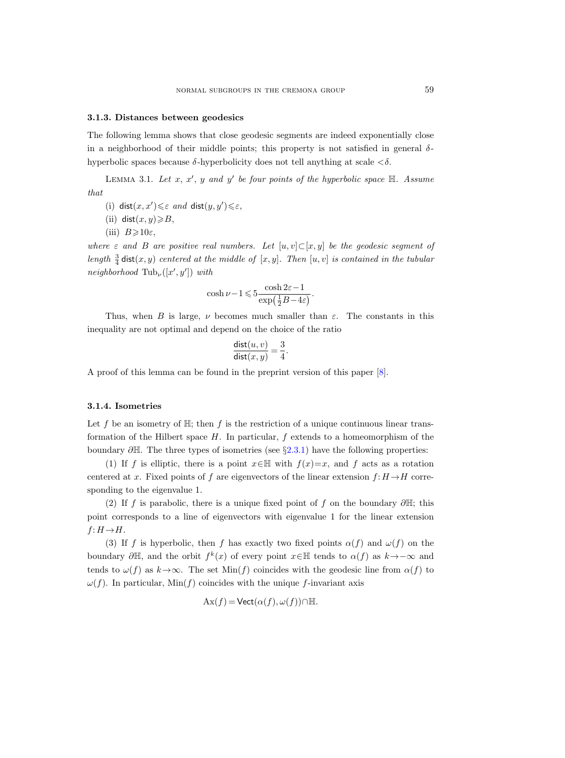### 3.1.3. Distances between geodesics

The following lemma shows that close geodesic segments are indeed exponentially close in a neighborhood of their middle points; this property is not satisfied in general $\delta$-hyperbolic spaces because $\delta$-hyperbolicity does not tell anything at scale $<\delta$.

Lemma 3.1. *Let $x$, $x'$, $y$ and $y'$ be four points of the hyperbolic space $\mathbb{H}$. Assume that*

(i) $\mathsf{dist}(x,x')\leqslant\varepsilon$ *and* $\mathsf{dist}(y,y')\leqslant\varepsilon$,

(ii) $\mathsf{dist}(x,y)\geqslant B$,

(iii) $B\geqslant 10\varepsilon$,

*where $\varepsilon$ and $B$ are positive real numbers. Let $[u,v]\subset[x,y]$ be the geodesic segment of length $\frac{3}{4}\,\mathsf{dist}(x,y)$ centered at the middle of $[x,y]$. Then $[u,v]$ is contained in the tubular neighborhood* $\mathrm{Tub}_\nu([x',y'])$ *with*

$$\cosh\nu-1\leqslant 5\frac{\cosh 2\varepsilon-1}{\exp\left(\frac{1}{2}B-4\varepsilon\right)}.$$

Thus, when $B$ is large, $\nu$ becomes much smaller than $\varepsilon$. The constants in this inequality are not optimal and depend on the choice of the ratio

$$\frac{\mathsf{dist}(u,v)}{\mathsf{dist}(x,y)}=\frac{3}{4}.$$

A proof of this lemma can be found in the preprint version of this paper [8].

### 3.1.4. Isometries

Let $f$ be an isometry of $\mathbb{H}$; then $f$ is the restriction of a unique continuous linear transformation of the Hilbert space $H$. In particular, $f$ extends to a homeomorphism of the boundary $\partial\mathbb{H}$. The three types of isometries (see §2.3.1) have the following properties:

(1) If $f$ is elliptic, there is a point $x\in\mathbb{H}$ with $f(x)=x$, and $f$ acts as a rotation centered at $x$. Fixed points of $f$ are eigenvectors of the linear extension $f\colon H\to H$ corresponding to the eigenvalue 1.

(2) If $f$ is parabolic, there is a unique fixed point of $f$ on the boundary $\partial\mathbb{H}$; this point corresponds to a line of eigenvectors with eigenvalue 1 for the linear extension $f\colon H\to H$.

(3) If $f$ is hyperbolic, then $f$ has exactly two fixed points $\alpha(f)$ and $\omega(f)$ on the boundary $\partial\mathbb{H}$, and the orbit $f^k(x)$ of every point $x\in\mathbb{H}$ tends to $\alpha(f)$ as $k\to-\infty$ and tends to $\omega(f)$ as $k\to\infty$. The set $\mathrm{Min}(f)$ coincides with the geodesic line from $\alpha(f)$ to $\omega(f)$. In particular, $\mathrm{Min}(f)$ coincides with the unique $f$-invariant axis

$$\mathrm{Ax}(f)=\mathsf{Vect}(\alpha(f),\omega(f))\cap\mathbb{H}.$$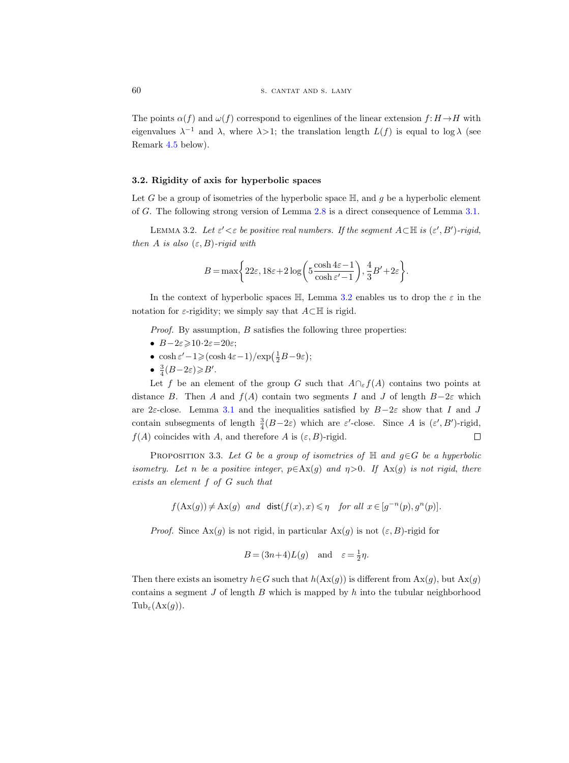The points $\alpha(f)$ and $\omega(f)$ correspond to eigenlines of the linear extension $f: H \to H$ with eigenvalues $\lambda^{-1}$ and $\lambda$, where $\lambda > 1$; the translation length $L(f)$ is equal to $\log \lambda$ (see Remark 4.5 below).

### 3.2. Rigidity of axis for hyperbolic spaces

Let $G$ be a group of isometries of the hyperbolic space $\mathbb{H}$, and $g$ be a hyperbolic element of $G$. The following strong version of Lemma 2.8 is a direct consequence of Lemma 3.1.

Lemma 3.2. *Let $\varepsilon' < \varepsilon$ be positive real numbers. If the segment $A \subset \mathbb{H}$ is $(\varepsilon', B')$-rigid, then $A$ is also $(\varepsilon, B)$-rigid with*

$$B = \max\left\{ 22\varepsilon, 18\varepsilon + 2\log\left(5\frac{\cosh 4\varepsilon - 1}{\cosh \varepsilon' - 1}\right), \frac{4}{3}B' + 2\varepsilon \right\}.$$

In the context of hyperbolic spaces $\mathbb{H}$, Lemma 3.2 enables us to drop the $\varepsilon$ in the notation for $\varepsilon$-rigidity; we simply say that $A \subset \mathbb{H}$ is rigid.

*Proof.* By assumption, $B$ satisfies the following three properties:

- $B - 2\varepsilon \geqslant 10 \cdot 2\varepsilon = 20\varepsilon$;
- $\cosh \varepsilon' - 1 \geqslant (\cosh 4\varepsilon - 1)/\exp\left(\frac{1}{2}B - 9\varepsilon\right)$;
- $\frac{3}{4}(B - 2\varepsilon) \geqslant B'$.

Let $f$ be an element of the group $G$ such that $A \cap_\varepsilon f(A)$ contains two points at distance $B$. Then $A$ and $f(A)$ contain two segments $I$ and $J$ of length $B - 2\varepsilon$ which are $2\varepsilon$-close. Lemma 3.1 and the inequalities satisfied by $B - 2\varepsilon$ show that $I$ and $J$ contain subsegments of length $\frac{3}{4}(B - 2\varepsilon)$ which are $\varepsilon'$-close. Since $A$ is $(\varepsilon', B')$-rigid, $f(A)$ coincides with $A$, and therefore $A$ is $(\varepsilon, B)$-rigid. $\square$

Proposition 3.3. *Let $G$ be a group of isometries of $\mathbb{H}$ and $g \in G$ be a hyperbolic isometry. Let $n$ be a positive integer, $p \in \mathrm{Ax}(g)$ and $\eta > 0$. If $\mathrm{Ax}(g)$ is not rigid, there exists an element $f$ of $G$ such that*

$$f(\mathrm{Ax}(g)) \neq \mathrm{Ax}(g) \quad \text{and} \quad \mathsf{dist}(f(x), x) \leqslant \eta \quad \text{for all } x \in [g^{-n}(p), g^n(p)].$$

*Proof.* Since $\mathrm{Ax}(g)$ is not rigid, in particular $\mathrm{Ax}(g)$ is not $(\varepsilon, B)$-rigid for

$$B = (3n+4)L(g) \quad \text{and} \quad \varepsilon = \tfrac{1}{2}\eta.$$

Then there exists an isometry $h \in G$ such that $h(\mathrm{Ax}(g))$ is different from $\mathrm{Ax}(g)$, but $\mathrm{Ax}(g)$ contains a segment $J$ of length $B$ which is mapped by $h$ into the tubular neighborhood $\mathrm{Tub}_\varepsilon(\mathrm{Ax}(g))$.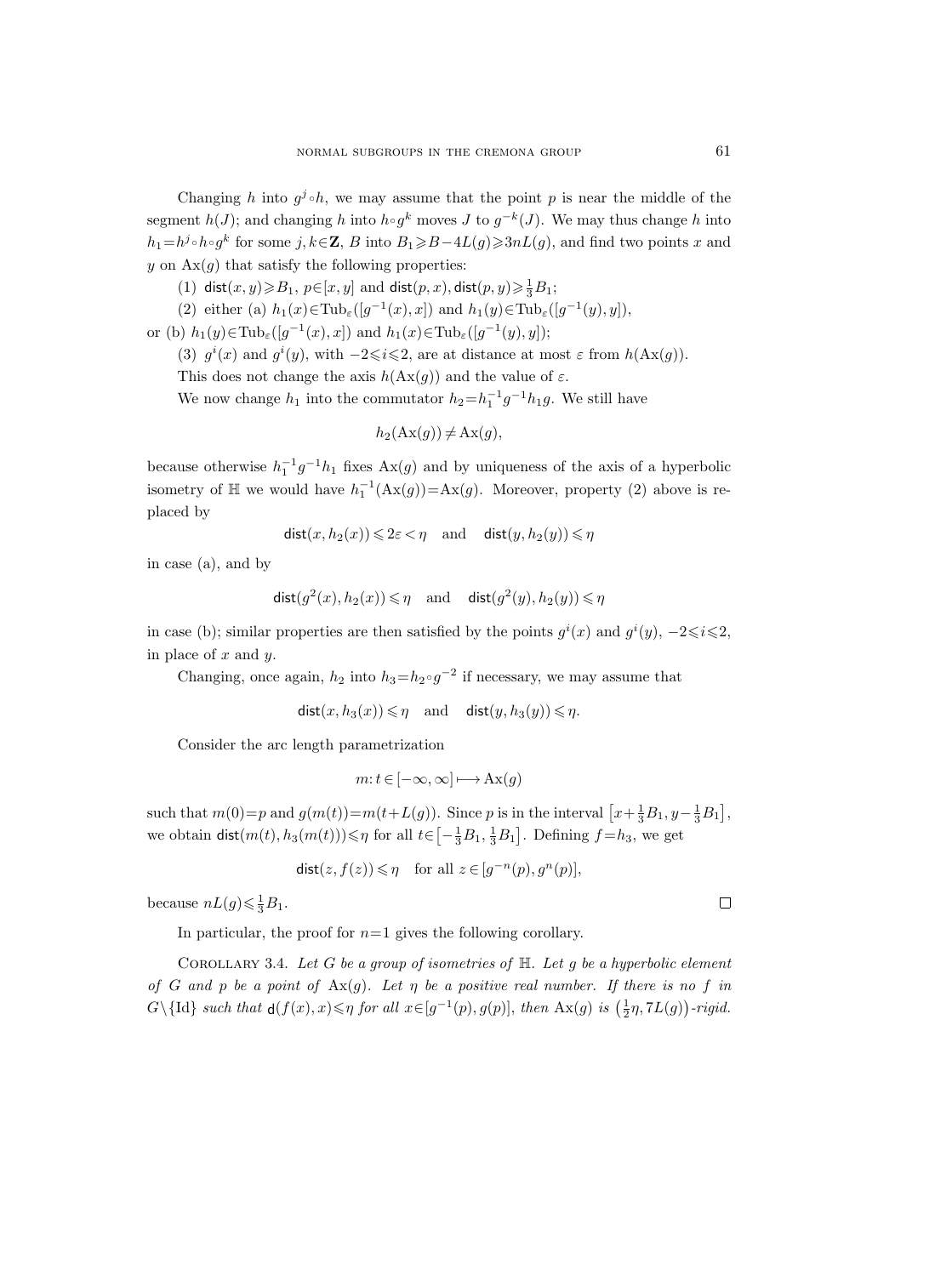Changing $h$ into $g^j \circ h$, we may assume that the point $p$ is near the middle of the segment $h(J)$; and changing $h$ into $h \circ g^k$ moves $J$ to $g^{-k}(J)$. We may thus change $h$ into $h_1 = h^j \circ h \circ g^k$ for some $j, k \in \mathbf{Z}$, $B$ into $B_1 \geqslant B - 4L(g) \geqslant 3nL(g)$, and find two points $x$ and $y$ on $\mathrm{Ax}(g)$ that satisfy the following properties:

(1) $\mathsf{dist}(x, y) \geqslant B_1$, $p \in [x, y]$ and $\mathsf{dist}(p, x), \mathsf{dist}(p, y) \geqslant \frac{1}{3} B_1$;

(2) either (a) $h_1(x) \in \mathrm{Tub}_\varepsilon([g^{-1}(x), x])$ and $h_1(y) \in \mathrm{Tub}_\varepsilon([g^{-1}(y), y])$, or (b) $h_1(y) \in \mathrm{Tub}_\varepsilon([g^{-1}(x), x])$ and $h_1(x) \in \mathrm{Tub}_\varepsilon([g^{-1}(y), y])$;

(3) $g^i(x)$ and $g^i(y)$, with $-2 \leqslant i \leqslant 2$, are at distance at most $\varepsilon$ from $h(\mathrm{Ax}(g))$.

This does not change the axis $h(\mathrm{Ax}(g))$ and the value of $\varepsilon$.

We now change $h_1$ into the commutator $h_2 = h_1^{-1} g^{-1} h_1 g$. We still have

$$h_2(\mathrm{Ax}(g)) \neq \mathrm{Ax}(g),$$

because otherwise $h_1^{-1} g^{-1} h_1$ fixes $\mathrm{Ax}(g)$ and by uniqueness of the axis of a hyperbolic isometry of $\mathbb{H}$ we would have $h_1^{-1}(\mathrm{Ax}(g)) = \mathrm{Ax}(g)$. Moreover, property (2) above is replaced by

$$\mathsf{dist}(x, h_2(x)) \leqslant 2\varepsilon < \eta \quad \text{and} \quad \mathsf{dist}(y, h_2(y)) \leqslant \eta$$

in case (a), and by

$$\mathsf{dist}(g^2(x), h_2(x)) \leqslant \eta \quad \text{and} \quad \mathsf{dist}(g^2(y), h_2(y)) \leqslant \eta$$

in case (b); similar properties are then satisfied by the points $g^i(x)$ and $g^i(y)$, $-2 \leqslant i \leqslant 2$, in place of $x$ and $y$.

Changing, once again, $h_2$ into $h_3 = h_2 \circ g^{-2}$ if necessary, we may assume that

$$\mathsf{dist}(x, h_3(x)) \leqslant \eta \quad \text{and} \quad \mathsf{dist}(y, h_3(y)) \leqslant \eta.$$

Consider the arc length parametrization

$$m: t \in [-\infty, \infty] \longmapsto \mathrm{Ax}(g)$$

such that $m(0) = p$ and $g(m(t)) = m(t + L(g))$. Since $p$ is in the interval $\left[x + \frac{1}{3} B_1, y - \frac{1}{3} B_1\right]$, we obtain $\mathsf{dist}(m(t), h_3(m(t))) \leqslant \eta$ for all $t \in \left[-\frac{1}{3} B_1, \frac{1}{3} B_1\right]$. Defining $f = h_3$, we get

$$\mathsf{dist}(z, f(z)) \leqslant \eta \quad \text{for all } z \in [g^{-n}(p), g^n(p)],$$

because $nL(g) \leqslant \frac{1}{3} B_1$. $\square$

In particular, the proof for $n=1$ gives the following corollary.

Corollary 3.4. *Let $G$ be a group of isometries of $\mathbb{H}$. Let $g$ be a hyperbolic element of $G$ and $p$ be a point of $\mathrm{Ax}(g)$. Let $\eta$ be a positive real number. If there is no $f$ in $G \setminus \{\mathrm{Id}\}$ such that $\mathsf{d}(f(x), x) \leqslant \eta$ for all $x \in [g^{-1}(p), g(p)]$, then $\mathrm{Ax}(g)$ is $\left(\frac{1}{2}\eta, 7L(g)\right)$-rigid.*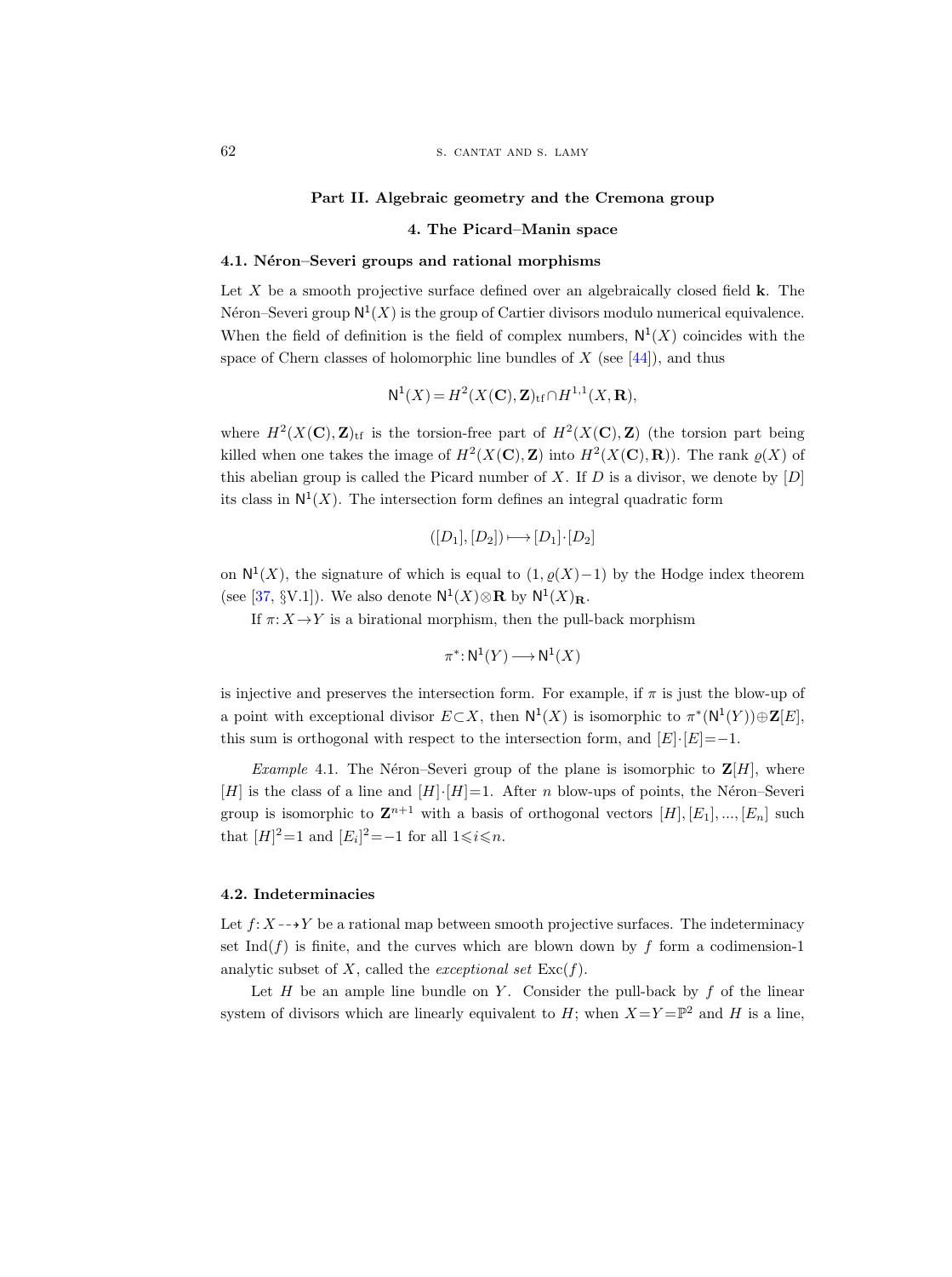# Part II. Algebraic geometry and the Cremona group

## 4. The Picard–Manin space

### 4.1. Néron–Severi groups and rational morphisms

Let $X$ be a smooth projective surface defined over an algebraically closed field $\mathbf{k}$. The Néron–Severi group $\mathsf{N}^1(X)$ is the group of Cartier divisors modulo numerical equivalence. When the field of definition is the field of complex numbers, $\mathsf{N}^1(X)$ coincides with the space of Chern classes of holomorphic line bundles of $X$ (see [44]), and thus

$$\mathsf{N}^1(X) = H^2(X(\mathbf{C}), \mathbf{Z})_{\mathrm{tf}} \cap H^{1,1}(X, \mathbf{R}),$$

where $H^2(X(\mathbf{C}), \mathbf{Z})_{\mathrm{tf}}$ is the torsion-free part of $H^2(X(\mathbf{C}), \mathbf{Z})$ (the torsion part being killed when one takes the image of $H^2(X(\mathbf{C}), \mathbf{Z})$ into $H^2(X(\mathbf{C}), \mathbf{R})$). The rank $\varrho(X)$ of this abelian group is called the Picard number of $X$. If $D$ is a divisor, we denote by $[D]$ its class in $\mathsf{N}^1(X)$. The intersection form defines an integral quadratic form

$$([D_1], [D_2]) \longmapsto [D_1] \cdot [D_2]$$

on $\mathsf{N}^1(X)$, the signature of which is equal to $(1, \varrho(X)-1)$ by the Hodge index theorem (see [37, §V.1]). We also denote $\mathsf{N}^1(X) \otimes \mathbf{R}$ by $\mathsf{N}^1(X)_{\mathbf{R}}$.

If $\pi: X \to Y$ is a birational morphism, then the pull-back morphism

$$\pi^*: \mathsf{N}^1(Y) \longrightarrow \mathsf{N}^1(X)$$

is injective and preserves the intersection form. For example, if $\pi$ is just the blow-up of a point with exceptional divisor $E \subset X$, then $\mathsf{N}^1(X)$ is isomorphic to $\pi^*(\mathsf{N}^1(Y)) \oplus \mathbf{Z}[E]$, this sum is orthogonal with respect to the intersection form, and $[E] \cdot [E] = -1$.

*Example* 4.1. The Néron–Severi group of the plane is isomorphic to $\mathbf{Z}[H]$, where $[H]$ is the class of a line and $[H] \cdot [H] = 1$. After $n$ blow-ups of points, the Néron–Severi group is isomorphic to $\mathbf{Z}^{n+1}$ with a basis of orthogonal vectors $[H], [E_1], ..., [E_n]$ such that $[H]^2 = 1$ and $[E_i]^2 = -1$ for all $1 \leqslant i \leqslant n$.

### 4.2. Indeterminacies

Let $f: X \dashrightarrow Y$ be a rational map between smooth projective surfaces. The indeterminacy set $\mathrm{Ind}(f)$ is finite, and the curves which are blown down by $f$ form a codimension-1 analytic subset of $X$, called the *exceptional set* $\mathrm{Exc}(f)$.

Let $H$ be an ample line bundle on $Y$. Consider the pull-back by $f$ of the linear system of divisors which are linearly equivalent to $H$; when $X = Y = \mathbb{P}^2$ and $H$ is a line,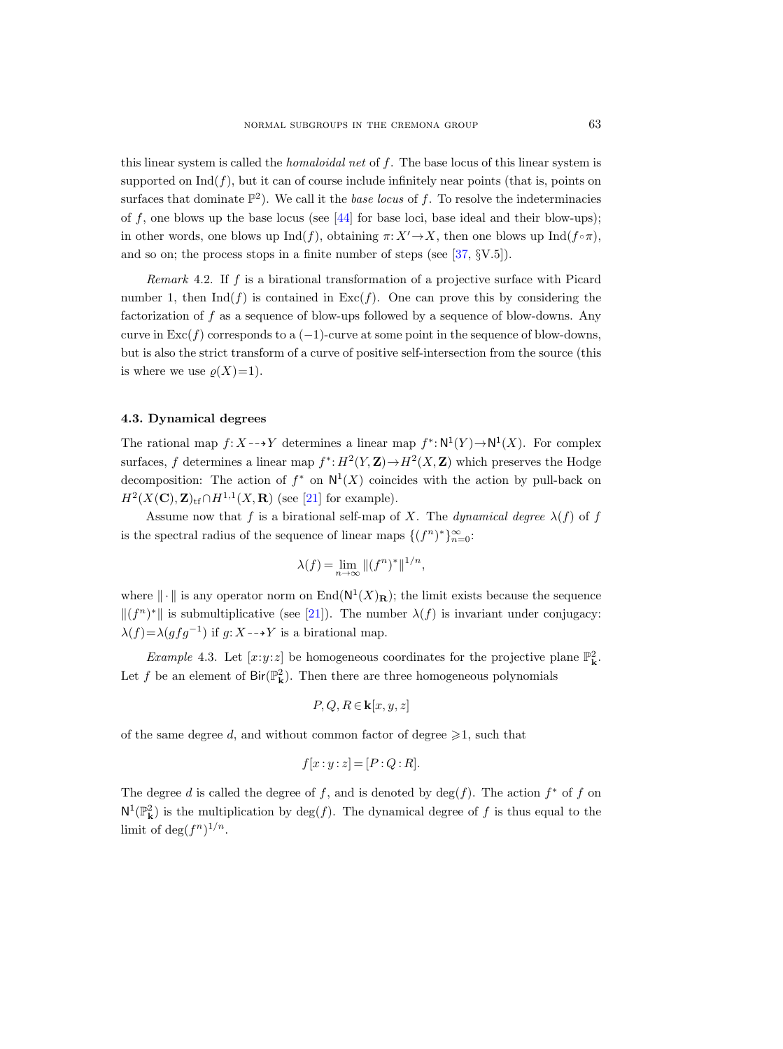this linear system is called the *homaloidal net* of $f$. The base locus of this linear system is supported on $\mathrm{Ind}(f)$, but it can of course include infinitely near points (that is, points on surfaces that dominate $\mathbb{P}^2$). We call it the *base locus* of $f$. To resolve the indeterminacies of $f$, one blows up the base locus (see [44] for base loci, base ideal and their blow-ups); in other words, one blows up $\mathrm{Ind}(f)$, obtaining $\pi: X' \to X$, then one blows up $\mathrm{Ind}(f \circ \pi)$, and so on; the process stops in a finite number of steps (see [37, §V.5]).

*Remark* 4.2. If $f$ is a birational transformation of a projective surface with Picard number 1, then $\mathrm{Ind}(f)$ is contained in $\mathrm{Exc}(f)$. One can prove this by considering the factorization of $f$ as a sequence of blow-ups followed by a sequence of blow-downs. Any curve in $\mathrm{Exc}(f)$ corresponds to a $(-1)$-curve at some point in the sequence of blow-downs, but is also the strict transform of a curve of positive self-intersection from the source (this is where we use $\varrho(X)=1$).

### 4.3. Dynamical degrees

The rational map $f: X \dashrightarrow Y$ determines a linear map $f^*: \mathsf{N}^1(Y) \to \mathsf{N}^1(X)$. For complex surfaces, $f$ determines a linear map $f^*: H^2(Y, \mathbf{Z}) \to H^2(X, \mathbf{Z})$ which preserves the Hodge decomposition: The action of $f^*$ on $\mathsf{N}^1(X)$ coincides with the action by pull-back on $H^2(X(\mathbf{C}), \mathbf{Z})_{\mathrm{tf}} \cap H^{1,1}(X, \mathbf{R})$ (see [21] for example).

Assume now that $f$ is a birational self-map of $X$. The *dynamical degree* $\lambda(f)$ of $f$ is the spectral radius of the sequence of linear maps $\{(f^n)^*\}_{n=0}^{\infty}$:

$$\lambda(f) = \lim_{n \to \infty} \|(f^n)^*\|^{1/n},$$

where $\|\cdot\|$ is any operator norm on $\mathrm{End}(\mathsf{N}^1(X)_{\mathbf{R}})$; the limit exists because the sequence $\|(f^n)^*\|$ is submultiplicative (see [21]). The number $\lambda(f)$ is invariant under conjugacy: $\lambda(f) = \lambda(gfg^{-1})$ if $g: X \dashrightarrow Y$ is a birational map.

*Example* 4.3. Let $[x:y:z]$ be homogeneous coordinates for the projective plane $\mathbb{P}^2_{\mathbf{k}}$. Let $f$ be an element of $\mathsf{Bir}(\mathbb{P}^2_{\mathbf{k}})$. Then there are three homogeneous polynomials

$$P, Q, R \in \mathbf{k}[x, y, z]$$

of the same degree $d$, and without common factor of degree $\geqslant 1$, such that

$$f[x:y:z] = [P:Q:R].$$

The degree $d$ is called the degree of $f$, and is denoted by $\deg(f)$. The action $f^*$ of $f$ on $\mathsf{N}^1(\mathbb{P}^2_{\mathbf{k}})$ is the multiplication by $\deg(f)$. The dynamical degree of $f$ is thus equal to the limit of $\deg(f^n)^{1/n}$.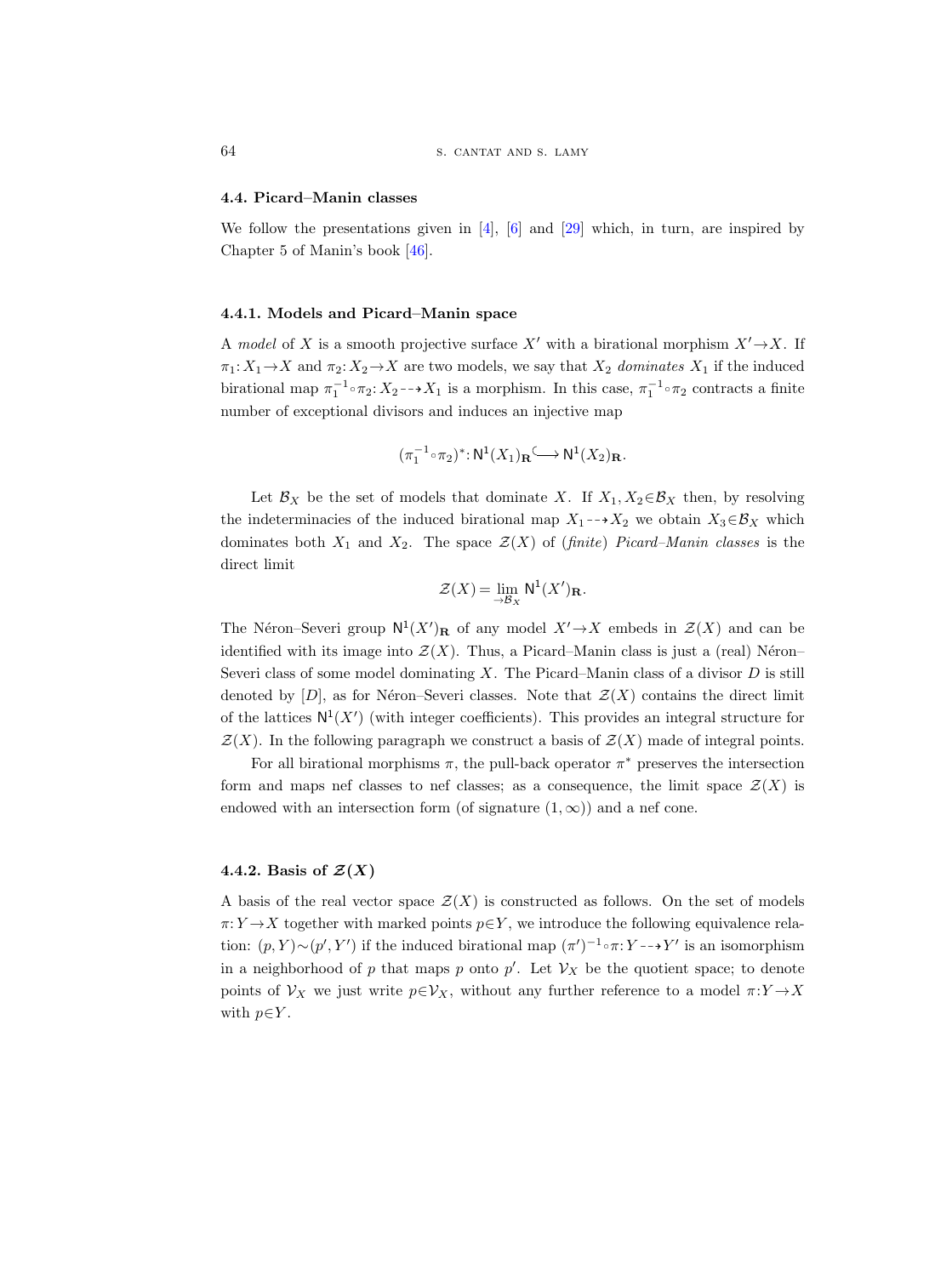### 4.4. Picard–Manin classes

We follow the presentations given in [4], [6] and [29] which, in turn, are inspired by Chapter 5 of Manin's book [46].

#### 4.4.1. Models and Picard–Manin space

A *model* of $X$ is a smooth projective surface $X'$ with a birational morphism $X' \to X$. If $\pi_1: X_1 \to X$ and $\pi_2: X_2 \to X$ are two models, we say that $X_2$ *dominates* $X_1$ if the induced birational map $\pi_1^{-1} \circ \pi_2: X_2 \dashrightarrow X_1$ is a morphism. In this case, $\pi_1^{-1} \circ \pi_2$ contracts a finite number of exceptional divisors and induces an injective map

$$(\pi_1^{-1} \circ \pi_2)^*: \mathsf{N}^1(X_1)_{\mathbf{R}} \hookrightarrow \mathsf{N}^1(X_2)_{\mathbf{R}}.$$

Let $\mathcal{B}_X$ be the set of models that dominate $X$. If $X_1, X_2 \in \mathcal{B}_X$ then, by resolving the indeterminacies of the induced birational map $X_1 \dashrightarrow X_2$ we obtain $X_3 \in \mathcal{B}_X$ which dominates both $X_1$ and $X_2$. The space $\mathcal{Z}(X)$ of (*finite*) *Picard–Manin classes* is the direct limit

$$\mathcal{Z}(X) = \lim_{\to \mathcal{B}_X} \mathsf{N}^1(X')_{\mathbf{R}}.$$

The Néron–Severi group $\mathsf{N}^1(X')_{\mathbf{R}}$ of any model $X' \to X$ embeds in $\mathcal{Z}(X)$ and can be identified with its image into $\mathcal{Z}(X)$. Thus, a Picard–Manin class is just a (real) Néron–Severi class of some model dominating $X$. The Picard–Manin class of a divisor $D$ is still denoted by $[D]$, as for Néron–Severi classes. Note that $\mathcal{Z}(X)$ contains the direct limit of the lattices $\mathsf{N}^1(X')$ (with integer coefficients). This provides an integral structure for $\mathcal{Z}(X)$. In the following paragraph we construct a basis of $\mathcal{Z}(X)$ made of integral points.

For all birational morphisms $\pi$, the pull-back operator $\pi^*$ preserves the intersection form and maps nef classes to nef classes; as a consequence, the limit space $\mathcal{Z}(X)$ is endowed with an intersection form (of signature $(1, \infty)$) and a nef cone.

#### 4.4.2. Basis of $\mathcal{Z}(X)$

A basis of the real vector space $\mathcal{Z}(X)$ is constructed as follows. On the set of models $\pi: Y \to X$ together with marked points $p \in Y$, we introduce the following equivalence relation: $(p, Y) \sim (p', Y')$ if the induced birational map $(\pi')^{-1} \circ \pi: Y \dashrightarrow Y'$ is an isomorphism in a neighborhood of $p$ that maps $p$ onto $p'$. Let $\mathcal{V}_X$ be the quotient space; to denote points of $\mathcal{V}_X$ we just write $p \in \mathcal{V}_X$, without any further reference to a model $\pi: Y \to X$ with $p \in Y$.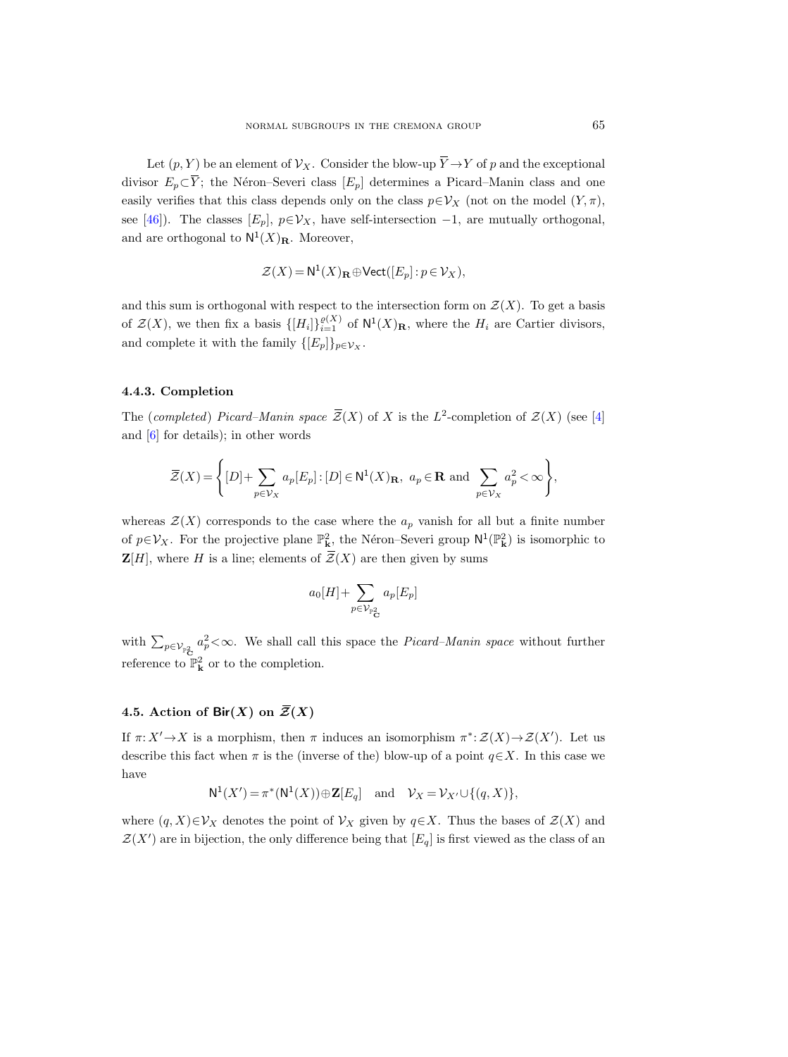Let $(p, Y)$ be an element of $\mathcal{V}_X$. Consider the blow-up $\overline{Y} \to Y$ of $p$ and the exceptional divisor $E_p \subset \overline{Y}$; the Néron–Severi class $[E_p]$ determines a Picard–Manin class and one easily verifies that this class depends only on the class $p \in \mathcal{V}_X$ (not on the model $(Y, \pi)$, see [46]). The classes $[E_p]$, $p \in \mathcal{V}_X$, have self-intersection $-1$, are mutually orthogonal, and are orthogonal to $\mathsf{N}^1(X)_{\mathbf{R}}$. Moreover,

$$\mathcal{Z}(X) = \mathsf{N}^1(X)_{\mathbf{R}} \oplus \mathsf{Vect}([E_p] : p \in \mathcal{V}_X),$$

and this sum is orthogonal with respect to the intersection form on $\mathcal{Z}(X)$. To get a basis of $\mathcal{Z}(X)$, we then fix a basis $\{[H_i]\}_{i=1}^{\varrho(X)}$ of $\mathsf{N}^1(X)_{\mathbf{R}}$, where the $H_i$ are Cartier divisors, and complete it with the family $\{[E_p]\}_{p \in \mathcal{V}_X}$.

### 4.4.3. Completion

The (*completed*) *Picard–Manin space* $\overline{\mathcal{Z}}(X)$ of $X$ is the $L^2$-completion of $\mathcal{Z}(X)$ (see [4] and [6] for details); in other words

$$\overline{\mathcal{Z}}(X) = \left\{ [D] + \sum_{p \in \mathcal{V}_X} a_p [E_p] : [D] \in \mathsf{N}^1(X)_{\mathbf{R}},\ a_p \in \mathbf{R} \text{ and } \sum_{p \in \mathcal{V}_X} a_p^2 < \infty \right\},$$

whereas $\mathcal{Z}(X)$ corresponds to the case where the $a_p$ vanish for all but a finite number of $p \in \mathcal{V}_X$. For the projective plane $\mathbb{P}^2_{\mathbf{k}}$, the Néron–Severi group $\mathsf{N}^1(\mathbb{P}^2_{\mathbf{k}})$ is isomorphic to $\mathbf{Z}[H]$, where $H$ is a line; elements of $\overline{\mathcal{Z}}(X)$ are then given by sums

$$a_0[H] + \sum_{p \in \mathcal{V}_{\mathbb{P}^2_{\mathbf{C}}}} a_p [E_p]$$

with $\sum_{p \in \mathcal{V}_{\mathbb{P}^2_{\mathbf{C}}}} a_p^2 < \infty$. We shall call this space the *Picard–Manin space* without further reference to $\mathbb{P}^2_{\mathbf{k}}$ or to the completion.

## 4.5. Action of $\mathsf{Bir}(X)$ on $\overline{\mathcal{Z}}(X)$

If $\pi : X' \to X$ is a morphism, then $\pi$ induces an isomorphism $\pi^* : \mathcal{Z}(X) \to \mathcal{Z}(X')$. Let us describe this fact when $\pi$ is the (inverse of the) blow-up of a point $q \in X$. In this case we have

$$\mathsf{N}^1(X') = \pi^*(\mathsf{N}^1(X)) \oplus \mathbf{Z}[E_q] \quad \text{and} \quad \mathcal{V}_X = \mathcal{V}_{X'} \cup \{(q, X)\},$$

where $(q, X) \in \mathcal{V}_X$ denotes the point of $\mathcal{V}_X$ given by $q \in X$. Thus the bases of $\mathcal{Z}(X)$ and $\mathcal{Z}(X')$ are in bijection, the only difference being that $[E_q]$ is first viewed as the class of an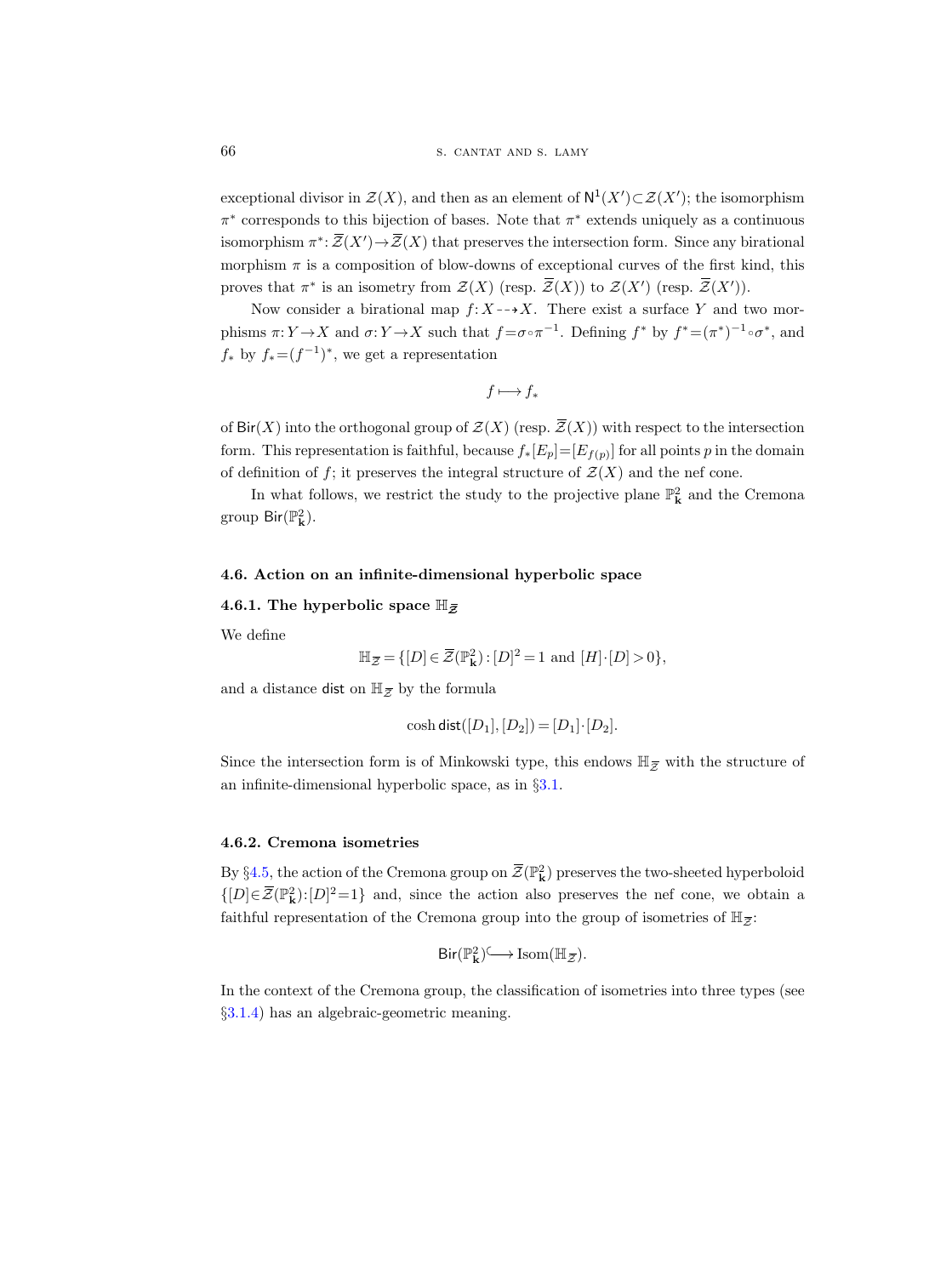exceptional divisor in $\mathcal{Z}(X)$, and then as an element of $\mathsf{N}^1(X')\subset\mathcal{Z}(X')$; the isomorphism $\pi^*$ corresponds to this bijection of bases. Note that $\pi^*$ extends uniquely as a continuous isomorphism $\pi^*:\overline{\mathcal{Z}}(X')\to\overline{\mathcal{Z}}(X)$ that preserves the intersection form. Since any birational morphism $\pi$ is a composition of blow-downs of exceptional curves of the first kind, this proves that $\pi^*$ is an isometry from $\mathcal{Z}(X)$ (resp. $\overline{\mathcal{Z}}(X)$) to $\mathcal{Z}(X')$ (resp. $\overline{\mathcal{Z}}(X')$).

Now consider a birational map $f: X \dashrightarrow X$. There exist a surface $Y$ and two morphisms $\pi: Y\to X$ and $\sigma: Y\to X$ such that $f=\sigma\circ\pi^{-1}$. Defining $f^*$ by $f^*=(\pi^*)^{-1}\circ\sigma^*$, and $f_*$ by $f_*=(f^{-1})^*$, we get a representation

$$f \longmapsto f_*$$

of $\mathsf{Bir}(X)$ into the orthogonal group of $\mathcal{Z}(X)$ (resp. $\overline{\mathcal{Z}}(X)$) with respect to the intersection form. This representation is faithful, because $f_*[E_p]=[E_{f(p)}]$ for all points $p$ in the domain of definition of $f$; it preserves the integral structure of $\mathcal{Z}(X)$ and the nef cone.

In what follows, we restrict the study to the projective plane $\mathbb{P}^2_{\mathbf{k}}$ and the Cremona group $\mathsf{Bir}(\mathbb{P}^2_{\mathbf{k}})$.

### 4.6. Action on an infinite-dimensional hyperbolic space

#### 4.6.1. The hyperbolic space $\mathbb{H}_{\overline{\mathcal{Z}}}$

We define

$$\mathbb{H}_{\overline{\mathcal{Z}}} = \{[D]\in\overline{\mathcal{Z}}(\mathbb{P}^2_{\mathbf{k}}) : [D]^2=1 \text{ and } [H]\cdot[D]>0\},$$

and a distance $\mathsf{dist}$ on $\mathbb{H}_{\overline{\mathcal{Z}}}$ by the formula

$$\cosh \mathsf{dist}([D_1],[D_2]) = [D_1]\cdot[D_2].$$

Since the intersection form is of Minkowski type, this endows $\mathbb{H}_{\overline{\mathcal{Z}}}$ with the structure of an infinite-dimensional hyperbolic space, as in §3.1.

#### 4.6.2. Cremona isometries

By §4.5, the action of the Cremona group on $\overline{\mathcal{Z}}(\mathbb{P}^2_{\mathbf{k}})$ preserves the two-sheeted hyperboloid $\{[D]\in\overline{\mathcal{Z}}(\mathbb{P}^2_{\mathbf{k}}):[D]^2=1\}$ and, since the action also preserves the nef cone, we obtain a faithful representation of the Cremona group into the group of isometries of $\mathbb{H}_{\overline{\mathcal{Z}}}$:

$$\mathsf{Bir}(\mathbb{P}^2_{\mathbf{k}}) \hookrightarrow \mathrm{Isom}(\mathbb{H}_{\overline{\mathcal{Z}}}).$$

In the context of the Cremona group, the classification of isometries into three types (see §3.1.4) has an algebraic-geometric meaning.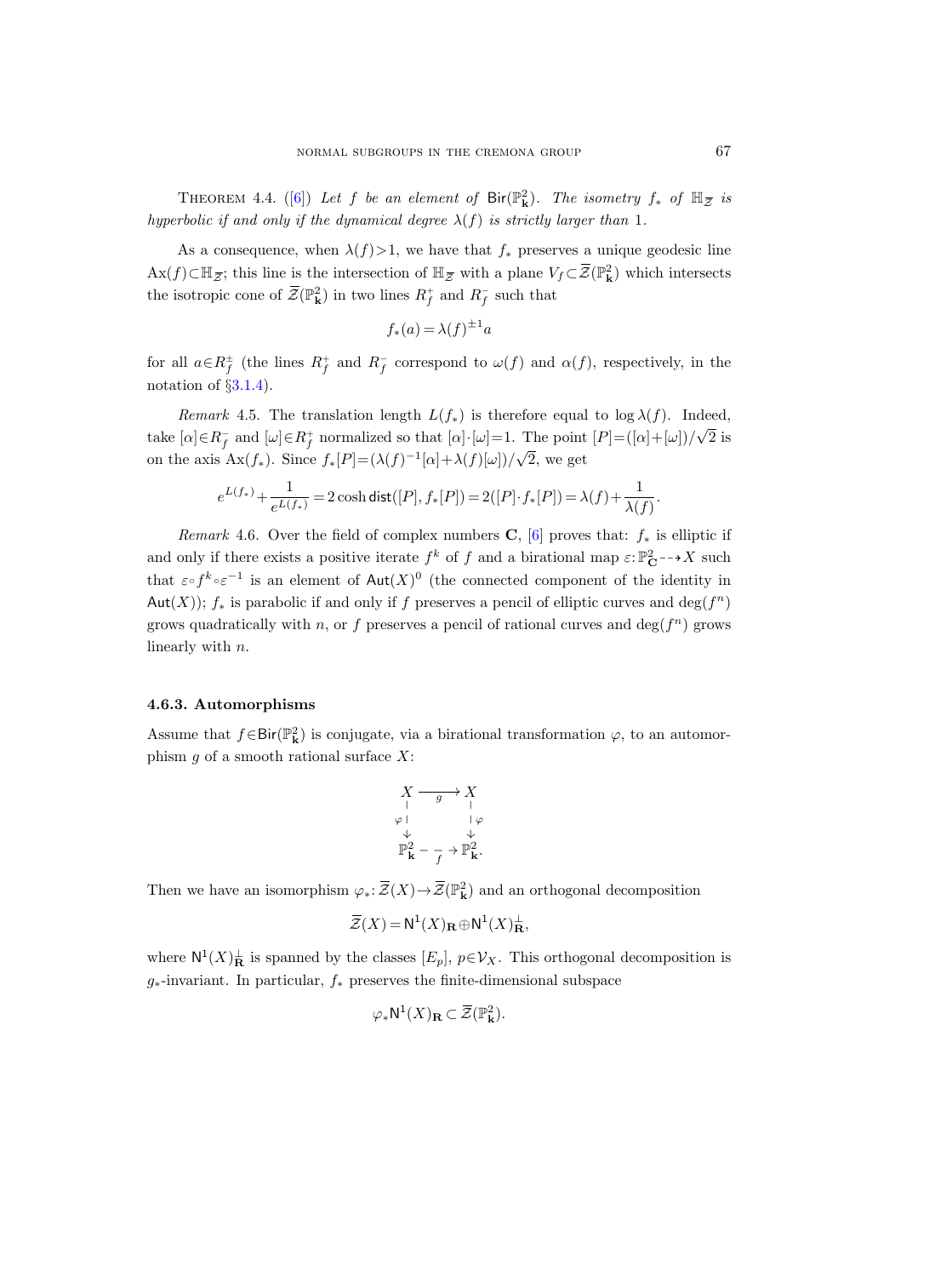Theorem 4.4. ([6]) *Let $f$ be an element of $\mathsf{Bir}(\mathbb{P}^2_{\mathbf{k}})$. The isometry $f_*$ of $\mathbb{H}_{\overline{\mathcal{Z}}}$ is hyperbolic if and only if the dynamical degree $\lambda(f)$ is strictly larger than 1.*

As a consequence, when $\lambda(f)>1$, we have that $f_*$ preserves a unique geodesic line $\mathrm{Ax}(f)\subset\mathbb{H}_{\overline{\mathcal{Z}}}$; this line is the intersection of $\mathbb{H}_{\overline{\mathcal{Z}}}$ with a plane $V_f\subset\overline{\mathcal{Z}}(\mathbb{P}^2_{\mathbf{k}})$ which intersects the isotropic cone of $\overline{\mathcal{Z}}(\mathbb{P}^2_{\mathbf{k}})$ in two lines $R_f^+$ and $R_f^-$ such that

$$f_*(a)=\lambda(f)^{\pm 1}a$$

for all $a\in R_f^{\pm}$ (the lines $R_f^+$ and $R_f^-$ correspond to $\omega(f)$ and $\alpha(f)$, respectively, in the notation of §3.1.4).

*Remark* 4.5. The translation length $L(f_*)$ is therefore equal to $\log\lambda(f)$. Indeed, take $[\alpha]\in R_f^-$ and $[\omega]\in R_f^+$ normalized so that $[\alpha]\cdot[\omega]=1$. The point $[P]=([\alpha]+[\omega])/\sqrt{2}$ is on the axis $\mathrm{Ax}(f_*)$. Since $f_*[P]=(\lambda(f)^{-1}[\alpha]+\lambda(f)[\omega])/\sqrt{2}$, we get

$$e^{L(f_*)}+\frac{1}{e^{L(f_*)}}=2\cosh\mathsf{dist}([P],f_*[P])=2([P]\cdot f_*[P])=\lambda(f)+\frac{1}{\lambda(f)}.$$

*Remark* 4.6. Over the field of complex numbers $\mathbf{C}$, [6] proves that: $f_*$ is elliptic if and only if there exists a positive iterate $f^k$ of $f$ and a birational map $\varepsilon:\mathbb{P}^2_{\mathbf{C}}\dashrightarrow X$ such that $\varepsilon\circ f^k\circ\varepsilon^{-1}$ is an element of $\mathsf{Aut}(X)^0$ (the connected component of the identity in $\mathsf{Aut}(X)$); $f_*$ is parabolic if and only if $f$ preserves a pencil of elliptic curves and $\deg(f^n)$ grows quadratically with $n$, or $f$ preserves a pencil of rational curves and $\deg(f^n)$ grows linearly with $n$.

### 4.6.3. Automorphisms

Assume that $f\in\mathsf{Bir}(\mathbb{P}^2_{\mathbf{k}})$ is conjugate, via a birational transformation $\varphi$, to an automorphism $g$ of a smooth rational surface $X$:

$$\begin{array}{ccc} X & \xrightarrow{\ g\ } & X \\ {\scriptstyle\varphi}\downarrow & & \downarrow{\scriptstyle\varphi} \\ \mathbb{P}^2_{\mathbf{k}} & \overset{f}{\dashrightarrow} & \mathbb{P}^2_{\mathbf{k}}. \end{array}$$

Then we have an isomorphism $\varphi_*:\overline{\mathcal{Z}}(X)\to\overline{\mathcal{Z}}(\mathbb{P}^2_{\mathbf{k}})$ and an orthogonal decomposition

$$\overline{\mathcal{Z}}(X)=\mathsf{N}^1(X)_{\mathbf{R}}\oplus\mathsf{N}^1(X)_{\mathbf{R}}^{\perp},$$

where $\mathsf{N}^1(X)_{\mathbf{R}}^{\perp}$ is spanned by the classes $[E_p]$, $p\in\mathcal{V}_X$. This orthogonal decomposition is $g_*$-invariant. In particular, $f_*$ preserves the finite-dimensional subspace

$$\varphi_*\mathsf{N}^1(X)_{\mathbf{R}}\subset\overline{\mathcal{Z}}(\mathbb{P}^2_{\mathbf{k}}).$$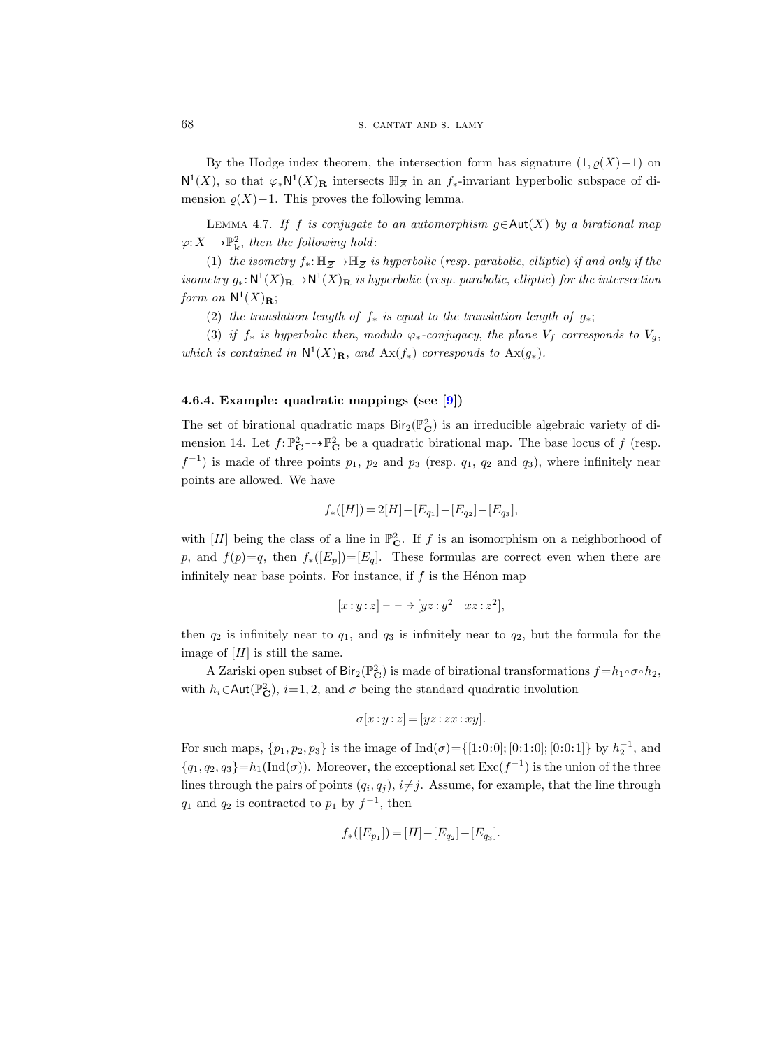By the Hodge index theorem, the intersection form has signature $(1, \varrho(X)-1)$ on $\mathsf{N}^1(X)$, so that $\varphi_* \mathsf{N}^1(X)_{\mathbf{R}}$ intersects $\mathbb{H}_{\overline{\mathcal{Z}}}$ in an $f_*$-invariant hyperbolic subspace of dimension $\varrho(X)-1$. This proves the following lemma.

Lemma 4.7. *If $f$ is conjugate to an automorphism $g \in \mathsf{Aut}(X)$ by a birational map $\varphi: X \dashrightarrow \mathbb{P}^2_{\mathbf{k}}$, then the following hold*:

(1) *the isometry $f_*: \mathbb{H}_{\overline{\mathcal{Z}}} \to \mathbb{H}_{\overline{\mathcal{Z}}}$ is hyperbolic* (*resp. parabolic, elliptic*) *if and only if the isometry $g_*: \mathsf{N}^1(X)_{\mathbf{R}} \to \mathsf{N}^1(X)_{\mathbf{R}}$ is hyperbolic* (*resp. parabolic, elliptic*) *for the intersection form on $\mathsf{N}^1(X)_{\mathbf{R}}$*;

(2) *the translation length of $f_*$ is equal to the translation length of $g_*$*;

(3) *if $f_*$ is hyperbolic then, modulo $\varphi_*$-conjugacy, the plane $V_f$ corresponds to $V_g$, which is contained in $\mathsf{N}^1(X)_{\mathbf{R}}$, and $\mathrm{Ax}(f_*)$ corresponds to $\mathrm{Ax}(g_*)$.*

#### 4.6.4. Example: quadratic mappings (see [9])

The set of birational quadratic maps $\mathsf{Bir}_2(\mathbb{P}^2_{\mathbf{C}})$ is an irreducible algebraic variety of dimension 14. Let $f: \mathbb{P}^2_{\mathbf{C}} \dashrightarrow \mathbb{P}^2_{\mathbf{C}}$ be a quadratic birational map. The base locus of $f$ (resp. $f^{-1}$) is made of three points $p_1$, $p_2$ and $p_3$ (resp. $q_1$, $q_2$ and $q_3$), where infinitely near points are allowed. We have

$$f_*([H]) = 2[H] - [E_{q_1}] - [E_{q_2}] - [E_{q_3}],$$

with $[H]$ being the class of a line in $\mathbb{P}^2_{\mathbf{C}}$. If $f$ is an isomorphism on a neighborhood of $p$, and $f(p)=q$, then $f_*([E_p])=[E_q]$. These formulas are correct even when there are infinitely near base points. For instance, if $f$ is the Hénon map

$$[x:y:z] \dashrightarrow [yz : y^2 - xz : z^2],$$

then $q_2$ is infinitely near to $q_1$, and $q_3$ is infinitely near to $q_2$, but the formula for the image of $[H]$ is still the same.

A Zariski open subset of $\mathsf{Bir}_2(\mathbb{P}^2_{\mathbf{C}})$ is made of birational transformations $f = h_1 \circ \sigma \circ h_2$, with $h_i \in \mathsf{Aut}(\mathbb{P}^2_{\mathbf{C}})$, $i=1,2$, and $\sigma$ being the standard quadratic involution

$$\sigma[x:y:z] = [yz : zx : xy].$$

For such maps, $\{p_1, p_2, p_3\}$ is the image of $\mathrm{Ind}(\sigma) = \{[1:0:0]; [0:1:0]; [0:0:1]\}$ by $h_2^{-1}$, and $\{q_1, q_2, q_3\} = h_1(\mathrm{Ind}(\sigma))$. Moreover, the exceptional set $\mathrm{Exc}(f^{-1})$ is the union of the three lines through the pairs of points $(q_i, q_j)$, $i \neq j$. Assume, for example, that the line through $q_1$ and $q_2$ is contracted to $p_1$ by $f^{-1}$, then

$$f_*([E_{p_1}]) = [H] - [E_{q_2}] - [E_{q_3}].$$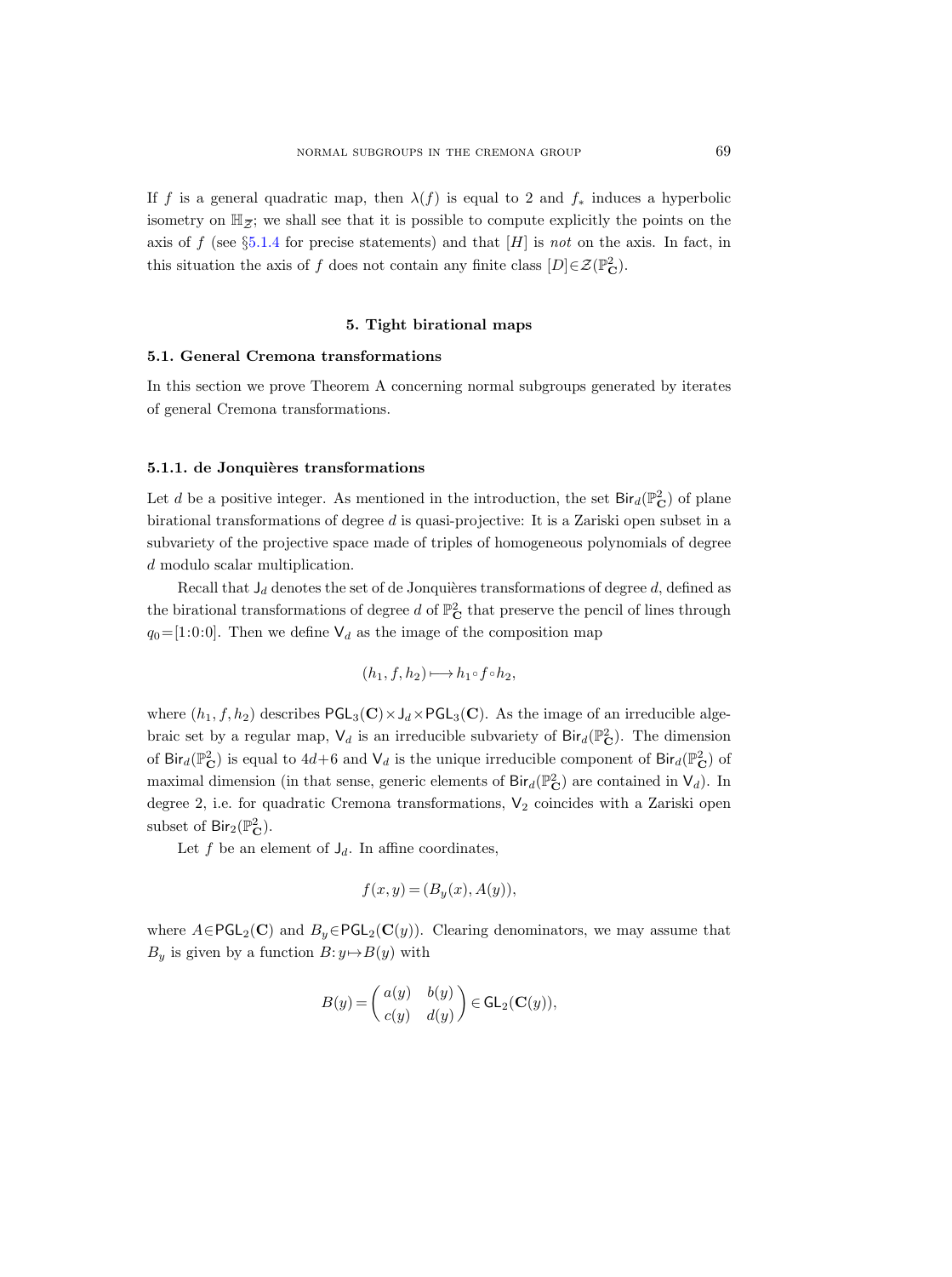If $f$ is a general quadratic map, then $\lambda(f)$ is equal to 2 and $f_*$ induces a hyperbolic isometry on $\mathbb{H}_{\overline{\mathcal{Z}}}$; we shall see that it is possible to compute explicitly the points on the axis of $f$ (see §5.1.4 for precise statements) and that $[H]$ is *not* on the axis. In fact, in this situation the axis of $f$ does not contain any finite class $[D] \in \mathcal{Z}(\mathbb{P}^2_{\mathbf{C}})$.

## 5. Tight birational maps

### 5.1. General Cremona transformations

In this section we prove Theorem A concerning normal subgroups generated by iterates of general Cremona transformations.

#### 5.1.1. de Jonquières transformations

Let $d$ be a positive integer. As mentioned in the introduction, the set $\mathsf{Bir}_d(\mathbb{P}^2_{\mathbf{C}})$ of plane birational transformations of degree $d$ is quasi-projective: It is a Zariski open subset in a subvariety of the projective space made of triples of homogeneous polynomials of degree $d$ modulo scalar multiplication.

Recall that $\mathsf{J}_d$ denotes the set of de Jonquières transformations of degree $d$, defined as the birational transformations of degree $d$ of $\mathbb{P}^2_{\mathbf{C}}$ that preserve the pencil of lines through $q_0 = [1{:}0{:}0]$. Then we define $\mathsf{V}_d$ as the image of the composition map

$$(h_1, f, h_2) \longmapsto h_1 \circ f \circ h_2,$$

where $(h_1, f, h_2)$ describes $\mathsf{PGL}_3(\mathbf{C}) \times \mathsf{J}_d \times \mathsf{PGL}_3(\mathbf{C})$. As the image of an irreducible algebraic set by a regular map, $\mathsf{V}_d$ is an irreducible subvariety of $\mathsf{Bir}_d(\mathbb{P}^2_{\mathbf{C}})$. The dimension of $\mathsf{Bir}_d(\mathbb{P}^2_{\mathbf{C}})$ is equal to $4d+6$ and $\mathsf{V}_d$ is the unique irreducible component of $\mathsf{Bir}_d(\mathbb{P}^2_{\mathbf{C}})$ of maximal dimension (in that sense, generic elements of $\mathsf{Bir}_d(\mathbb{P}^2_{\mathbf{C}})$ are contained in $\mathsf{V}_d$). In degree 2, i.e. for quadratic Cremona transformations, $\mathsf{V}_2$ coincides with a Zariski open subset of $\mathsf{Bir}_2(\mathbb{P}^2_{\mathbf{C}})$.

Let $f$ be an element of $\mathsf{J}_d$. In affine coordinates,

$$f(x, y) = (B_y(x), A(y)),$$

where $A \in \mathsf{PGL}_2(\mathbf{C})$ and $B_y \in \mathsf{PGL}_2(\mathbf{C}(y))$. Clearing denominators, we may assume that $B_y$ is given by a function $B\colon y \mapsto B(y)$ with

$$B(y) = \begin{pmatrix} a(y) & b(y) \\ c(y) & d(y) \end{pmatrix} \in \mathsf{GL}_2(\mathbf{C}(y)),$$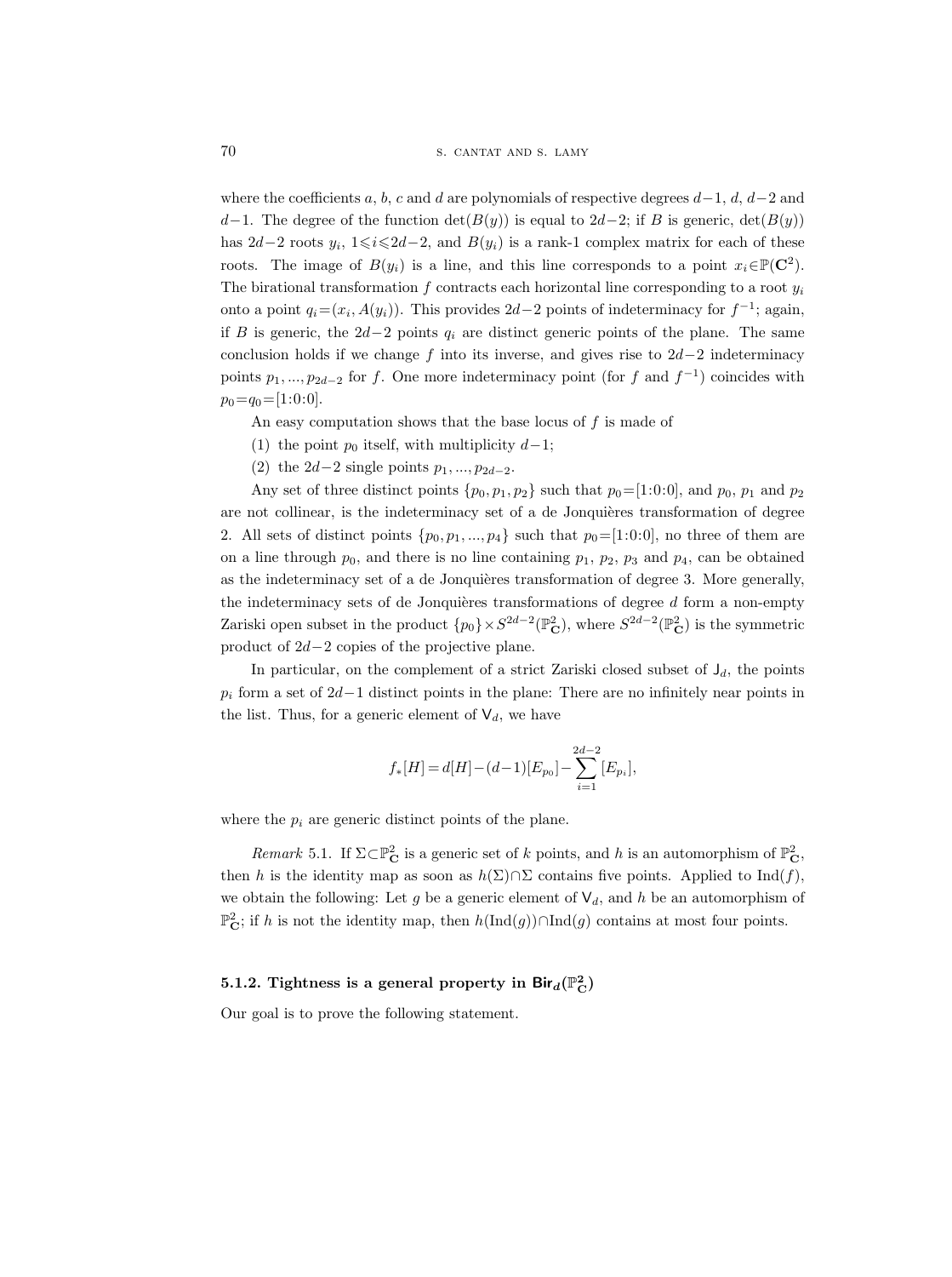where the coefficients $a$, $b$, $c$ and $d$ are polynomials of respective degrees $d-1$, $d$, $d-2$ and $d-1$. The degree of the function $\det(B(y))$ is equal to $2d-2$; if $B$ is generic, $\det(B(y))$ has $2d-2$ roots $y_i$, $1\leqslant i\leqslant 2d-2$, and $B(y_i)$ is a rank-1 complex matrix for each of these roots. The image of $B(y_i)$ is a line, and this line corresponds to a point $x_i\in\mathbb{P}(\mathbf{C}^2)$. The birational transformation $f$ contracts each horizontal line corresponding to a root $y_i$ onto a point $q_i=(x_i, A(y_i))$. This provides $2d-2$ points of indeterminacy for $f^{-1}$; again, if $B$ is generic, the $2d-2$ points $q_i$ are distinct generic points of the plane. The same conclusion holds if we change $f$ into its inverse, and gives rise to $2d-2$ indeterminacy points $p_1, ..., p_{2d-2}$ for $f$. One more indeterminacy point (for $f$ and $f^{-1}$) coincides with $p_0=q_0=[1{:}0{:}0]$.

An easy computation shows that the base locus of $f$ is made of

(1) the point $p_0$ itself, with multiplicity $d-1$;

(2) the $2d-2$ single points $p_1, ..., p_{2d-2}$.

Any set of three distinct points $\{p_0, p_1, p_2\}$ such that $p_0=[1{:}0{:}0]$, and $p_0$, $p_1$ and $p_2$ are not collinear, is the indeterminacy set of a de Jonquières transformation of degree 2. All sets of distinct points $\{p_0, p_1, ..., p_4\}$ such that $p_0=[1{:}0{:}0]$, no three of them are on a line through $p_0$, and there is no line containing $p_1$, $p_2$, $p_3$ and $p_4$, can be obtained as the indeterminacy set of a de Jonquières transformation of degree 3. More generally, the indeterminacy sets of de Jonquières transformations of degree $d$ form a non-empty Zariski open subset in the product $\{p_0\}\times S^{2d-2}(\mathbb{P}^2_{\mathbf{C}})$, where $S^{2d-2}(\mathbb{P}^2_{\mathbf{C}})$ is the symmetric product of $2d-2$ copies of the projective plane.

In particular, on the complement of a strict Zariski closed subset of $\mathsf{J}_d$, the points $p_i$ form a set of $2d-1$ distinct points in the plane: There are no infinitely near points in the list. Thus, for a generic element of $\mathsf{V}_d$, we have

$$f_*[H] = d[H]-(d-1)[E_{p_0}]-\sum_{i=1}^{2d-2}[E_{p_i}],$$

where the $p_i$ are generic distinct points of the plane.

*Remark* 5.1. If $\Sigma\subset\mathbb{P}^2_{\mathbf{C}}$ is a generic set of $k$ points, and $h$ is an automorphism of $\mathbb{P}^2_{\mathbf{C}}$, then $h$ is the identity map as soon as $h(\Sigma)\cap\Sigma$ contains five points. Applied to $\mathrm{Ind}(f)$, we obtain the following: Let $g$ be a generic element of $\mathsf{V}_d$, and $h$ be an automorphism of $\mathbb{P}^2_{\mathbf{C}}$; if $h$ is not the identity map, then $h(\mathrm{Ind}(g))\cap\mathrm{Ind}(g)$ contains at most four points.

#### 5.1.2. Tightness is a general property in $\mathsf{Bir}_d(\mathbb{P}^2_{\mathbf{C}})$

Our goal is to prove the following statement.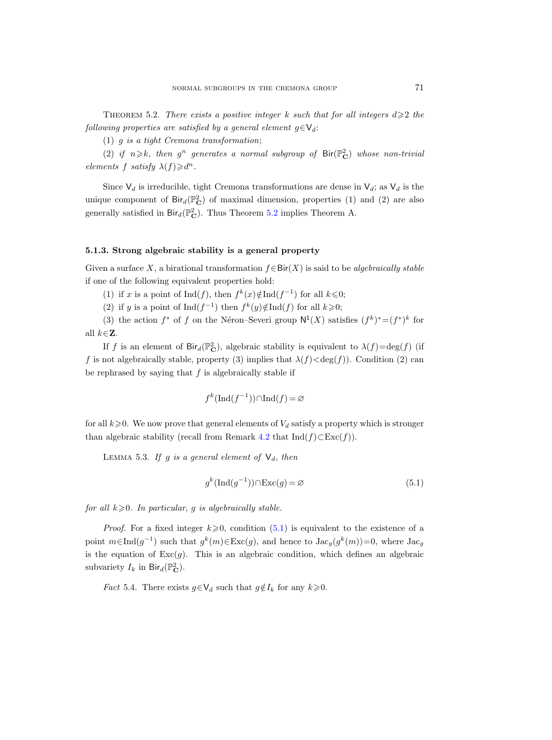Theorem 5.2. *There exists a positive integer $k$ such that for all integers $d \geqslant 2$ the following properties are satisfied by a general element $g \in \mathsf{V}_d$:*

(1) *$g$ is a tight Cremona transformation*;

(2) *if $n \geqslant k$, then $g^n$ generates a normal subgroup of $\mathsf{Bir}(\mathbb{P}^2_{\mathbf{C}})$ whose non-trivial elements $f$ satisfy $\lambda(f) \geqslant d^n$.*

Since $\mathsf{V}_d$ is irreducible, tight Cremona transformations are dense in $\mathsf{V}_d$; as $\mathsf{V}_d$ is the unique component of $\mathsf{Bir}_d(\mathbb{P}^2_{\mathbf{C}})$ of maximal dimension, properties (1) and (2) are also generally satisfied in $\mathsf{Bir}_d(\mathbb{P}^2_{\mathbf{C}})$. Thus Theorem 5.2 implies Theorem A.

### 5.1.3. Strong algebraic stability is a general property

Given a surface $X$, a birational transformation $f \in \mathsf{Bir}(X)$ is said to be *algebraically stable* if one of the following equivalent properties hold:

(1) if $x$ is a point of $\mathrm{Ind}(f)$, then $f^k(x) \notin \mathrm{Ind}(f^{-1})$ for all $k \leqslant 0$;

(2) if $y$ is a point of $\mathrm{Ind}(f^{-1})$ then $f^k(y) \notin \mathrm{Ind}(f)$ for all $k \geqslant 0$;

(3) the action $f^*$ of $f$ on the Néron–Severi group $\mathsf{N}^1(X)$ satisfies $(f^k)^* = (f^*)^k$ for all $k \in \mathbf{Z}$.

If $f$ is an element of $\mathsf{Bir}_d(\mathbb{P}^2_{\mathbf{C}})$, algebraic stability is equivalent to $\lambda(f) = \deg(f)$ (if $f$ is not algebraically stable, property (3) implies that $\lambda(f) < \deg(f)$). Condition (2) can be rephrased by saying that $f$ is algebraically stable if

$$f^k(\mathrm{Ind}(f^{-1})) \cap \mathrm{Ind}(f) = \varnothing$$

for all $k \geqslant 0$. We now prove that general elements of $V_d$ satisfy a property which is stronger than algebraic stability (recall from Remark 4.2 that $\mathrm{Ind}(f) \subset \mathrm{Exc}(f)$).

Lemma 5.3. *If $g$ is a general element of $\mathsf{V}_d$, then*

$$g^k(\mathrm{Ind}(g^{-1})) \cap \mathrm{Exc}(g) = \varnothing \tag{5.1}$$

*for all $k \geqslant 0$. In particular, $g$ is algebraically stable.*

*Proof.* For a fixed integer $k \geqslant 0$, condition (5.1) is equivalent to the existence of a point $m \in \mathrm{Ind}(g^{-1})$ such that $g^k(m) \in \mathrm{Exc}(g)$, and hence to $\mathrm{Jac}_g(g^k(m)) = 0$, where $\mathrm{Jac}_g$ is the equation of $\mathrm{Exc}(g)$. This is an algebraic condition, which defines an algebraic subvariety $I_k$ in $\mathsf{Bir}_d(\mathbb{P}^2_{\mathbf{C}})$.

*Fact* 5.4. There exists $g \in \mathsf{V}_d$ such that $g \notin I_k$ for any $k \geqslant 0$.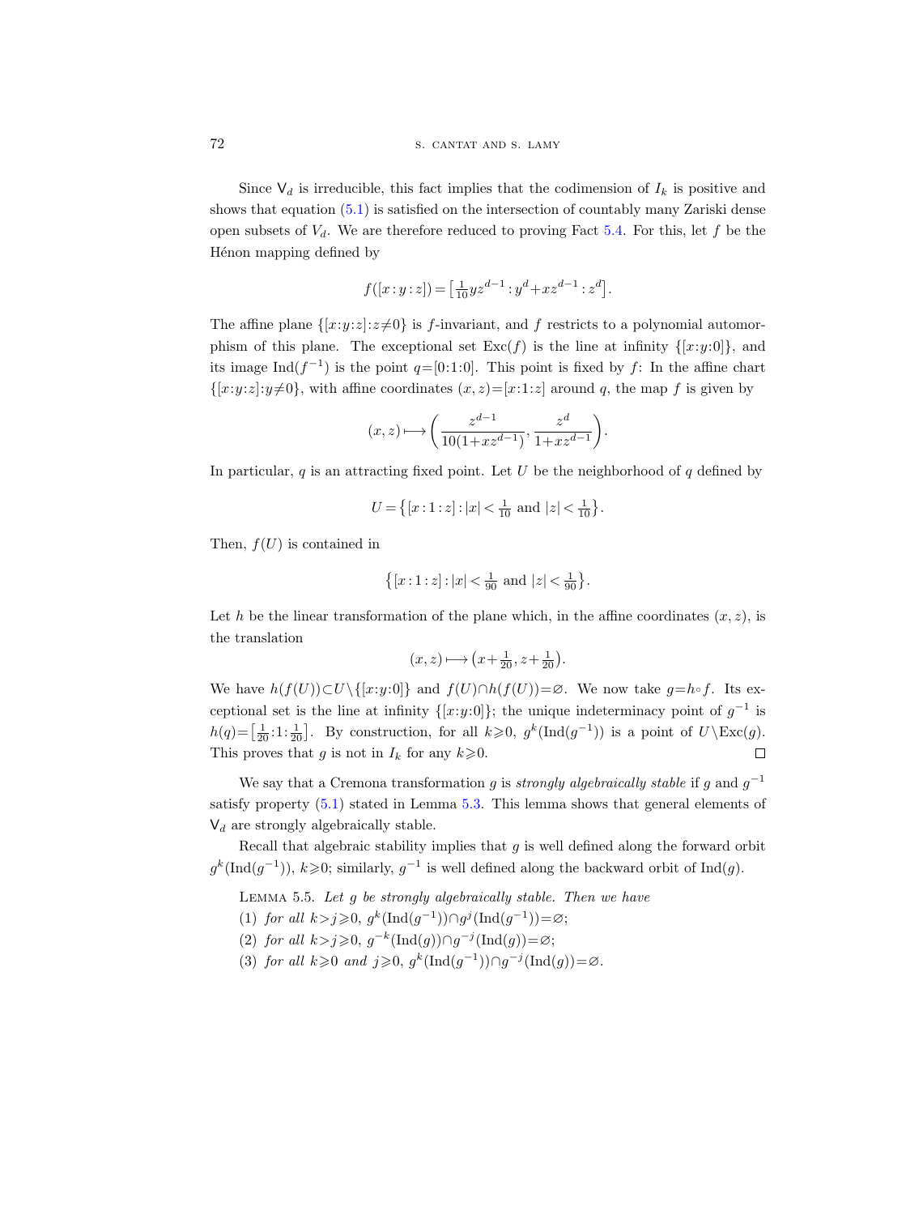Since $\mathsf{V}_d$ is irreducible, this fact implies that the codimension of $I_k$ is positive and shows that equation (5.1) is satisfied on the intersection of countably many Zariski dense open subsets of $V_d$. We are therefore reduced to proving Fact 5.4. For this, let $f$ be the Hénon mapping defined by

$$f([x:y:z]) = \left[\tfrac{1}{10} yz^{d-1} : y^d + xz^{d-1} : z^d\right].$$

The affine plane $\{[x:y:z]:z\neq 0\}$ is $f$-invariant, and $f$ restricts to a polynomial automorphism of this plane. The exceptional set $\mathrm{Exc}(f)$ is the line at infinity $\{[x:y:0]\}$, and its image $\mathrm{Ind}(f^{-1})$ is the point $q=[0:1:0]$. This point is fixed by $f$: In the affine chart $\{[x:y:z]:y\neq 0\}$, with affine coordinates $(x,z)=[x:1:z]$ around $q$, the map $f$ is given by

$$(x,z)\longmapsto \left(\frac{z^{d-1}}{10(1+xz^{d-1})}, \frac{z^d}{1+xz^{d-1}}\right).$$

In particular, $q$ is an attracting fixed point. Let $U$ be the neighborhood of $q$ defined by

$$U = \left\{[x:1:z] : |x| < \tfrac{1}{10} \text{ and } |z| < \tfrac{1}{10}\right\}.$$

Then, $f(U)$ is contained in

$$\left\{[x:1:z] : |x| < \tfrac{1}{90} \text{ and } |z| < \tfrac{1}{90}\right\}.$$

Let $h$ be the linear transformation of the plane which, in the affine coordinates $(x,z)$, is the translation

$$(x,z)\longmapsto \left(x+\tfrac{1}{20}, z+\tfrac{1}{20}\right).$$

We have $h(f(U))\subset U\setminus\{[x:y:0]\}$ and $f(U)\cap h(f(U))=\varnothing$. We now take $g=h\circ f$. Its exceptional set is the line at infinity $\{[x:y:0]\}$; the unique indeterminacy point of $g^{-1}$ is $h(q)=\left[\frac{1}{20}:1:\frac{1}{20}\right]$. By construction, for all $k\geqslant 0$, $g^k(\mathrm{Ind}(g^{-1}))$ is a point of $U\setminus\mathrm{Exc}(g)$. This proves that $g$ is not in $I_k$ for any $k\geqslant 0$. ∎

We say that a Cremona transformation $g$ is *strongly algebraically stable* if $g$ and $g^{-1}$ satisfy property (5.1) stated in Lemma 5.3. This lemma shows that general elements of $\mathsf{V}_d$ are strongly algebraically stable.

Recall that algebraic stability implies that $g$ is well defined along the forward orbit $g^k(\mathrm{Ind}(g^{-1}))$, $k\geqslant 0$; similarly, $g^{-1}$ is well defined along the backward orbit of $\mathrm{Ind}(g)$.

LEMMA 5.5. *Let $g$ be strongly algebraically stable. Then we have*

(1) *for all $k>j\geqslant 0$, $g^k(\mathrm{Ind}(g^{-1}))\cap g^j(\mathrm{Ind}(g^{-1}))=\varnothing$;*

(2) *for all $k>j\geqslant 0$, $g^{-k}(\mathrm{Ind}(g))\cap g^{-j}(\mathrm{Ind}(g))=\varnothing$;*

(3) *for all $k\geqslant 0$ and $j\geqslant 0$, $g^k(\mathrm{Ind}(g^{-1}))\cap g^{-j}(\mathrm{Ind}(g))=\varnothing$.*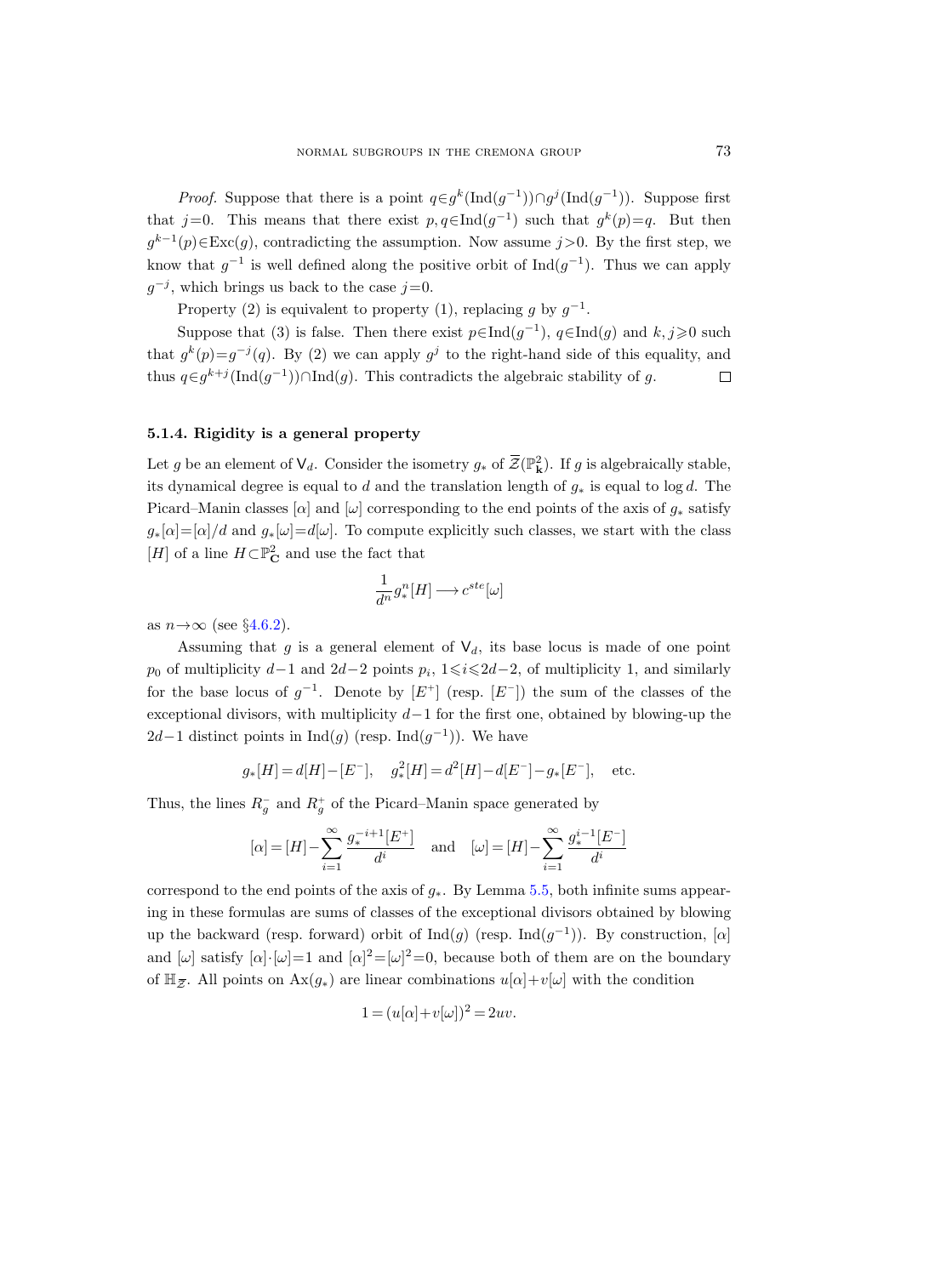*Proof.* Suppose that there is a point $q \in g^k(\mathrm{Ind}(g^{-1})) \cap g^j(\mathrm{Ind}(g^{-1}))$. Suppose first that $j=0$. This means that there exist $p, q \in \mathrm{Ind}(g^{-1})$ such that $g^k(p)=q$. But then $g^{k-1}(p) \in \mathrm{Exc}(g)$, contradicting the assumption. Now assume $j>0$. By the first step, we know that $g^{-1}$ is well defined along the positive orbit of $\mathrm{Ind}(g^{-1})$. Thus we can apply $g^{-j}$, which brings us back to the case $j=0$.

Property (2) is equivalent to property (1), replacing $g$ by $g^{-1}$.

Suppose that (3) is false. Then there exist $p \in \mathrm{Ind}(g^{-1})$, $q \in \mathrm{Ind}(g)$ and $k, j \geqslant 0$ such that $g^k(p)=g^{-j}(q)$. By (2) we can apply $g^j$ to the right-hand side of this equality, and thus $q \in g^{k+j}(\mathrm{Ind}(g^{-1})) \cap \mathrm{Ind}(g)$. This contradicts the algebraic stability of $g$. $\square$

#### 5.1.4. Rigidity is a general property

Let $g$ be an element of $\mathsf{V}_d$. Consider the isometry $g_*$ of $\overline{\mathcal{Z}}(\mathbb{P}^2_{\mathbf{k}})$. If $g$ is algebraically stable, its dynamical degree is equal to $d$ and the translation length of $g_*$ is equal to $\log d$. The Picard–Manin classes $[\alpha]$ and $[\omega]$ corresponding to the end points of the axis of $g_*$ satisfy $g_*[\alpha]=[\alpha]/d$ and $g_*[\omega]=d[\omega]$. To compute explicitly such classes, we start with the class $[H]$ of a line $H \subset \mathbb{P}^2_{\mathbf{C}}$ and use the fact that

$$\frac{1}{d^n} g_*^n[H] \longrightarrow c^{ste}[\omega]$$

as $n \to \infty$ (see §4.6.2).

Assuming that $g$ is a general element of $\mathsf{V}_d$, its base locus is made of one point $p_0$ of multiplicity $d-1$ and $2d-2$ points $p_i$, $1 \leqslant i \leqslant 2d-2$, of multiplicity 1, and similarly for the base locus of $g^{-1}$. Denote by $[E^+]$ (resp. $[E^-]$) the sum of the classes of the exceptional divisors, with multiplicity $d-1$ for the first one, obtained by blowing-up the $2d-1$ distinct points in $\mathrm{Ind}(g)$ (resp. $\mathrm{Ind}(g^{-1})$). We have

$$g_*[H]=d[H]-[E^-], \quad g_*^2[H]=d^2[H]-d[E^-]-g_*[E^-], \quad \text{etc.}$$

Thus, the lines $R_g^-$ and $R_g^+$ of the Picard–Manin space generated by

$$[\alpha]=[H]-\sum_{i=1}^{\infty} \frac{g_*^{-i+1}[E^+]}{d^i} \quad \text{and} \quad [\omega]=[H]-\sum_{i=1}^{\infty} \frac{g_*^{i-1}[E^-]}{d^i}$$

correspond to the end points of the axis of $g_*$. By Lemma 5.5, both infinite sums appearing in these formulas are sums of classes of the exceptional divisors obtained by blowing up the backward (resp. forward) orbit of $\mathrm{Ind}(g)$ (resp. $\mathrm{Ind}(g^{-1})$). By construction, $[\alpha]$ and $[\omega]$ satisfy $[\alpha]\cdot[\omega]=1$ and $[\alpha]^2=[\omega]^2=0$, because both of them are on the boundary of $\mathbb{H}_{\overline{\mathcal{Z}}}$. All points on $\mathrm{Ax}(g_*)$ are linear combinations $u[\alpha]+v[\omega]$ with the condition

$$1=(u[\alpha]+v[\omega])^2=2uv.$$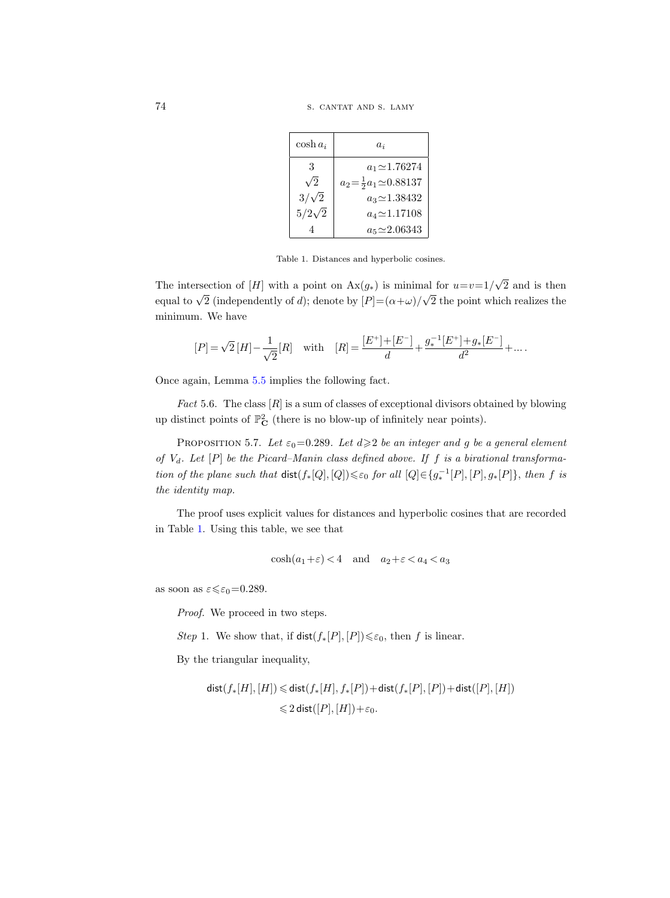| $\cosh a_i$ | $a_i$ |
|---|---|
| 3 | $a_1 \simeq 1.76274$ |
| $\sqrt{2}$ | $a_2 = \frac{1}{2}a_1 \simeq 0.88137$ |
| $3/\sqrt{2}$ | $a_3 \simeq 1.38432$ |
| $5/2\sqrt{2}$ | $a_4 \simeq 1.17108$ |
| 4 | $a_5 \simeq 2.06343$ |

Table 1. Distances and hyperbolic cosines.

The intersection of $[H]$ with a point on $\mathrm{Ax}(g_*)$ is minimal for $u=v=1/\sqrt{2}$ and is then equal to $\sqrt{2}$ (independently of $d$); denote by $[P]=(\alpha+\omega)/\sqrt{2}$ the point which realizes the minimum. We have

$$[P] = \sqrt{2}\,[H] - \frac{1}{\sqrt{2}}[R] \quad \text{with} \quad [R] = \frac{[E^+]+[E^-]}{d} + \frac{g_*^{-1}[E^+]+g_*[E^-]}{d^2} + \dots.$$

Once again, Lemma 5.5 implies the following fact.

*Fact* 5.6. The class $[R]$ is a sum of classes of exceptional divisors obtained by blowing up distinct points of $\mathbb{P}^2_{\mathbf{C}}$ (there is no blow-up of infinitely near points).

Proposition 5.7. *Let $\varepsilon_0 = 0.289$. Let $d \geqslant 2$ be an integer and $g$ be a general element of $V_d$. Let $[P]$ be the Picard–Manin class defined above. If $f$ is a birational transformation of the plane such that $\mathsf{dist}(f_*[Q],[Q]) \leqslant \varepsilon_0$ for all $[Q] \in \{g_*^{-1}[P],[P],g_*[P]\}$, then $f$ is the identity map.*

The proof uses explicit values for distances and hyperbolic cosines that are recorded in Table 1. Using this table, we see that

$$\cosh(a_1+\varepsilon) < 4 \quad \text{and} \quad a_2+\varepsilon < a_4 < a_3$$

as soon as $\varepsilon \leqslant \varepsilon_0 = 0.289$.

*Proof.* We proceed in two steps.

*Step* 1. We show that, if $\mathsf{dist}(f_*[P],[P]) \leqslant \varepsilon_0$, then $f$ is linear.

By the triangular inequality,

$$\begin{aligned} \mathsf{dist}(f_*[H],[H]) &\leqslant \mathsf{dist}(f_*[H],f_*[P]) + \mathsf{dist}(f_*[P],[P]) + \mathsf{dist}([P],[H]) \\ &\leqslant 2\,\mathsf{dist}([P],[H]) + \varepsilon_0. \end{aligned}$$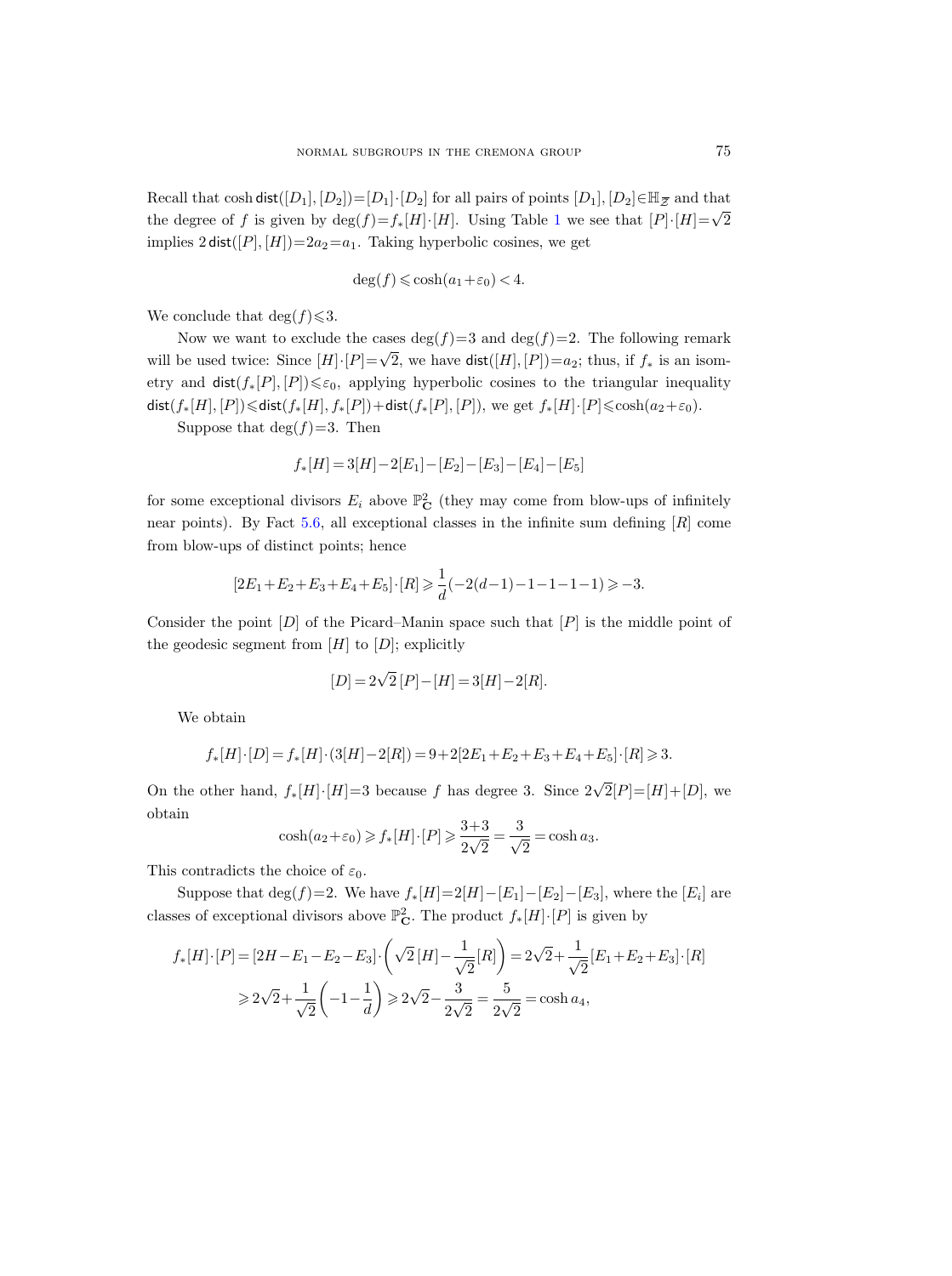Recall that $\cosh \mathsf{dist}([D_1],[D_2])=[D_1]\cdot[D_2]$ for all pairs of points $[D_1],[D_2]\in\mathbb{H}_{\overline{\mathcal{Z}}}$ and that the degree of $f$ is given by $\deg(f)=f_*[H]\cdot[H]$. Using Table 1 we see that $[P]\cdot[H]=\sqrt{2}$ implies $2\,\mathsf{dist}([P],[H])=2a_2=a_1$. Taking hyperbolic cosines, we get

$$\deg(f)\leqslant\cosh(a_1+\varepsilon_0)<4.$$

We conclude that $\deg(f)\leqslant 3$.

Now we want to exclude the cases $\deg(f)=3$ and $\deg(f)=2$. The following remark will be used twice: Since $[H]\cdot[P]=\sqrt{2}$, we have $\mathsf{dist}([H],[P])=a_2$; thus, if $f_*$ is an isometry and $\mathsf{dist}(f_*[P],[P])\leqslant\varepsilon_0$, applying hyperbolic cosines to the triangular inequality $\mathsf{dist}(f_*[H],[P])\leqslant\mathsf{dist}(f_*[H],f_*[P])+\mathsf{dist}(f_*[P],[P])$, we get $f_*[H]\cdot[P]\leqslant\cosh(a_2+\varepsilon_0)$.

Suppose that $\deg(f)=3$. Then

$$f_*[H]=3[H]-2[E_1]-[E_2]-[E_3]-[E_4]-[E_5]$$

for some exceptional divisors $E_i$ above $\mathbb{P}^2_{\mathbf{C}}$ (they may come from blow-ups of infinitely near points). By Fact 5.6, all exceptional classes in the infinite sum defining $[R]$ come from blow-ups of distinct points; hence

$$[2E_1+E_2+E_3+E_4+E_5]\cdot[R]\geqslant\frac{1}{d}(-2(d-1)-1-1-1-1)\geqslant -3.$$

Consider the point $[D]$ of the Picard–Manin space such that $[P]$ is the middle point of the geodesic segment from $[H]$ to $[D]$; explicitly

$$[D]=2\sqrt{2}\,[P]-[H]=3[H]-2[R].$$

We obtain

$$f_*[H]\cdot[D]=f_*[H]\cdot(3[H]-2[R])=9+2[2E_1+E_2+E_3+E_4+E_5]\cdot[R]\geqslant 3.$$

On the other hand, $f_*[H]\cdot[H]=3$ because $f$ has degree 3. Since $2\sqrt{2}[P]=[H]+[D]$, we obtain

$$\cosh(a_2+\varepsilon_0)\geqslant f_*[H]\cdot[P]\geqslant\frac{3+3}{2\sqrt{2}}=\frac{3}{\sqrt{2}}=\cosh a_3.$$

This contradicts the choice of $\varepsilon_0$.

Suppose that $\deg(f)=2$. We have $f_*[H]=2[H]-[E_1]-[E_2]-[E_3]$, where the $[E_i]$ are classes of exceptional divisors above $\mathbb{P}^2_{\mathbf{C}}$. The product $f_*[H]\cdot[P]$ is given by

$$\begin{aligned}f_*[H]\cdot[P]&=[2H-E_1-E_2-E_3]\cdot\left(\sqrt{2}\,[H]-\frac{1}{\sqrt{2}}[R]\right)=2\sqrt{2}+\frac{1}{\sqrt{2}}[E_1+E_2+E_3]\cdot[R]\\&\geqslant 2\sqrt{2}+\frac{1}{\sqrt{2}}\left(-1-\frac{1}{d}\right)\geqslant 2\sqrt{2}-\frac{3}{2\sqrt{2}}=\frac{5}{2\sqrt{2}}=\cosh a_4,\end{aligned}$$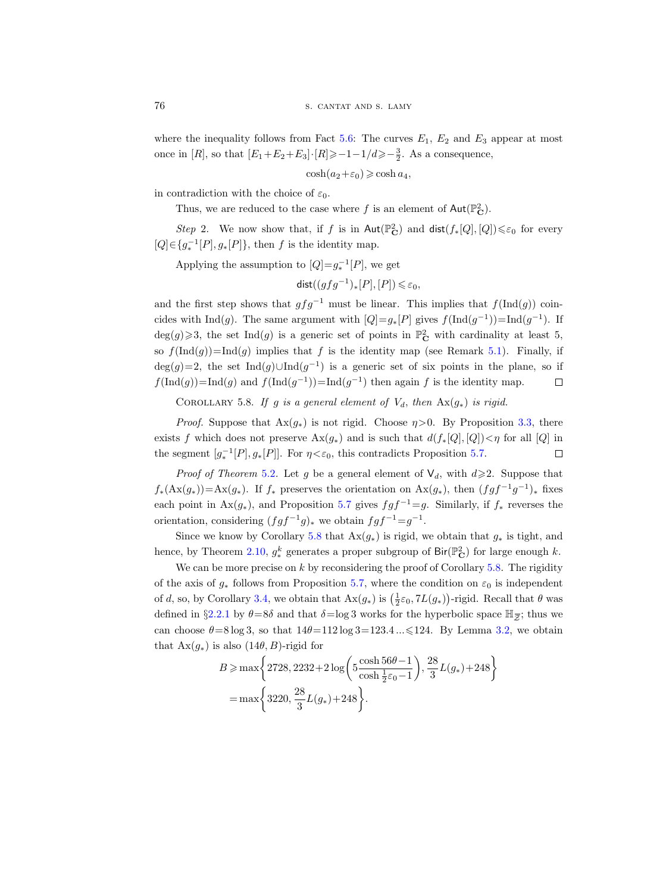where the inequality follows from Fact 5.6: The curves $E_1$, $E_2$ and $E_3$ appear at most once in $[R]$, so that $[E_1+E_2+E_3]\cdot[R]\geqslant -1-1/d\geqslant -\frac{3}{2}$. As a consequence,

$$\cosh(a_2+\varepsilon_0)\geqslant \cosh a_4,$$

in contradiction with the choice of $\varepsilon_0$.

Thus, we are reduced to the case where $f$ is an element of $\mathsf{Aut}(\mathbb{P}^2_{\mathbf{C}})$.

*Step* 2. We now show that, if $f$ is in $\mathsf{Aut}(\mathbb{P}^2_{\mathbf{C}})$ and $\mathsf{dist}(f_*[Q],[Q])\leqslant\varepsilon_0$ for every $[Q]\in\{g_*^{-1}[P],g_*[P]\}$, then $f$ is the identity map.

Applying the assumption to $[Q]=g_*^{-1}[P]$, we get

$$\mathsf{dist}((gfg^{-1})_*[P],[P])\leqslant\varepsilon_0,$$

and the first step shows that $gfg^{-1}$ must be linear. This implies that $f(\mathrm{Ind}(g))$ coincides with $\mathrm{Ind}(g)$. The same argument with $[Q]=g_*[P]$ gives $f(\mathrm{Ind}(g^{-1}))=\mathrm{Ind}(g^{-1})$. If $\deg(g)\geqslant 3$, the set $\mathrm{Ind}(g)$ is a generic set of points in $\mathbb{P}^2_{\mathbf{C}}$ with cardinality at least 5, so $f(\mathrm{Ind}(g))=\mathrm{Ind}(g)$ implies that $f$ is the identity map (see Remark 5.1). Finally, if $\deg(g)=2$, the set $\mathrm{Ind}(g)\cup\mathrm{Ind}(g^{-1})$ is a generic set of six points in the plane, so if $f(\mathrm{Ind}(g))=\mathrm{Ind}(g)$ and $f(\mathrm{Ind}(g^{-1}))=\mathrm{Ind}(g^{-1})$ then again $f$ is the identity map. □

Corollary 5.8. *If $g$ is a general element of $V_d$, then $\mathrm{Ax}(g_*)$ is rigid.*

*Proof.* Suppose that $\mathrm{Ax}(g_*)$ is not rigid. Choose $\eta>0$. By Proposition 3.3, there exists $f$ which does not preserve $\mathrm{Ax}(g_*)$ and is such that $d(f_*[Q],[Q])<\eta$ for all $[Q]$ in the segment $[g_*^{-1}[P],g_*[P]]$. For $\eta<\varepsilon_0$, this contradicts Proposition 5.7. □

*Proof of Theorem* 5.2. Let $g$ be a general element of $\mathsf{V}_d$, with $d\geqslant 2$. Suppose that $f_*(\mathrm{Ax}(g_*))=\mathrm{Ax}(g_*)$. If $f_*$ preserves the orientation on $\mathrm{Ax}(g_*)$, then $(fgf^{-1}g^{-1})_*$ fixes each point in $\mathrm{Ax}(g_*)$, and Proposition 5.7 gives $fgf^{-1}=g$. Similarly, if $f_*$ reverses the orientation, considering $(fgf^{-1}g)_*$ we obtain $fgf^{-1}=g^{-1}$.

Since we know by Corollary 5.8 that $\mathrm{Ax}(g_*)$ is rigid, we obtain that $g_*$ is tight, and hence, by Theorem 2.10, $g_*^k$ generates a proper subgroup of $\mathsf{Bir}(\mathbb{P}^2_{\mathbf{C}})$ for large enough $k$.

We can be more precise on $k$ by reconsidering the proof of Corollary 5.8. The rigidity of the axis of $g_*$ follows from Proposition 5.7, where the condition on $\varepsilon_0$ is independent of $d$, so, by Corollary 3.4, we obtain that $\mathrm{Ax}(g_*)$ is $\left(\frac{1}{2}\varepsilon_0,7L(g_*)\right)$-rigid. Recall that $\theta$ was defined in §2.2.1 by $\theta=8\delta$ and that $\delta=\log 3$ works for the hyperbolic space $\mathbb{H}_{\overline{\mathcal{Z}}}$; thus we can choose $\theta=8\log 3$, so that $14\theta=112\log 3=123.4...\leqslant 124$. By Lemma 3.2, we obtain that $\mathrm{Ax}(g_*)$ is also $(14\theta,B)$-rigid for

$$\begin{aligned}
B&\geqslant\max\left\{2728,2232+2\log\left(5\frac{\cosh 56\theta-1}{\cosh\frac{1}{2}\varepsilon_0-1}\right),\frac{28}{3}L(g_*)+248\right\}\\
&=\max\left\{3220,\frac{28}{3}L(g_*)+248\right\}.
\end{aligned}$$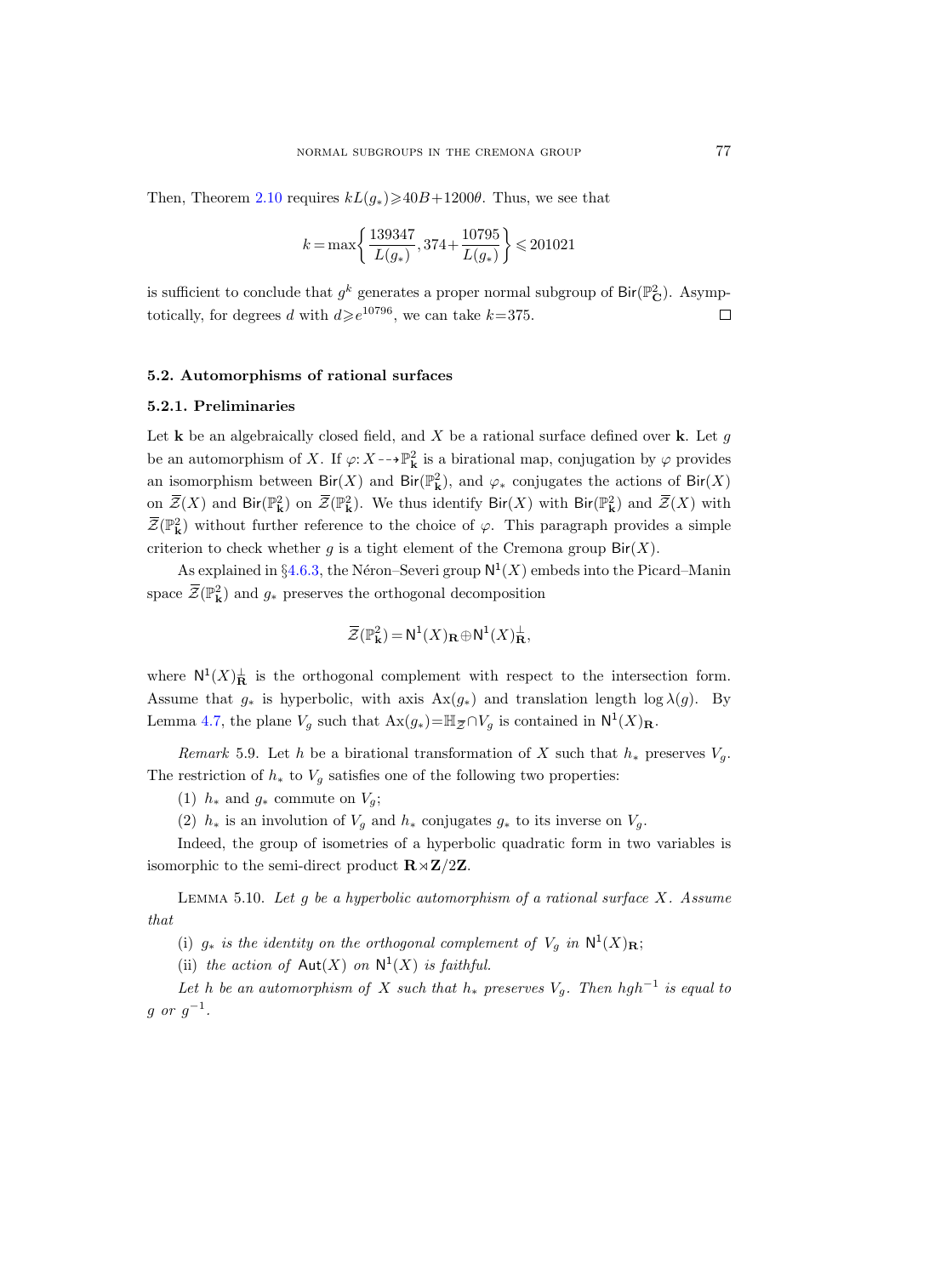Then, Theorem 2.10 requires $kL(g_*) \geqslant 40B + 1200\theta$. Thus, we see that

$$k = \max\left\{ \frac{139347}{L(g_*)}, 374 + \frac{10795}{L(g_*)} \right\} \leqslant 201021$$

is sufficient to conclude that $g^k$ generates a proper normal subgroup of $\mathsf{Bir}(\mathbb{P}^2_{\mathbf{C}})$. Asymptotically, for degrees $d$ with $d \geqslant e^{10796}$, we can take $k=375$. $\square$

### 5.2. Automorphisms of rational surfaces

#### 5.2.1. Preliminaries

Let $\mathbf{k}$ be an algebraically closed field, and $X$ be a rational surface defined over $\mathbf{k}$. Let $g$ be an automorphism of $X$. If $\varphi: X \dashrightarrow \mathbb{P}^2_{\mathbf{k}}$ is a birational map, conjugation by $\varphi$ provides an isomorphism between $\mathsf{Bir}(X)$ and $\mathsf{Bir}(\mathbb{P}^2_{\mathbf{k}})$, and $\varphi_*$ conjugates the actions of $\mathsf{Bir}(X)$ on $\overline{\mathcal{Z}}(X)$ and $\mathsf{Bir}(\mathbb{P}^2_{\mathbf{k}})$ on $\overline{\mathcal{Z}}(\mathbb{P}^2_{\mathbf{k}})$. We thus identify $\mathsf{Bir}(X)$ with $\mathsf{Bir}(\mathbb{P}^2_{\mathbf{k}})$ and $\overline{\mathcal{Z}}(X)$ with $\overline{\mathcal{Z}}(\mathbb{P}^2_{\mathbf{k}})$ without further reference to the choice of $\varphi$. This paragraph provides a simple criterion to check whether $g$ is a tight element of the Cremona group $\mathsf{Bir}(X)$.

As explained in §4.6.3, the Néron–Severi group $\mathsf{N}^1(X)$ embeds into the Picard–Manin space $\overline{\mathcal{Z}}(\mathbb{P}^2_{\mathbf{k}})$ and $g_*$ preserves the orthogonal decomposition

$$\overline{\mathcal{Z}}(\mathbb{P}^2_{\mathbf{k}}) = \mathsf{N}^1(X)_{\mathbf{R}} \oplus \mathsf{N}^1(X)^{\perp}_{\mathbf{R}},$$

where $\mathsf{N}^1(X)^{\perp}_{\mathbf{R}}$ is the orthogonal complement with respect to the intersection form. Assume that $g_*$ is hyperbolic, with axis $\mathrm{Ax}(g_*)$ and translation length $\log \lambda(g)$. By Lemma 4.7, the plane $V_g$ such that $\mathrm{Ax}(g_*) = \mathbb{H}_{\overline{\mathcal{Z}}} \cap V_g$ is contained in $\mathsf{N}^1(X)_{\mathbf{R}}$.

*Remark* 5.9. Let $h$ be a birational transformation of $X$ such that $h_*$ preserves $V_g$. The restriction of $h_*$ to $V_g$ satisfies one of the following two properties:

(1) $h_*$ and $g_*$ commute on $V_g$;

(2) $h_*$ is an involution of $V_g$ and $h_*$ conjugates $g_*$ to its inverse on $V_g$.

Indeed, the group of isometries of a hyperbolic quadratic form in two variables is isomorphic to the semi-direct product $\mathbf{R} \rtimes \mathbf{Z}/2\mathbf{Z}$.

LEMMA 5.10. *Let $g$ be a hyperbolic automorphism of a rational surface $X$. Assume that*

(i) *$g_*$ is the identity on the orthogonal complement of $V_g$ in $\mathsf{N}^1(X)_{\mathbf{R}}$;*

(ii) *the action of $\mathsf{Aut}(X)$ on $\mathsf{N}^1(X)$ is faithful.*

*Let $h$ be an automorphism of $X$ such that $h_*$ preserves $V_g$. Then $hgh^{-1}$ is equal to $g$ or $g^{-1}$.*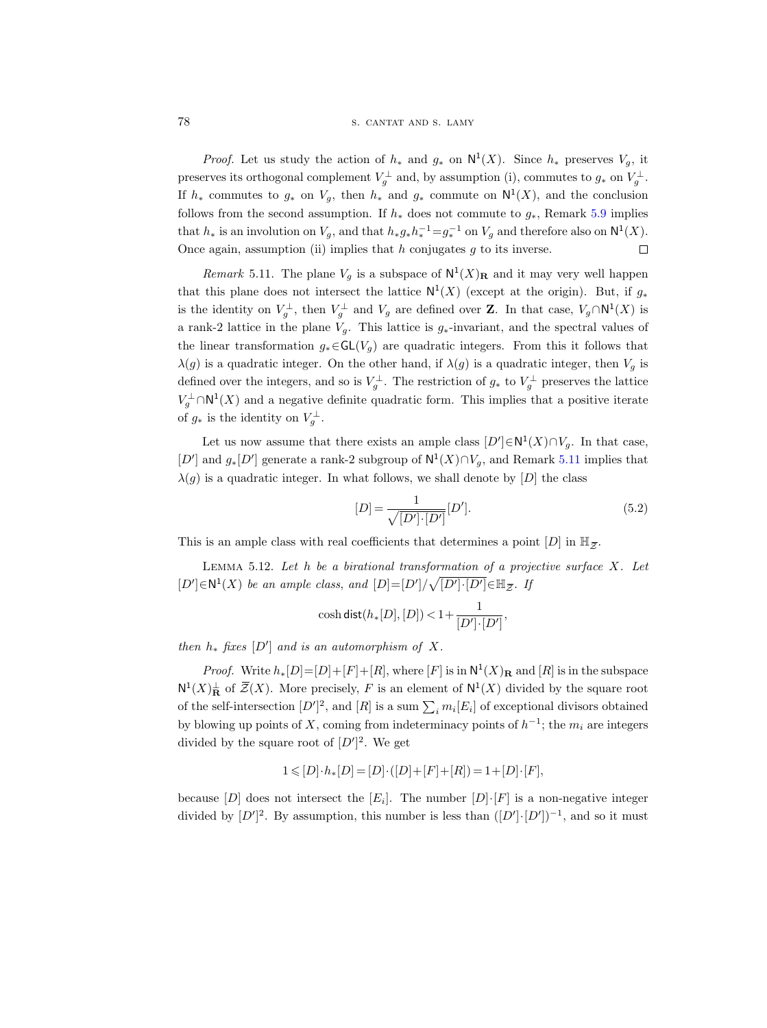*Proof.* Let us study the action of $h_*$ and $g_*$ on $\mathsf{N}^1(X)$. Since $h_*$ preserves $V_g$, it preserves its orthogonal complement $V_g^\perp$ and, by assumption (i), commutes to $g_*$ on $V_g^\perp$. If $h_*$ commutes to $g_*$ on $V_g$, then $h_*$ and $g_*$ commute on $\mathsf{N}^1(X)$, and the conclusion follows from the second assumption. If $h_*$ does not commute to $g_*$, Remark 5.9 implies that $h_*$ is an involution on $V_g$, and that $h_* g_* h_*^{-1} = g_*^{-1}$ on $V_g$ and therefore also on $\mathsf{N}^1(X)$. Once again, assumption (ii) implies that $h$ conjugates $g$ to its inverse. $\square$

*Remark* 5.11. The plane $V_g$ is a subspace of $\mathsf{N}^1(X)_{\mathbf{R}}$ and it may very well happen that this plane does not intersect the lattice $\mathsf{N}^1(X)$ (except at the origin). But, if $g_*$ is the identity on $V_g^\perp$, then $V_g^\perp$ and $V_g$ are defined over $\mathbf{Z}$. In that case, $V_g \cap \mathsf{N}^1(X)$ is a rank-2 lattice in the plane $V_g$. This lattice is $g_*$-invariant, and the spectral values of the linear transformation $g_* \in \mathsf{GL}(V_g)$ are quadratic integers. From this it follows that $\lambda(g)$ is a quadratic integer. On the other hand, if $\lambda(g)$ is a quadratic integer, then $V_g$ is defined over the integers, and so is $V_g^\perp$. The restriction of $g_*$ to $V_g^\perp$ preserves the lattice $V_g^\perp \cap \mathsf{N}^1(X)$ and a negative definite quadratic form. This implies that a positive iterate of $g_*$ is the identity on $V_g^\perp$.

Let us now assume that there exists an ample class $[D'] \in \mathsf{N}^1(X) \cap V_g$. In that case, $[D']$ and $g_*[D']$ generate a rank-2 subgroup of $\mathsf{N}^1(X) \cap V_g$, and Remark 5.11 implies that $\lambda(g)$ is a quadratic integer. In what follows, we shall denote by $[D]$ the class

$$[D] = \frac{1}{\sqrt{[D'] \cdot [D']}} [D']. \tag{5.2}$$

This is an ample class with real coefficients that determines a point $[D]$ in $\mathbb{H}_{\overline{\mathcal{Z}}}$.

Lemma 5.12. *Let $h$ be a birational transformation of a projective surface $X$. Let $[D'] \in \mathsf{N}^1(X)$ be an ample class, and $[D] = [D']/\sqrt{[D'] \cdot [D']} \in \mathbb{H}_{\overline{\mathcal{Z}}}$. If*

$$\cosh \mathsf{dist}(h_*[D], [D]) < 1 + \frac{1}{[D'] \cdot [D']},$$

*then $h_*$ fixes $[D']$ and is an automorphism of $X$.*

*Proof.* Write $h_*[D] = [D] + [F] + [R]$, where $[F]$ is in $\mathsf{N}^1(X)_{\mathbf{R}}$ and $[R]$ is in the subspace $\mathsf{N}^1(X)_{\mathbf{R}}^\perp$ of $\overline{\mathcal{Z}}(X)$. More precisely, $F$ is an element of $\mathsf{N}^1(X)$ divided by the square root of the self-intersection $[D']^2$, and $[R]$ is a sum $\sum_i m_i [E_i]$ of exceptional divisors obtained by blowing up points of $X$, coming from indeterminacy points of $h^{-1}$; the $m_i$ are integers divided by the square root of $[D']^2$. We get

$$1 \leqslant [D] \cdot h_*[D] = [D] \cdot ([D] + [F] + [R]) = 1 + [D] \cdot [F],$$

because $[D]$ does not intersect the $[E_i]$. The number $[D] \cdot [F]$ is a non-negative integer divided by $[D']^2$. By assumption, this number is less than $([D'] \cdot [D'])^{-1}$, and so it must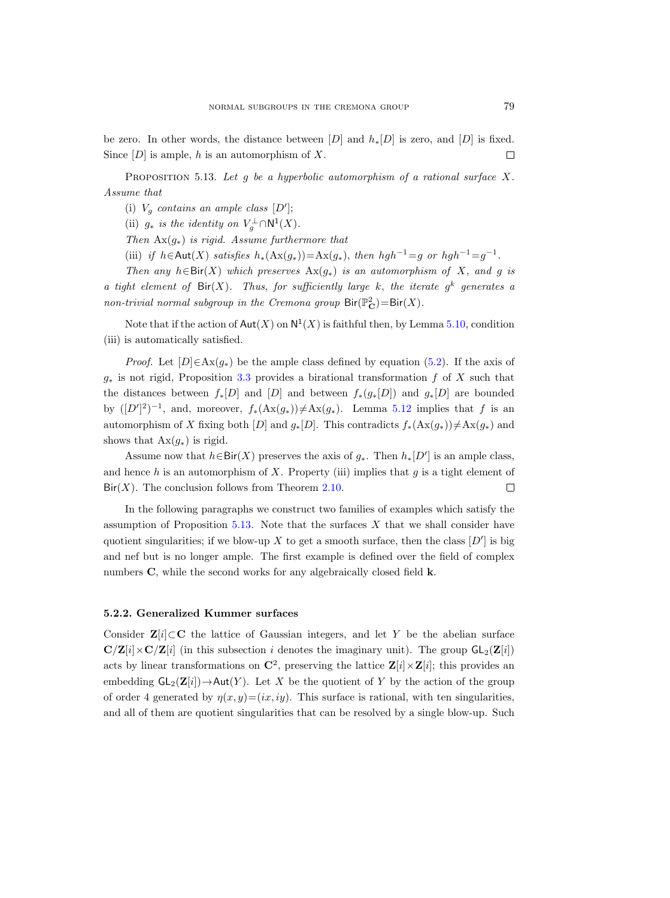be zero. In other words, the distance between $[D]$ and $h_*[D]$ is zero, and $[D]$ is fixed. Since $[D]$ is ample, $h$ is an automorphism of $X$. $\square$

PROPOSITION 5.13. *Let $g$ be a hyperbolic automorphism of a rational surface $X$. Assume that*

(i) *$V_g$ contains an ample class $[D']$;*

(ii) *$g_*$ is the identity on $V_g^{\perp} \cap \mathsf{N}^1(X)$.*

*Then $\mathrm{Ax}(g_*)$ is rigid. Assume furthermore that*

(iii) *if $h \in \mathsf{Aut}(X)$ satisfies $h_*(\mathrm{Ax}(g_*)) = \mathrm{Ax}(g_*)$, then $hgh^{-1} = g$ or $hgh^{-1} = g^{-1}$.*

*Then any $h \in \mathsf{Bir}(X)$ which preserves $\mathrm{Ax}(g_*)$ is an automorphism of $X$, and $g$ is a tight element of $\mathsf{Bir}(X)$. Thus, for sufficiently large $k$, the iterate $g^k$ generates a non-trivial normal subgroup in the Cremona group $\mathsf{Bir}(\mathbb{P}^2_{\mathbf{C}}) = \mathsf{Bir}(X)$.*

Note that if the action of $\mathsf{Aut}(X)$ on $\mathsf{N}^1(X)$ is faithful then, by Lemma 5.10, condition (iii) is automatically satisfied.

*Proof.* Let $[D] \in \mathrm{Ax}(g_*)$ be the ample class defined by equation (5.2). If the axis of $g_*$ is not rigid, Proposition 3.3 provides a birational transformation $f$ of $X$ such that the distances between $f_*[D]$ and $[D]$ and between $f_*(g_*[D])$ and $g_*[D]$ are bounded by $([D']^2)^{-1}$, and, moreover, $f_*(\mathrm{Ax}(g_*)) \neq \mathrm{Ax}(g_*)$. Lemma 5.12 implies that $f$ is an automorphism of $X$ fixing both $[D]$ and $g_*[D]$. This contradicts $f_*(\mathrm{Ax}(g_*)) \neq \mathrm{Ax}(g_*)$ and shows that $\mathrm{Ax}(g_*)$ is rigid.

Assume now that $h \in \mathsf{Bir}(X)$ preserves the axis of $g_*$. Then $h_*[D']$ is an ample class, and hence $h$ is an automorphism of $X$. Property (iii) implies that $g$ is a tight element of $\mathsf{Bir}(X)$. The conclusion follows from Theorem 2.10. $\square$

In the following paragraphs we construct two families of examples which satisfy the assumption of Proposition 5.13. Note that the surfaces $X$ that we shall consider have quotient singularities; if we blow-up $X$ to get a smooth surface, then the class $[D']$ is big and nef but is no longer ample. The first example is defined over the field of complex numbers $\mathbf{C}$, while the second works for any algebraically closed field $\mathbf{k}$.

#### 5.2.2. Generalized Kummer surfaces

Consider $\mathbf{Z}[i] \subset \mathbf{C}$ the lattice of Gaussian integers, and let $Y$ be the abelian surface $\mathbf{C}/\mathbf{Z}[i] \times \mathbf{C}/\mathbf{Z}[i]$ (in this subsection $i$ denotes the imaginary unit). The group $\mathsf{GL}_2(\mathbf{Z}[i])$ acts by linear transformations on $\mathbf{C}^2$, preserving the lattice $\mathbf{Z}[i] \times \mathbf{Z}[i]$; this provides an embedding $\mathsf{GL}_2(\mathbf{Z}[i]) \to \mathsf{Aut}(Y)$. Let $X$ be the quotient of $Y$ by the action of the group of order 4 generated by $\eta(x, y) = (ix, iy)$. This surface is rational, with ten singularities, and all of them are quotient singularities that can be resolved by a single blow-up. Such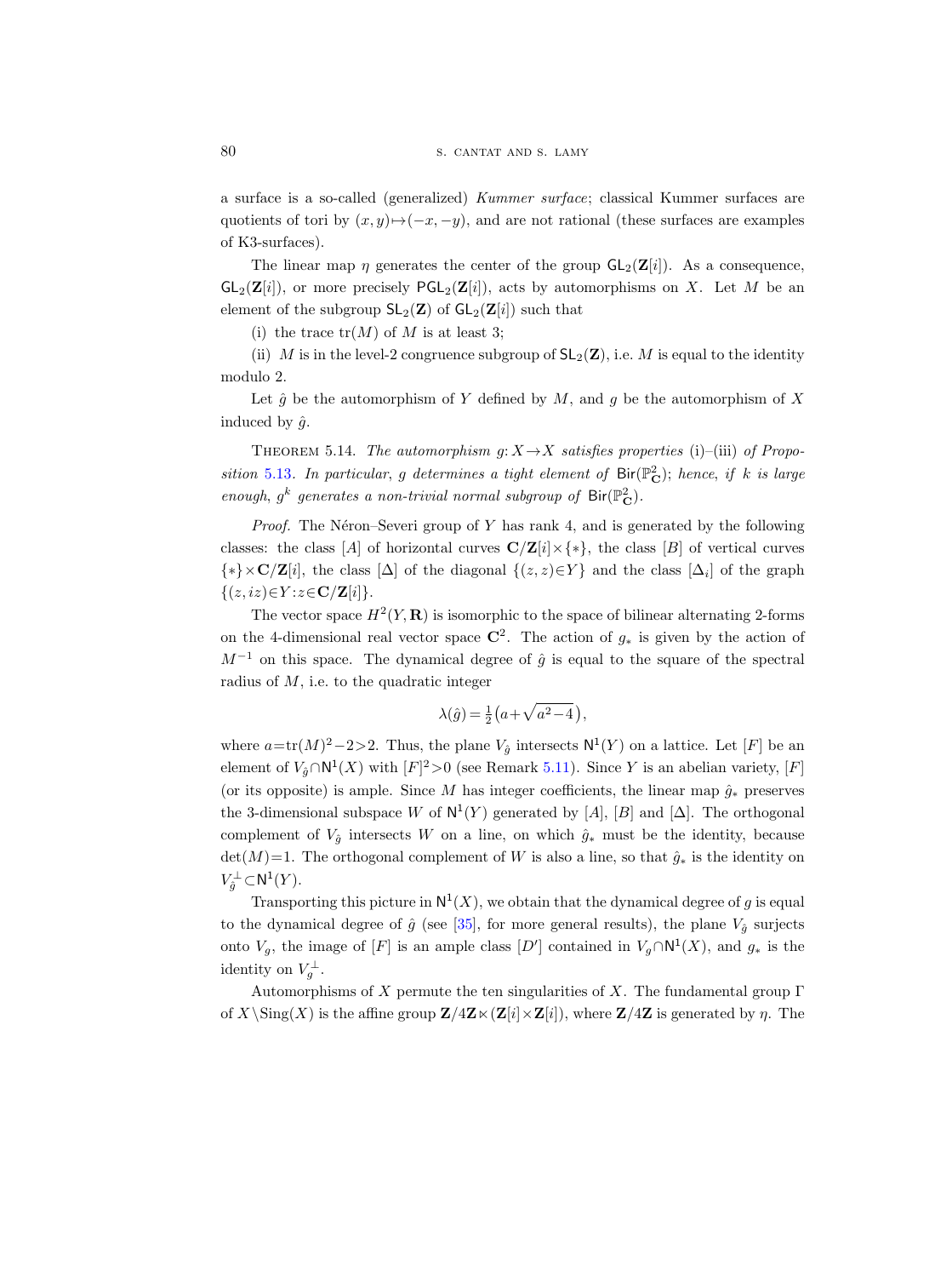a surface is a so-called (generalized) *Kummer surface*; classical Kummer surfaces are quotients of tori by $(x,y)\mapsto(-x,-y)$, and are not rational (these surfaces are examples of K3-surfaces).

The linear map $\eta$ generates the center of the group $\mathsf{GL}_2(\mathbf{Z}[i])$. As a consequence, $\mathsf{GL}_2(\mathbf{Z}[i])$, or more precisely $\mathsf{PGL}_2(\mathbf{Z}[i])$, acts by automorphisms on $X$. Let $M$ be an element of the subgroup $\mathsf{SL}_2(\mathbf{Z})$ of $\mathsf{GL}_2(\mathbf{Z}[i])$ such that

(i) the trace $\operatorname{tr}(M)$ of $M$ is at least 3;

(ii) $M$ is in the level-2 congruence subgroup of $\mathsf{SL}_2(\mathbf{Z})$, i.e. $M$ is equal to the identity modulo 2.

Let $\hat{g}$ be the automorphism of $Y$ defined by $M$, and $g$ be the automorphism of $X$ induced by $\hat{g}$.

Theorem 5.14. *The automorphism $g: X\to X$ satisfies properties* (i)–(iii) *of Proposition* 5.13. *In particular*, $g$ *determines a tight element of* $\mathsf{Bir}(\mathbb{P}^2_{\mathbf{C}})$; *hence*, *if* $k$ *is large enough*, $g^k$ *generates a non-trivial normal subgroup of* $\mathsf{Bir}(\mathbb{P}^2_{\mathbf{C}})$.

*Proof.* The Néron–Severi group of $Y$ has rank 4, and is generated by the following classes: the class $[A]$ of horizontal curves $\mathbf{C}/\mathbf{Z}[i]\times\{*\}$, the class $[B]$ of vertical curves $\{*\}\times\mathbf{C}/\mathbf{Z}[i]$, the class $[\Delta]$ of the diagonal $\{(z,z)\in Y\}$ and the class $[\Delta_i]$ of the graph $\{(z,iz)\in Y: z\in\mathbf{C}/\mathbf{Z}[i]\}$.

The vector space $H^2(Y,\mathbf{R})$ is isomorphic to the space of bilinear alternating 2-forms on the 4-dimensional real vector space $\mathbf{C}^2$. The action of $g_*$ is given by the action of $M^{-1}$ on this space. The dynamical degree of $\hat{g}$ is equal to the square of the spectral radius of $M$, i.e. to the quadratic integer

$$\lambda(\hat{g}) = \tfrac{1}{2}\big(a+\sqrt{a^2-4}\,\big),$$

where $a=\operatorname{tr}(M)^2-2>2$. Thus, the plane $V_{\hat{g}}$ intersects $\mathsf{N}^1(Y)$ on a lattice. Let $[F]$ be an element of $V_{\hat{g}}\cap\mathsf{N}^1(X)$ with $[F]^2>0$ (see Remark 5.11). Since $Y$ is an abelian variety, $[F]$ (or its opposite) is ample. Since $M$ has integer coefficients, the linear map $\hat{g}_*$ preserves the 3-dimensional subspace $W$ of $\mathsf{N}^1(Y)$ generated by $[A]$, $[B]$ and $[\Delta]$. The orthogonal complement of $V_{\hat{g}}$ intersects $W$ on a line, on which $\hat{g}_*$ must be the identity, because $\det(M)=1$. The orthogonal complement of $W$ is also a line, so that $\hat{g}_*$ is the identity on $V_{\hat{g}}^{\perp}\subset\mathsf{N}^1(Y)$.

Transporting this picture in $\mathsf{N}^1(X)$, we obtain that the dynamical degree of $g$ is equal to the dynamical degree of $\hat{g}$ (see [35], for more general results), the plane $V_{\hat{g}}$ surjects onto $V_g$, the image of $[F]$ is an ample class $[D']$ contained in $V_g\cap\mathsf{N}^1(X)$, and $g_*$ is the identity on $V_g^{\perp}$.

Automorphisms of $X$ permute the ten singularities of $X$. The fundamental group $\Gamma$ of $X\setminus\operatorname{Sing}(X)$ is the affine group $\mathbf{Z}/4\mathbf{Z}\ltimes(\mathbf{Z}[i]\times\mathbf{Z}[i])$, where $\mathbf{Z}/4\mathbf{Z}$ is generated by $\eta$. The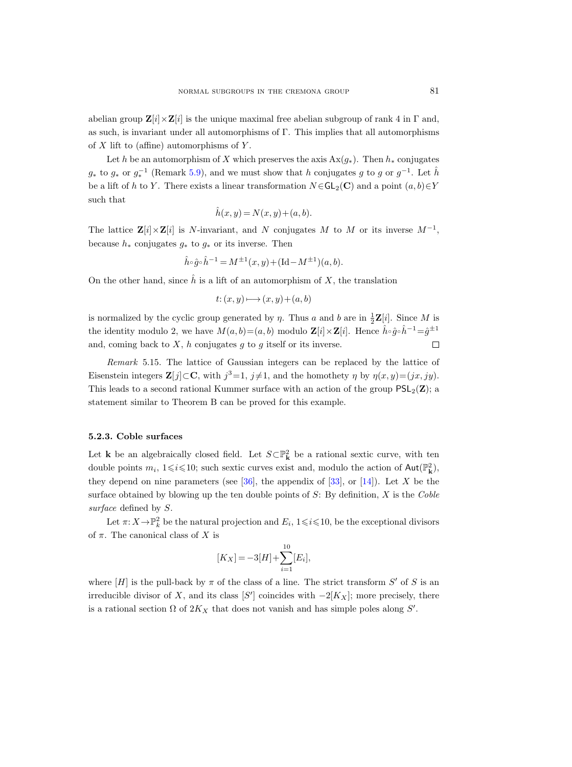abelian group $\mathbf{Z}[i]\times\mathbf{Z}[i]$ is the unique maximal free abelian subgroup of rank 4 in $\Gamma$ and, as such, is invariant under all automorphisms of $\Gamma$. This implies that all automorphisms of $X$ lift to (affine) automorphisms of $Y$.

Let $h$ be an automorphism of $X$ which preserves the axis $\mathrm{Ax}(g_*)$. Then $h_*$ conjugates $g_*$ to $g_*$ or $g_*^{-1}$ (Remark 5.9), and we must show that $h$ conjugates $g$ to $g$ or $g^{-1}$. Let $\hat{h}$ be a lift of $h$ to $Y$. There exists a linear transformation $N\in\mathsf{GL}_2(\mathbf{C})$ and a point $(a,b)\in Y$ such that

$$\hat{h}(x,y)=N(x,y)+(a,b).$$

The lattice $\mathbf{Z}[i]\times\mathbf{Z}[i]$ is $N$-invariant, and $N$ conjugates $M$ to $M$ or its inverse $M^{-1}$, because $h_*$ conjugates $g_*$ to $g_*$ or its inverse. Then

$$\hat{h}\circ\hat{g}\circ\hat{h}^{-1}=M^{\pm1}(x,y)+(\mathrm{Id}-M^{\pm1})(a,b).$$

On the other hand, since $\hat{h}$ is a lift of an automorphism of $X$, the translation

$$t\colon (x,y)\longmapsto (x,y)+(a,b)$$

is normalized by the cyclic group generated by $\eta$. Thus $a$ and $b$ are in $\frac{1}{2}\mathbf{Z}[i]$. Since $M$ is the identity modulo 2, we have $M(a,b)=(a,b)$ modulo $\mathbf{Z}[i]\times\mathbf{Z}[i]$. Hence $\hat{h}\circ\hat{g}\circ\hat{h}^{-1}=\hat{g}^{\pm1}$ and, coming back to $X$, $h$ conjugates $g$ to $g$ itself or its inverse. □

*Remark* 5.15. The lattice of Gaussian integers can be replaced by the lattice of Eisenstein integers $\mathbf{Z}[j]\subset\mathbf{C}$, with $j^3=1$, $j\neq1$, and the homothety $\eta$ by $\eta(x,y)=(jx,jy)$. This leads to a second rational Kummer surface with an action of the group $\mathsf{PSL}_2(\mathbf{Z})$; a statement similar to Theorem B can be proved for this example.

#### 5.2.3. Coble surfaces

Let $\mathbf{k}$ be an algebraically closed field. Let $S\subset\mathbb{P}^2_{\mathbf{k}}$ be a rational sextic curve, with ten double points $m_i$, $1\leqslant i\leqslant 10$; such sextic curves exist and, modulo the action of $\mathsf{Aut}(\mathbb{P}^2_{\mathbf{k}})$, they depend on nine parameters (see [36], the appendix of [33], or [14]). Let $X$ be the surface obtained by blowing up the ten double points of $S$: By definition, $X$ is the *Coble surface* defined by $S$.

Let $\pi\colon X\to\mathbb{P}^2_k$ be the natural projection and $E_i$, $1\leqslant i\leqslant 10$, be the exceptional divisors of $\pi$. The canonical class of $X$ is

$$[K_X]=-3[H]+\sum_{i=1}^{10}[E_i],$$

where $[H]$ is the pull-back by $\pi$ of the class of a line. The strict transform $S'$ of $S$ is an irreducible divisor of $X$, and its class $[S']$ coincides with $-2[K_X]$; more precisely, there is a rational section $\Omega$ of $2K_X$ that does not vanish and has simple poles along $S'$.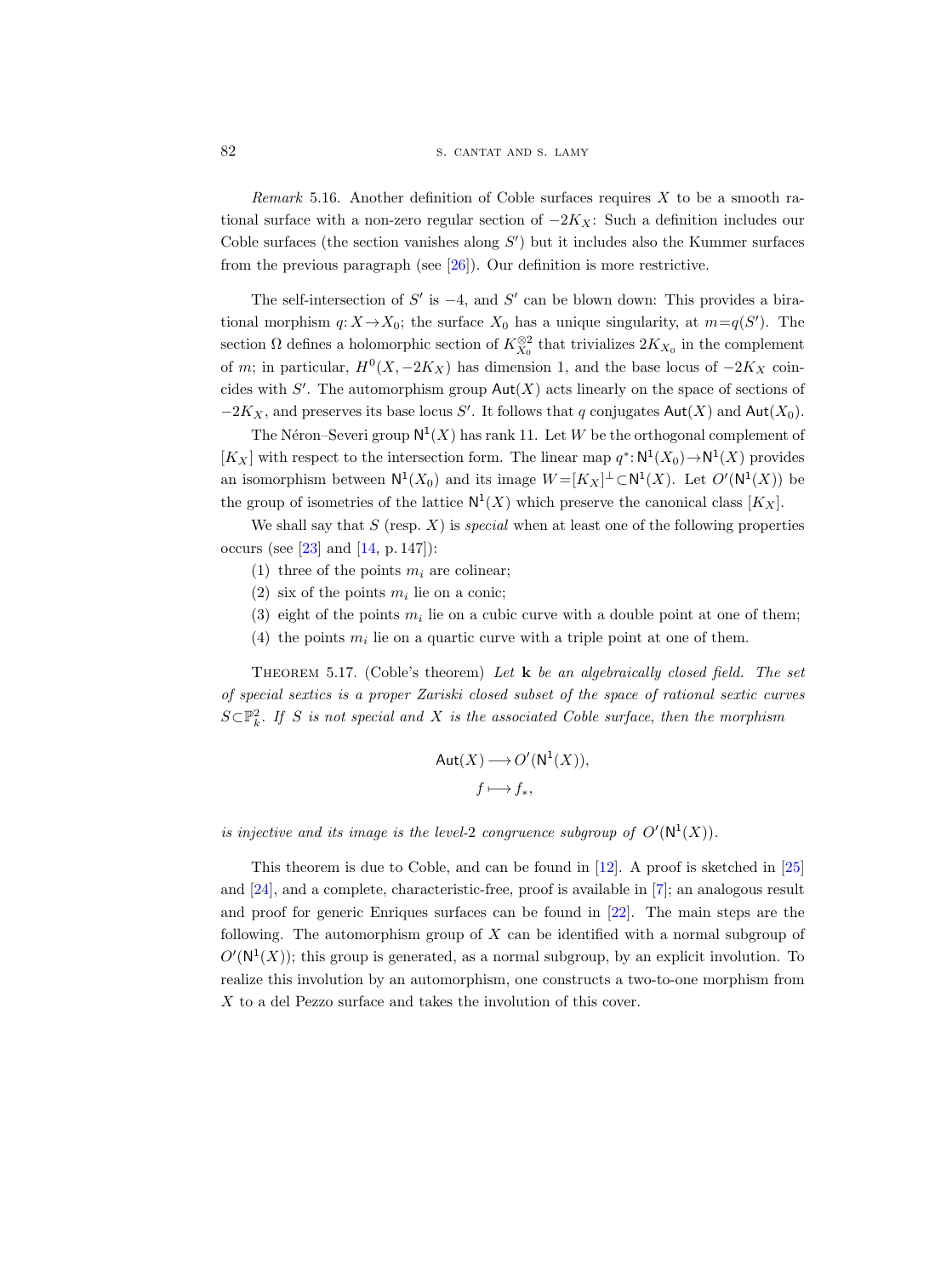*Remark* 5.16. Another definition of Coble surfaces requires $X$ to be a smooth rational surface with a non-zero regular section of $-2K_X$: Such a definition includes our Coble surfaces (the section vanishes along $S'$) but it includes also the Kummer surfaces from the previous paragraph (see [26]). Our definition is more restrictive.

The self-intersection of $S'$ is $-4$, and $S'$ can be blown down: This provides a birational morphism $q: X \to X_0$; the surface $X_0$ has a unique singularity, at $m = q(S')$. The section $\Omega$ defines a holomorphic section of $K_{X_0}^{\otimes 2}$ that trivializes $2K_{X_0}$ in the complement of $m$; in particular, $H^0(X, -2K_X)$ has dimension 1, and the base locus of $-2K_X$ coincides with $S'$. The automorphism group $\mathsf{Aut}(X)$ acts linearly on the space of sections of $-2K_X$, and preserves its base locus $S'$. It follows that $q$ conjugates $\mathsf{Aut}(X)$ and $\mathsf{Aut}(X_0)$.

The Néron–Severi group $\mathsf{N}^1(X)$ has rank 11. Let $W$ be the orthogonal complement of $[K_X]$ with respect to the intersection form. The linear map $q^*: \mathsf{N}^1(X_0) \to \mathsf{N}^1(X)$ provides an isomorphism between $\mathsf{N}^1(X_0)$ and its image $W = [K_X]^\perp \subset \mathsf{N}^1(X)$. Let $O'(\mathsf{N}^1(X))$ be the group of isometries of the lattice $\mathsf{N}^1(X)$ which preserve the canonical class $[K_X]$.

We shall say that $S$ (resp. $X$) is *special* when at least one of the following properties occurs (see [23] and [14, p. 147]):

(1) three of the points $m_i$ are colinear;

(2) six of the points $m_i$ lie on a conic;

(3) eight of the points $m_i$ lie on a cubic curve with a double point at one of them;

(4) the points $m_i$ lie on a quartic curve with a triple point at one of them.

Theorem 5.17. (Coble's theorem) *Let* $\mathbf{k}$ *be an algebraically closed field. The set of special sextics is a proper Zariski closed subset of the space of rational sextic curves* $S \subset \mathbb{P}^2_{\mathbf{k}}$. *If* $S$ *is not special and* $X$ *is the associated Coble surface, then the morphism*

$$\mathsf{Aut}(X) \longrightarrow O'(\mathsf{N}^1(X)),$$
$$f \longmapsto f_*,$$

*is injective and its image is the level-2 congruence subgroup of* $O'(\mathsf{N}^1(X))$.

This theorem is due to Coble, and can be found in [12]. A proof is sketched in [25] and [24], and a complete, characteristic-free, proof is available in [7]; an analogous result and proof for generic Enriques surfaces can be found in [22]. The main steps are the following. The automorphism group of $X$ can be identified with a normal subgroup of $O'(\mathsf{N}^1(X))$; this group is generated, as a normal subgroup, by an explicit involution. To realize this involution by an automorphism, one constructs a two-to-one morphism from $X$ to a del Pezzo surface and takes the involution of this cover.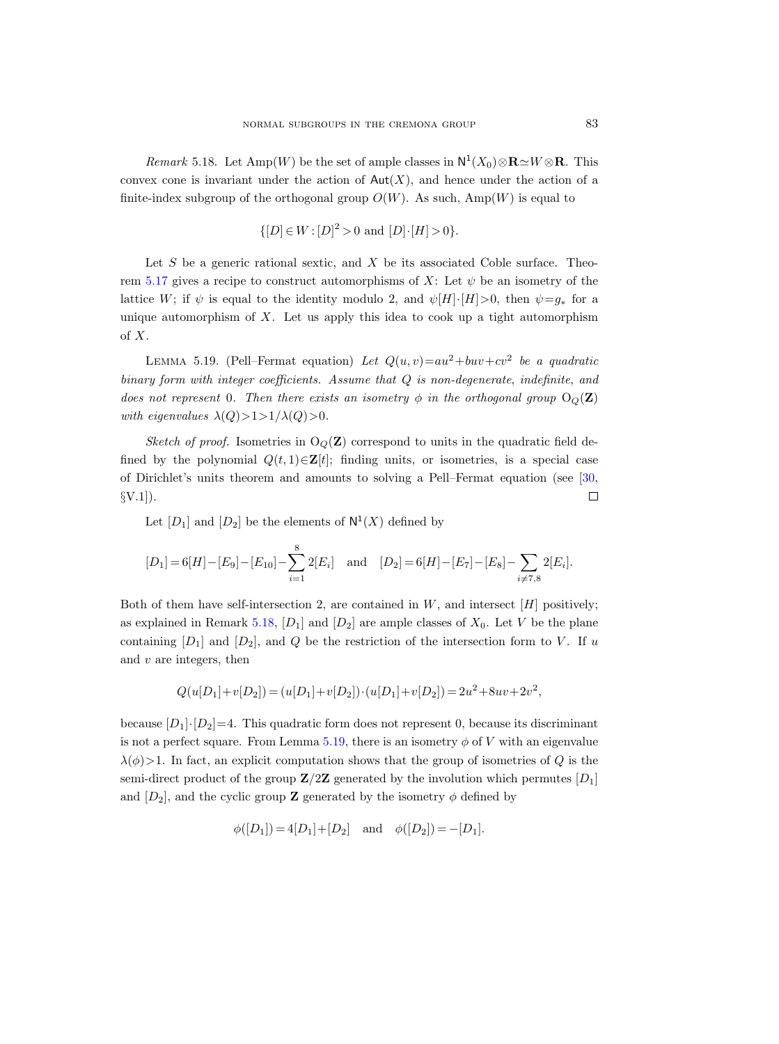*Remark* 5.18. Let $\mathrm{Amp}(W)$ be the set of ample classes in $\mathsf{N}^1(X_0)\otimes\mathbf{R}\simeq W\otimes\mathbf{R}$. This convex cone is invariant under the action of $\mathsf{Aut}(X)$, and hence under the action of a finite-index subgroup of the orthogonal group $O(W)$. As such, $\mathrm{Amp}(W)$ is equal to

$$\{[D]\in W : [D]^2>0 \text{ and } [D]\cdot[H]>0\}.$$

Let $S$ be a generic rational sextic, and $X$ be its associated Coble surface. Theorem 5.17 gives a recipe to construct automorphisms of $X$: Let $\psi$ be an isometry of the lattice $W$; if $\psi$ is equal to the identity modulo 2, and $\psi[H]\cdot[H]>0$, then $\psi=g_*$ for a unique automorphism of $X$. Let us apply this idea to cook up a tight automorphism of $X$.

Lemma 5.19. (Pell–Fermat equation) *Let $Q(u,v)=au^2+buv+cv^2$ be a quadratic binary form with integer coefficients. Assume that $Q$ is non-degenerate, indefinite, and does not represent* 0. *Then there exists an isometry $\phi$ in the orthogonal group $\mathrm{O}_Q(\mathbf{Z})$ with eigenvalues $\lambda(Q)>1>1/\lambda(Q)>0$.*

*Sketch of proof.* Isometries in $\mathrm{O}_Q(\mathbf{Z})$ correspond to units in the quadratic field defined by the polynomial $Q(t,1)\in\mathbf{Z}[t]$; finding units, or isometries, is a special case of Dirichlet's units theorem and amounts to solving a Pell–Fermat equation (see [30, §V.1]). $\square$

Let $[D_1]$ and $[D_2]$ be the elements of $\mathsf{N}^1(X)$ defined by

$$[D_1]=6[H]-[E_9]-[E_{10}]-\sum_{i=1}^{8}2[E_i] \quad\text{and}\quad [D_2]=6[H]-[E_7]-[E_8]-\sum_{i\neq 7,8}2[E_i].$$

Both of them have self-intersection 2, are contained in $W$, and intersect $[H]$ positively; as explained in Remark 5.18, $[D_1]$ and $[D_2]$ are ample classes of $X_0$. Let $V$ be the plane containing $[D_1]$ and $[D_2]$, and $Q$ be the restriction of the intersection form to $V$. If $u$ and $v$ are integers, then

$$Q(u[D_1]+v[D_2])=(u[D_1]+v[D_2])\cdot(u[D_1]+v[D_2])=2u^2+8uv+2v^2,$$

because $[D_1]\cdot[D_2]=4$. This quadratic form does not represent 0, because its discriminant is not a perfect square. From Lemma 5.19, there is an isometry $\phi$ of $V$ with an eigenvalue $\lambda(\phi)>1$. In fact, an explicit computation shows that the group of isometries of $Q$ is the semi-direct product of the group $\mathbf{Z}/2\mathbf{Z}$ generated by the involution which permutes $[D_1]$ and $[D_2]$, and the cyclic group $\mathbf{Z}$ generated by the isometry $\phi$ defined by

$$\phi([D_1])=4[D_1]+[D_2] \quad\text{and}\quad \phi([D_2])=-[D_1].$$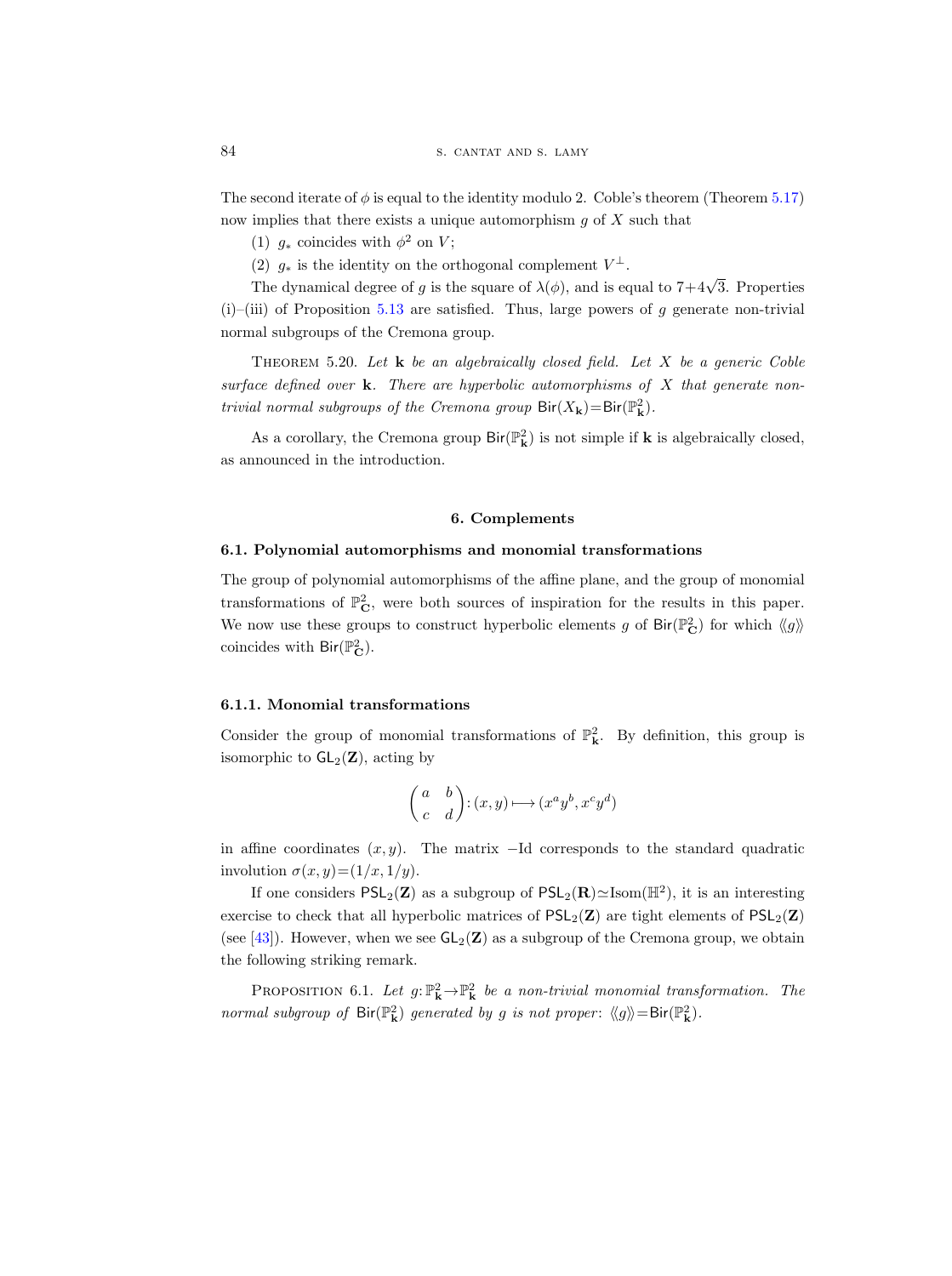The second iterate of $\phi$ is equal to the identity modulo 2. Coble's theorem (Theorem 5.17) now implies that there exists a unique automorphism $g$ of $X$ such that

(1) $g_*$ coincides with $\phi^2$ on $V$;

(2) $g_*$ is the identity on the orthogonal complement $V^\perp$.

The dynamical degree of $g$ is the square of $\lambda(\phi)$, and is equal to $7+4\sqrt{3}$. Properties (i)–(iii) of Proposition 5.13 are satisfied. Thus, large powers of $g$ generate non-trivial normal subgroups of the Cremona group.

Theorem 5.20. *Let* $\mathbf{k}$ *be an algebraically closed field. Let* $X$ *be a generic Coble surface defined over* $\mathbf{k}$. *There are hyperbolic automorphisms of* $X$ *that generate non-trivial normal subgroups of the Cremona group* $\mathsf{Bir}(X_{\mathbf{k}})=\mathsf{Bir}(\mathbb{P}^2_{\mathbf{k}})$.

As a corollary, the Cremona group $\mathsf{Bir}(\mathbb{P}^2_{\mathbf{k}})$ is not simple if $\mathbf{k}$ is algebraically closed, as announced in the introduction.

## 6. Complements

### 6.1. Polynomial automorphisms and monomial transformations

The group of polynomial automorphisms of the affine plane, and the group of monomial transformations of $\mathbb{P}^2_{\mathbf{C}}$, were both sources of inspiration for the results in this paper. We now use these groups to construct hyperbolic elements $g$ of $\mathsf{Bir}(\mathbb{P}^2_{\mathbf{C}})$ for which $\langle\langle g\rangle\rangle$ coincides with $\mathsf{Bir}(\mathbb{P}^2_{\mathbf{C}})$.

#### 6.1.1. Monomial transformations

Consider the group of monomial transformations of $\mathbb{P}^2_{\mathbf{k}}$. By definition, this group is isomorphic to $\mathsf{GL}_2(\mathbf{Z})$, acting by

$$\begin{pmatrix} a & b \\ c & d \end{pmatrix} : (x,y) \longmapsto (x^a y^b, x^c y^d)$$

in affine coordinates $(x,y)$. The matrix $-\mathrm{Id}$ corresponds to the standard quadratic involution $\sigma(x,y)=(1/x,1/y)$.

If one considers $\mathsf{PSL}_2(\mathbf{Z})$ as a subgroup of $\mathsf{PSL}_2(\mathbf{R})\simeq\mathrm{Isom}(\mathbb{H}^2)$, it is an interesting exercise to check that all hyperbolic matrices of $\mathsf{PSL}_2(\mathbf{Z})$ are tight elements of $\mathsf{PSL}_2(\mathbf{Z})$ (see [43]). However, when we see $\mathsf{GL}_2(\mathbf{Z})$ as a subgroup of the Cremona group, we obtain the following striking remark.

Proposition 6.1. *Let* $g\colon\mathbb{P}^2_{\mathbf{k}}\to\mathbb{P}^2_{\mathbf{k}}$ *be a non-trivial monomial transformation. The normal subgroup of* $\mathsf{Bir}(\mathbb{P}^2_{\mathbf{k}})$ *generated by* $g$ *is not proper*: $\langle\langle g\rangle\rangle=\mathsf{Bir}(\mathbb{P}^2_{\mathbf{k}})$.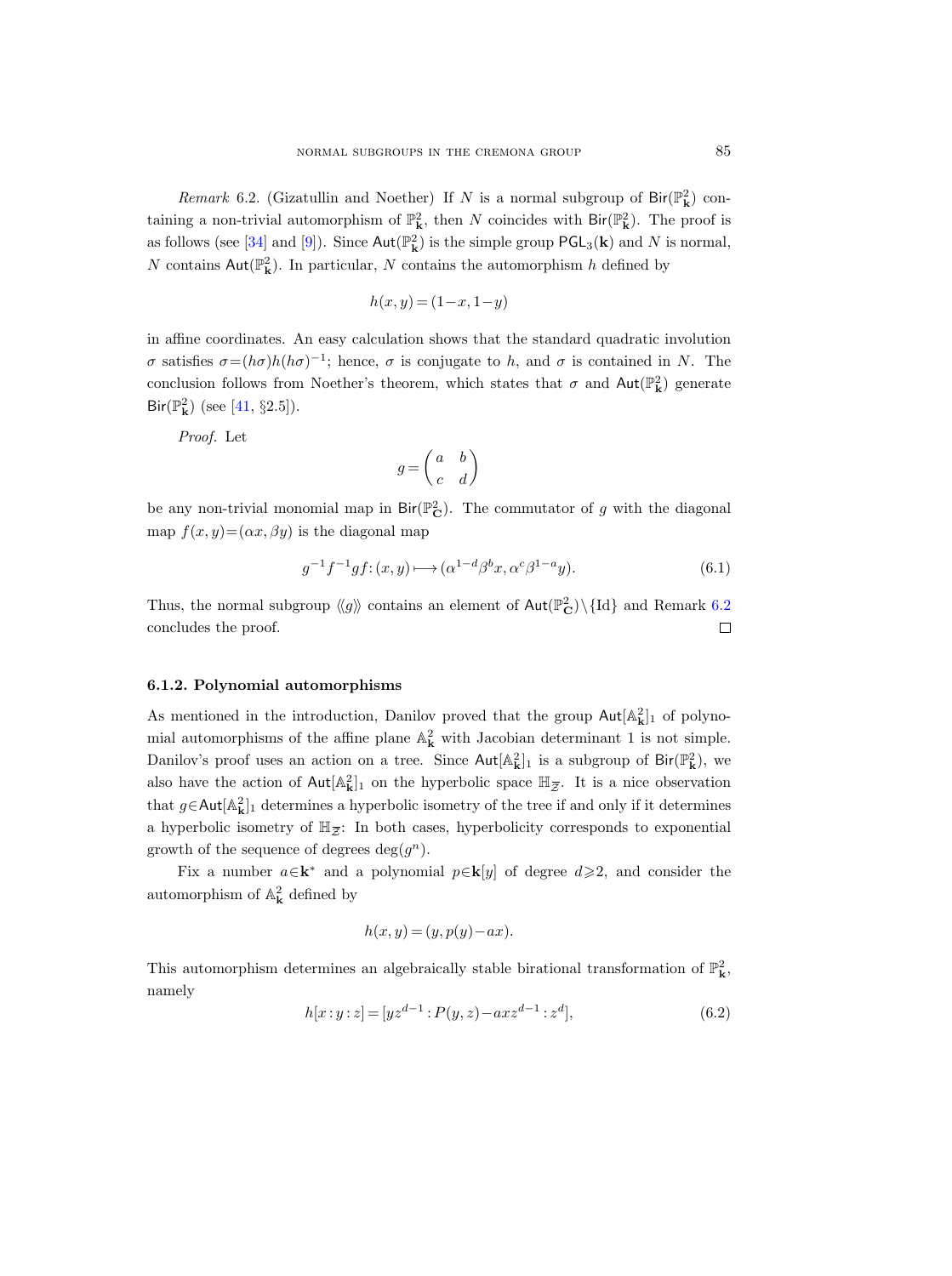*Remark* 6.2. (Gizatullin and Noether) If $N$ is a normal subgroup of $\mathsf{Bir}(\mathbb{P}^2_{\mathbf{k}})$ containing a non-trivial automorphism of $\mathbb{P}^2_{\mathbf{k}}$, then $N$ coincides with $\mathsf{Bir}(\mathbb{P}^2_{\mathbf{k}})$. The proof is as follows (see [34] and [9]). Since $\mathsf{Aut}(\mathbb{P}^2_{\mathbf{k}})$ is the simple group $\mathsf{PGL}_3(\mathbf{k})$ and $N$ is normal, $N$ contains $\mathsf{Aut}(\mathbb{P}^2_{\mathbf{k}})$. In particular, $N$ contains the automorphism $h$ defined by

$$h(x,y)=(1-x,1-y)$$

in affine coordinates. An easy calculation shows that the standard quadratic involution $\sigma$ satisfies $\sigma=(h\sigma)h(h\sigma)^{-1}$; hence, $\sigma$ is conjugate to $h$, and $\sigma$ is contained in $N$. The conclusion follows from Noether's theorem, which states that $\sigma$ and $\mathsf{Aut}(\mathbb{P}^2_{\mathbf{k}})$ generate $\mathsf{Bir}(\mathbb{P}^2_{\mathbf{k}})$ (see [41, §2.5]).

*Proof.* Let

$$g=\begin{pmatrix} a & b \\ c & d \end{pmatrix}$$

be any non-trivial monomial map in $\mathsf{Bir}(\mathbb{P}^2_{\mathbf{C}})$. The commutator of $g$ with the diagonal map $f(x,y)=(\alpha x,\beta y)$ is the diagonal map

$$g^{-1}f^{-1}gf\colon (x,y)\longmapsto(\alpha^{1-d}\beta^{b}x,\alpha^{c}\beta^{1-a}y). \tag{6.1}$$

Thus, the normal subgroup $\langle\langle g\rangle\rangle$ contains an element of $\mathsf{Aut}(\mathbb{P}^2_{\mathbf{C}})\setminus\{\mathrm{Id}\}$ and Remark 6.2 concludes the proof. ∎

#### 6.1.2. Polynomial automorphisms

As mentioned in the introduction, Danilov proved that the group $\mathsf{Aut}[\mathbb{A}^2_{\mathbf{k}}]_1$ of polynomial automorphisms of the affine plane $\mathbb{A}^2_{\mathbf{k}}$ with Jacobian determinant 1 is not simple. Danilov's proof uses an action on a tree. Since $\mathsf{Aut}[\mathbb{A}^2_{\mathbf{k}}]_1$ is a subgroup of $\mathsf{Bir}(\mathbb{P}^2_{\mathbf{k}})$, we also have the action of $\mathsf{Aut}[\mathbb{A}^2_{\mathbf{k}}]_1$ on the hyperbolic space $\mathbb{H}_{\overline{\mathcal{Z}}}$. It is a nice observation that $g\in\mathsf{Aut}[\mathbb{A}^2_{\mathbf{k}}]_1$ determines a hyperbolic isometry of the tree if and only if it determines a hyperbolic isometry of $\mathbb{H}_{\overline{\mathcal{Z}}}$: In both cases, hyperbolicity corresponds to exponential growth of the sequence of degrees $\deg(g^n)$.

Fix a number $a\in\mathbf{k}^*$ and a polynomial $p\in\mathbf{k}[y]$ of degree $d\geqslant 2$, and consider the automorphism of $\mathbb{A}^2_{\mathbf{k}}$ defined by

$$h(x,y)=(y,p(y)-ax).$$

This automorphism determines an algebraically stable birational transformation of $\mathbb{P}^2_{\mathbf{k}}$, namely

$$h[x:y:z]=[yz^{d-1}:P(y,z)-axz^{d-1}:z^d], \tag{6.2}$$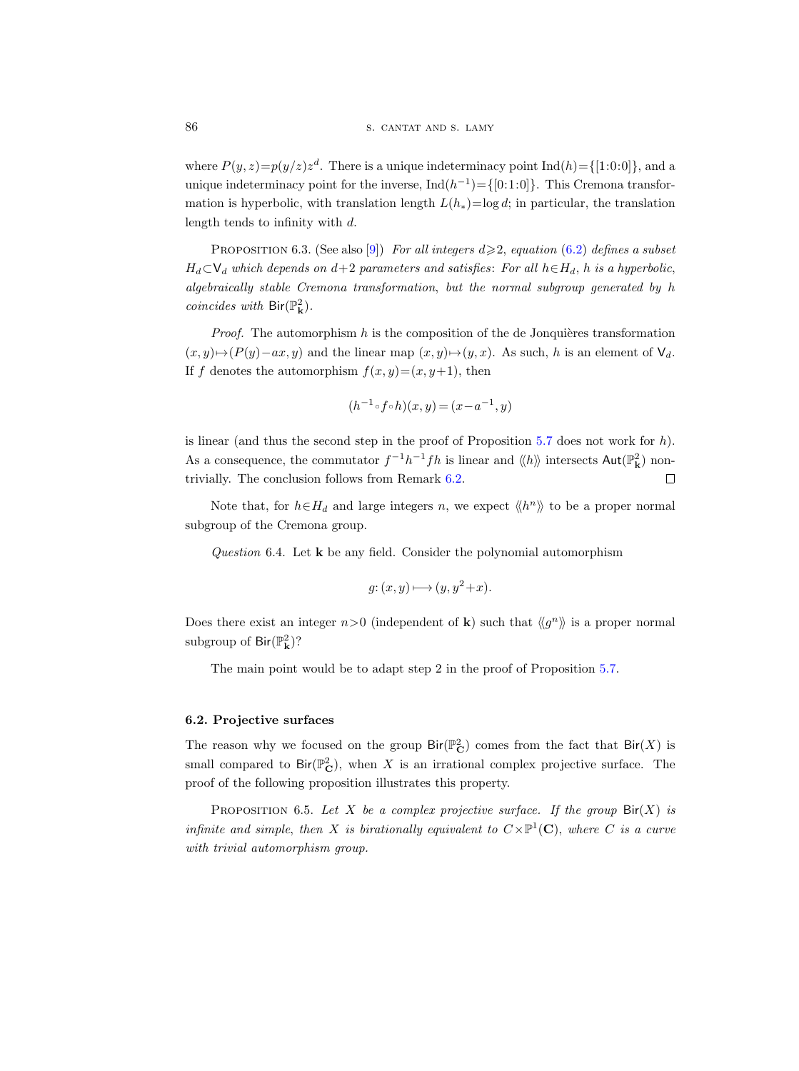where $P(y,z)=p(y/z)z^d$. There is a unique indeterminacy point $\mathrm{Ind}(h)=\{[1{:}0{:}0]\}$, and a unique indeterminacy point for the inverse, $\mathrm{Ind}(h^{-1})=\{[0{:}1{:}0]\}$. This Cremona transformation is hyperbolic, with translation length $L(h_*)=\log d$; in particular, the translation length tends to infinity with $d$.

PROPOSITION 6.3. (See also [9]) *For all integers $d\geqslant 2$, equation (6.2) defines a subset $H_d\subset \mathsf{V}_d$ which depends on $d+2$ parameters and satisfies: For all $h\in H_d$, $h$ is a hyperbolic, algebraically stable Cremona transformation, but the normal subgroup generated by $h$ coincides with $\mathsf{Bir}(\mathbb{P}^2_{\mathbf{k}})$.*

*Proof.* The automorphism $h$ is the composition of the de Jonquières transformation $(x,y)\mapsto(P(y)-ax,y)$ and the linear map $(x,y)\mapsto(y,x)$. As such, $h$ is an element of $\mathsf{V}_d$. If $f$ denotes the automorphism $f(x,y)=(x,y+1)$, then

$$(h^{-1}\circ f\circ h)(x,y)=(x-a^{-1},y)$$

is linear (and thus the second step in the proof of Proposition 5.7 does not work for $h$). As a consequence, the commutator $f^{-1}h^{-1}fh$ is linear and $\langle\langle h\rangle\rangle$ intersects $\mathsf{Aut}(\mathbb{P}^2_{\mathbf{k}})$ non-trivially. The conclusion follows from Remark 6.2. □

Note that, for $h\in H_d$ and large integers $n$, we expect $\langle\langle h^n\rangle\rangle$ to be a proper normal subgroup of the Cremona group.

*Question* 6.4. Let $\mathbf{k}$ be any field. Consider the polynomial automorphism

$$g\colon (x,y)\longmapsto (y,y^2+x).$$

Does there exist an integer $n>0$ (independent of $\mathbf{k}$) such that $\langle\langle g^n\rangle\rangle$ is a proper normal subgroup of $\mathsf{Bir}(\mathbb{P}^2_{\mathbf{k}})$?

The main point would be to adapt step 2 in the proof of Proposition 5.7.

### 6.2. Projective surfaces

The reason why we focused on the group $\mathsf{Bir}(\mathbb{P}^2_{\mathbf{C}})$ comes from the fact that $\mathsf{Bir}(X)$ is small compared to $\mathsf{Bir}(\mathbb{P}^2_{\mathbf{C}})$, when $X$ is an irrational complex projective surface. The proof of the following proposition illustrates this property.

PROPOSITION 6.5. *Let $X$ be a complex projective surface. If the group $\mathsf{Bir}(X)$ is infinite and simple, then $X$ is birationally equivalent to $C\times\mathbb{P}^1(\mathbf{C})$, where $C$ is a curve with trivial automorphism group.*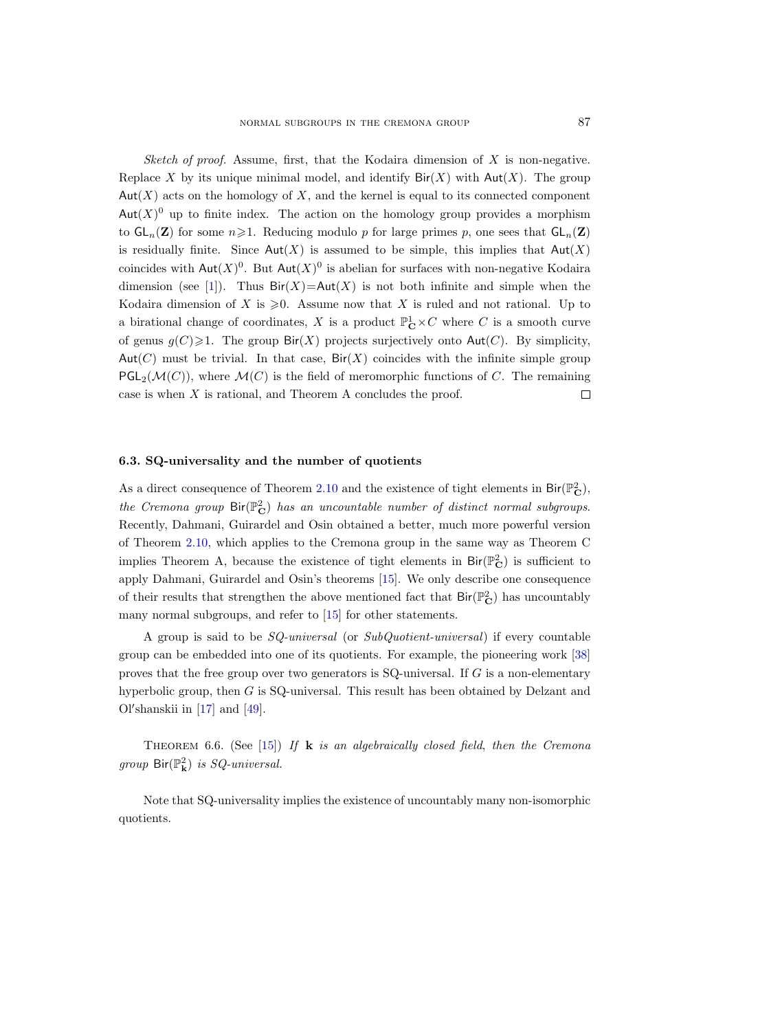*Sketch of proof.* Assume, first, that the Kodaira dimension of $X$ is non-negative. Replace $X$ by its unique minimal model, and identify $\mathsf{Bir}(X)$ with $\mathsf{Aut}(X)$. The group $\mathsf{Aut}(X)$ acts on the homology of $X$, and the kernel is equal to its connected component $\mathsf{Aut}(X)^0$ up to finite index. The action on the homology group provides a morphism to $\mathsf{GL}_n(\mathbf{Z})$ for some $n\geqslant 1$. Reducing modulo $p$ for large primes $p$, one sees that $\mathsf{GL}_n(\mathbf{Z})$ is residually finite. Since $\mathsf{Aut}(X)$ is assumed to be simple, this implies that $\mathsf{Aut}(X)$ coincides with $\mathsf{Aut}(X)^0$. But $\mathsf{Aut}(X)^0$ is abelian for surfaces with non-negative Kodaira dimension (see [1]). Thus $\mathsf{Bir}(X)=\mathsf{Aut}(X)$ is not both infinite and simple when the Kodaira dimension of $X$ is $\geqslant 0$. Assume now that $X$ is ruled and not rational. Up to a birational change of coordinates, $X$ is a product $\mathbb{P}^1_{\mathbf{C}}\times C$ where $C$ is a smooth curve of genus $g(C)\geqslant 1$. The group $\mathsf{Bir}(X)$ projects surjectively onto $\mathsf{Aut}(C)$. By simplicity, $\mathsf{Aut}(C)$ must be trivial. In that case, $\mathsf{Bir}(X)$ coincides with the infinite simple group $\mathsf{PGL}_2(\mathcal{M}(C))$, where $\mathcal{M}(C)$ is the field of meromorphic functions of $C$. The remaining case is when $X$ is rational, and Theorem A concludes the proof. ∎

### 6.3. SQ-universality and the number of quotients

As a direct consequence of Theorem 2.10 and the existence of tight elements in $\mathsf{Bir}(\mathbb{P}^2_{\mathbf{C}})$, *the Cremona group* $\mathsf{Bir}(\mathbb{P}^2_{\mathbf{C}})$ *has an uncountable number of distinct normal subgroups.* Recently, Dahmani, Guirardel and Osin obtained a better, much more powerful version of Theorem 2.10, which applies to the Cremona group in the same way as Theorem C implies Theorem A, because the existence of tight elements in $\mathsf{Bir}(\mathbb{P}^2_{\mathbf{C}})$ is sufficient to apply Dahmani, Guirardel and Osin's theorems [15]. We only describe one consequence of their results that strengthen the above mentioned fact that $\mathsf{Bir}(\mathbb{P}^2_{\mathbf{C}})$ has uncountably many normal subgroups, and refer to [15] for other statements.

A group is said to be *SQ-universal* (or *SubQuotient-universal*) if every countable group can be embedded into one of its quotients. For example, the pioneering work [38] proves that the free group over two generators is SQ-universal. If $G$ is a non-elementary hyperbolic group, then $G$ is SQ-universal. This result has been obtained by Delzant and Ol′shanskii in [17] and [49].

Theorem 6.6. (See [15]) *If* $\mathbf{k}$ *is an algebraically closed field, then the Cremona group* $\mathsf{Bir}(\mathbb{P}^2_{\mathbf{k}})$ *is SQ-universal.*

Note that SQ-universality implies the existence of uncountably many non-isomorphic quotients.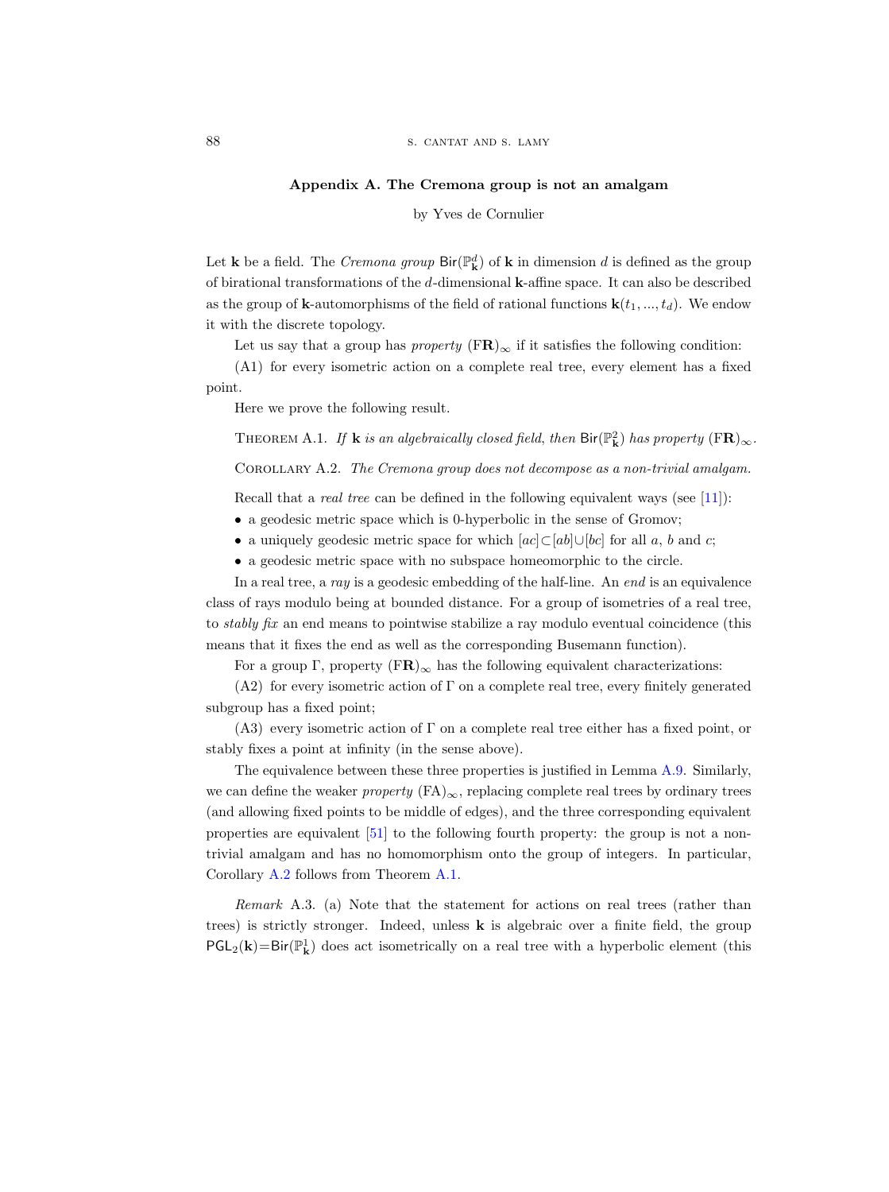## Appendix A. The Cremona group is not an amalgam

by Yves de Cornulier

Let $\mathbf{k}$ be a field. The *Cremona group* $\mathsf{Bir}(\mathbb{P}^d_{\mathbf{k}})$ of $\mathbf{k}$ in dimension $d$ is defined as the group of birational transformations of the $d$-dimensional $\mathbf{k}$-affine space. It can also be described as the group of $\mathbf{k}$-automorphisms of the field of rational functions $\mathbf{k}(t_1, ..., t_d)$. We endow it with the discrete topology.

Let us say that a group has *property* $(\mathrm{F}\mathbf{R})_\infty$ if it satisfies the following condition:

(A1) for every isometric action on a complete real tree, every element has a fixed point.

Here we prove the following result.

Theorem A.1. *If $\mathbf{k}$ is an algebraically closed field, then $\mathsf{Bir}(\mathbb{P}^2_{\mathbf{k}})$ has property $(\mathrm{F}\mathbf{R})_\infty$.*

Corollary A.2. *The Cremona group does not decompose as a non-trivial amalgam.*

Recall that a *real tree* can be defined in the following equivalent ways (see [11]):

- a geodesic metric space which is 0-hyperbolic in the sense of Gromov;
- a uniquely geodesic metric space for which $[ac] \subset [ab] \cup [bc]$ for all $a$, $b$ and $c$;
- a geodesic metric space with no subspace homeomorphic to the circle.

In a real tree, a *ray* is a geodesic embedding of the half-line. An *end* is an equivalence class of rays modulo being at bounded distance. For a group of isometries of a real tree, to *stably fix* an end means to pointwise stabilize a ray modulo eventual coincidence (this means that it fixes the end as well as the corresponding Busemann function).

For a group $\Gamma$, property $(\mathrm{F}\mathbf{R})_\infty$ has the following equivalent characterizations:

(A2) for every isometric action of $\Gamma$ on a complete real tree, every finitely generated subgroup has a fixed point;

(A3) every isometric action of $\Gamma$ on a complete real tree either has a fixed point, or stably fixes a point at infinity (in the sense above).

The equivalence between these three properties is justified in Lemma A.9. Similarly, we can define the weaker *property* $(\mathrm{FA})_\infty$, replacing complete real trees by ordinary trees (and allowing fixed points to be middle of edges), and the three corresponding equivalent properties are equivalent [51] to the following fourth property: the group is not a non-trivial amalgam and has no homomorphism onto the group of integers. In particular, Corollary A.2 follows from Theorem A.1.

*Remark* A.3. (a) Note that the statement for actions on real trees (rather than trees) is strictly stronger. Indeed, unless $\mathbf{k}$ is algebraic over a finite field, the group $\mathsf{PGL}_2(\mathbf{k}) = \mathsf{Bir}(\mathbb{P}^1_{\mathbf{k}})$ does act isometrically on a real tree with a hyperbolic element (this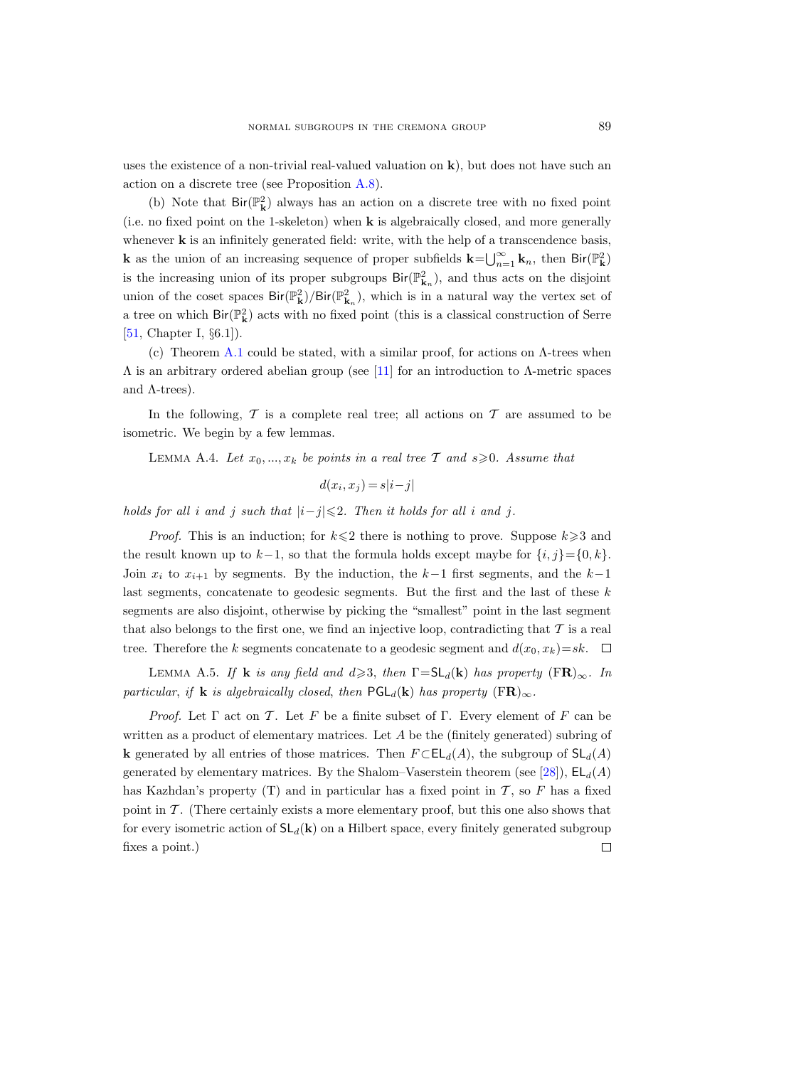uses the existence of a non-trivial real-valued valuation on $\mathbf{k}$), but does not have such an action on a discrete tree (see Proposition A.8).

(b) Note that $\mathsf{Bir}(\mathbb{P}^2_{\mathbf{k}})$ always has an action on a discrete tree with no fixed point (i.e. no fixed point on the 1-skeleton) when $\mathbf{k}$ is algebraically closed, and more generally whenever $\mathbf{k}$ is an infinitely generated field: write, with the help of a transcendence basis, $\mathbf{k}$ as the union of an increasing sequence of proper subfields $\mathbf{k}=\bigcup_{n=1}^{\infty}\mathbf{k}_n$, then $\mathsf{Bir}(\mathbb{P}^2_{\mathbf{k}})$ is the increasing union of its proper subgroups $\mathsf{Bir}(\mathbb{P}^2_{\mathbf{k}_n})$, and thus acts on the disjoint union of the coset spaces $\mathsf{Bir}(\mathbb{P}^2_{\mathbf{k}})/\mathsf{Bir}(\mathbb{P}^2_{\mathbf{k}_n})$, which is in a natural way the vertex set of a tree on which $\mathsf{Bir}(\mathbb{P}^2_{\mathbf{k}})$ acts with no fixed point (this is a classical construction of Serre [51, Chapter I, §6.1]).

(c) Theorem A.1 could be stated, with a similar proof, for actions on $\Lambda$-trees when $\Lambda$ is an arbitrary ordered abelian group (see [11] for an introduction to $\Lambda$-metric spaces and $\Lambda$-trees).

In the following, $\mathcal{T}$ is a complete real tree; all actions on $\mathcal{T}$ are assumed to be isometric. We begin by a few lemmas.

Lemma A.4. *Let $x_0, ..., x_k$ be points in a real tree $\mathcal{T}$ and $s\geqslant 0$. Assume that*

$$d(x_i, x_j) = s|i-j|$$

*holds for all $i$ and $j$ such that $|i-j|\leqslant 2$. Then it holds for all $i$ and $j$.*

*Proof.* This is an induction; for $k\leqslant 2$ there is nothing to prove. Suppose $k\geqslant 3$ and the result known up to $k-1$, so that the formula holds except maybe for $\{i,j\}=\{0,k\}$. Join $x_i$ to $x_{i+1}$ by segments. By the induction, the $k-1$ first segments, and the $k-1$ last segments, concatenate to geodesic segments. But the first and the last of these $k$ segments are also disjoint, otherwise by picking the "smallest" point in the last segment that also belongs to the first one, we find an injective loop, contradicting that $\mathcal{T}$ is a real tree. Therefore the $k$ segments concatenate to a geodesic segment and $d(x_0,x_k)=sk$. □

Lemma A.5. *If $\mathbf{k}$ is any field and $d\geqslant 3$, then $\Gamma=\mathsf{SL}_d(\mathbf{k})$ has property $(\mathrm{F}\mathbf{R})_\infty$. In particular, if $\mathbf{k}$ is algebraically closed, then $\mathsf{PGL}_d(\mathbf{k})$ has property $(\mathrm{F}\mathbf{R})_\infty$.*

*Proof.* Let $\Gamma$ act on $\mathcal{T}$. Let $F$ be a finite subset of $\Gamma$. Every element of $F$ can be written as a product of elementary matrices. Let $A$ be the (finitely generated) subring of $\mathbf{k}$ generated by all entries of those matrices. Then $F\subset\mathsf{EL}_d(A)$, the subgroup of $\mathsf{SL}_d(A)$ generated by elementary matrices. By the Shalom–Vaserstein theorem (see [28]), $\mathsf{EL}_d(A)$ has Kazhdan's property (T) and in particular has a fixed point in $\mathcal{T}$, so $F$ has a fixed point in $\mathcal{T}$. (There certainly exists a more elementary proof, but this one also shows that for every isometric action of $\mathsf{SL}_d(\mathbf{k})$ on a Hilbert space, every finitely generated subgroup fixes a point.) □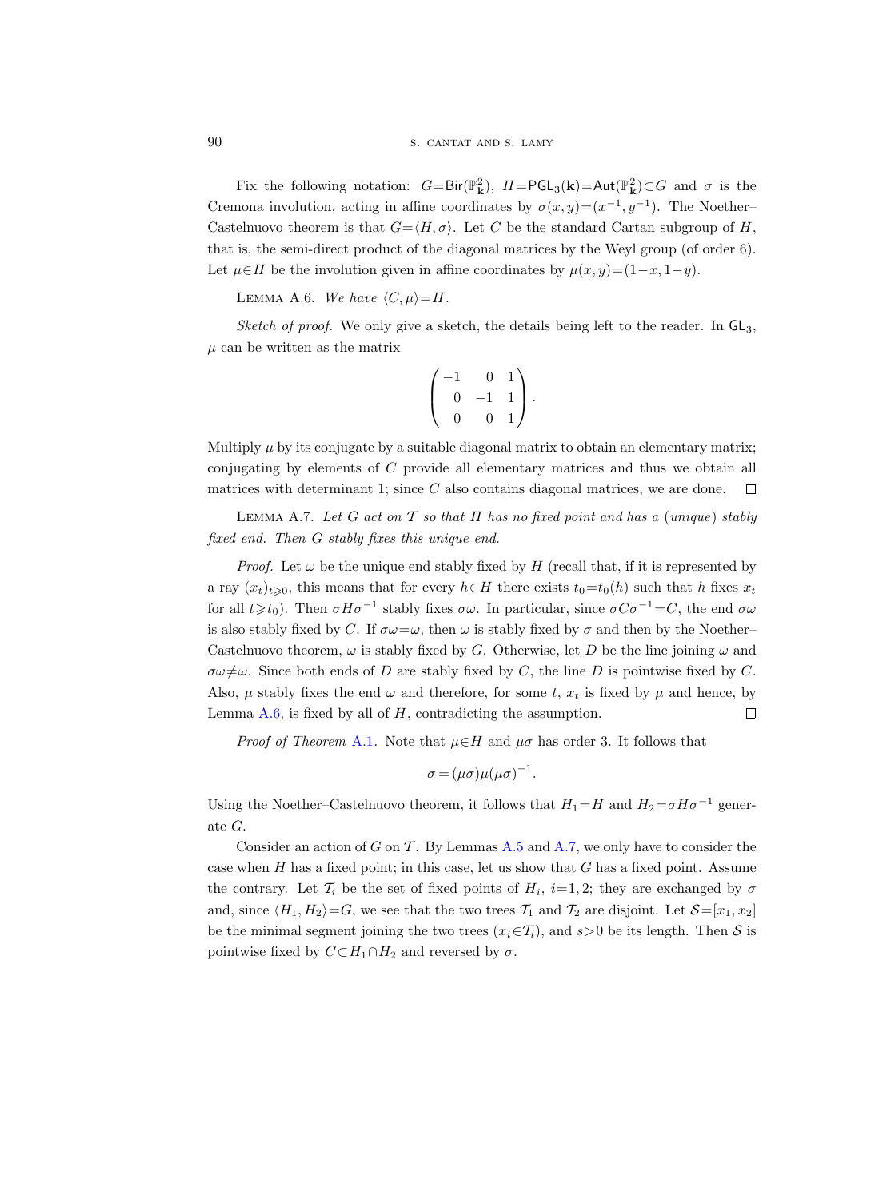Fix the following notation: $G=\mathsf{Bir}(\mathbb{P}^2_{\mathbf{k}})$, $H=\mathsf{PGL}_3(\mathbf{k})=\mathsf{Aut}(\mathbb{P}^2_{\mathbf{k}})\subset G$ and $\sigma$ is the Cremona involution, acting in affine coordinates by $\sigma(x,y)=(x^{-1},y^{-1})$. The Noether–Castelnuovo theorem is that $G=\langle H,\sigma\rangle$. Let $C$ be the standard Cartan subgroup of $H$, that is, the semi-direct product of the diagonal matrices by the Weyl group (of order 6). Let $\mu\in H$ be the involution given in affine coordinates by $\mu(x,y)=(1-x,1-y)$.

Lemma A.6. *We have $\langle C,\mu\rangle=H$.*

*Sketch of proof.* We only give a sketch, the details being left to the reader. In $\mathsf{GL}_3$, $\mu$ can be written as the matrix

$$\begin{pmatrix} -1 & 0 & 1 \\ 0 & -1 & 1 \\ 0 & 0 & 1 \end{pmatrix}.$$

Multiply $\mu$ by its conjugate by a suitable diagonal matrix to obtain an elementary matrix; conjugating by elements of $C$ provide all elementary matrices and thus we obtain all matrices with determinant 1; since $C$ also contains diagonal matrices, we are done. $\square$

Lemma A.7. *Let $G$ act on $\mathcal{T}$ so that $H$ has no fixed point and has a (unique) stably fixed end. Then $G$ stably fixes this unique end.*

*Proof.* Let $\omega$ be the unique end stably fixed by $H$ (recall that, if it is represented by a ray $(x_t)_{t\geqslant 0}$, this means that for every $h\in H$ there exists $t_0=t_0(h)$ such that $h$ fixes $x_t$ for all $t\geqslant t_0$). Then $\sigma H\sigma^{-1}$ stably fixes $\sigma\omega$. In particular, since $\sigma C\sigma^{-1}=C$, the end $\sigma\omega$ is also stably fixed by $C$. If $\sigma\omega=\omega$, then $\omega$ is stably fixed by $\sigma$ and then by the Noether–Castelnuovo theorem, $\omega$ is stably fixed by $G$. Otherwise, let $D$ be the line joining $\omega$ and $\sigma\omega\neq\omega$. Since both ends of $D$ are stably fixed by $C$, the line $D$ is pointwise fixed by $C$. Also, $\mu$ stably fixes the end $\omega$ and therefore, for some $t$, $x_t$ is fixed by $\mu$ and hence, by Lemma A.6, is fixed by all of $H$, contradicting the assumption. $\square$

*Proof of Theorem A.1.* Note that $\mu\in H$ and $\mu\sigma$ has order 3. It follows that

$$\sigma=(\mu\sigma)\mu(\mu\sigma)^{-1}.$$

Using the Noether–Castelnuovo theorem, it follows that $H_1=H$ and $H_2=\sigma H\sigma^{-1}$ generate $G$.

Consider an action of $G$ on $\mathcal{T}$. By Lemmas A.5 and A.7, we only have to consider the case when $H$ has a fixed point; in this case, let us show that $G$ has a fixed point. Assume the contrary. Let $\mathcal{T}_i$ be the set of fixed points of $H_i$, $i=1,2$; they are exchanged by $\sigma$ and, since $\langle H_1,H_2\rangle=G$, we see that the two trees $\mathcal{T}_1$ and $\mathcal{T}_2$ are disjoint. Let $\mathcal{S}=[x_1,x_2]$ be the minimal segment joining the two trees ($x_i\in\mathcal{T}_i$), and $s>0$ be its length. Then $\mathcal{S}$ is pointwise fixed by $C\subset H_1\cap H_2$ and reversed by $\sigma$.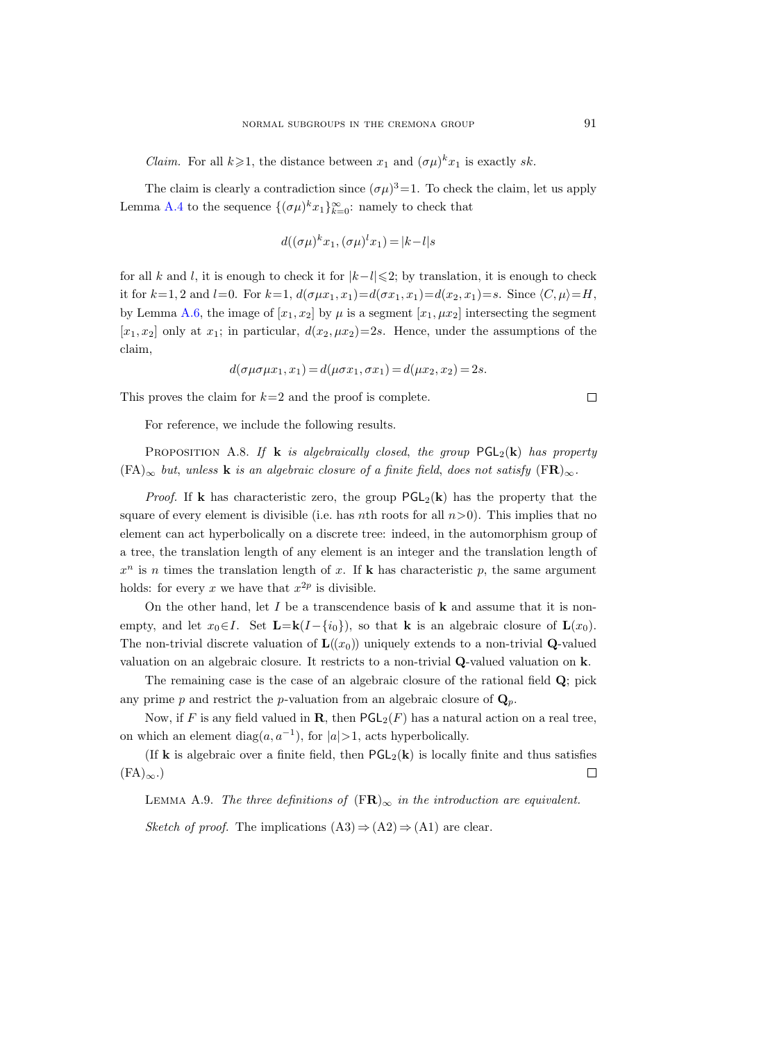*Claim.* For all $k \geqslant 1$, the distance between $x_1$ and $(\sigma\mu)^k x_1$ is exactly $sk$.

The claim is clearly a contradiction since $(\sigma\mu)^3 = 1$. To check the claim, let us apply Lemma A.4 to the sequence $\{(\sigma\mu)^k x_1\}_{k=0}^{\infty}$: namely to check that

$$d((\sigma\mu)^k x_1, (\sigma\mu)^l x_1) = |k-l|s$$

for all $k$ and $l$, it is enough to check it for $|k-l| \leqslant 2$; by translation, it is enough to check it for $k=1,2$ and $l=0$. For $k=1$, $d(\sigma\mu x_1, x_1) = d(\sigma x_1, x_1) = d(x_2, x_1) = s$. Since $\langle C, \mu \rangle = H$, by Lemma A.6, the image of $[x_1, x_2]$ by $\mu$ is a segment $[x_1, \mu x_2]$ intersecting the segment $[x_1, x_2]$ only at $x_1$; in particular, $d(x_2, \mu x_2) = 2s$. Hence, under the assumptions of the claim,

$$d(\sigma\mu\sigma\mu x_1, x_1) = d(\mu\sigma x_1, \sigma x_1) = d(\mu x_2, x_2) = 2s.$$

This proves the claim for $k=2$ and the proof is complete. $\square$

For reference, we include the following results.

**Proposition A.8.** *If $\mathbf{k}$ is algebraically closed, the group $\mathsf{PGL}_2(\mathbf{k})$ has property $(\mathrm{FA})_\infty$ but, unless $\mathbf{k}$ is an algebraic closure of a finite field, does not satisfy $(\mathrm{F}\mathbf{R})_\infty$.*

*Proof.* If $\mathbf{k}$ has characteristic zero, the group $\mathsf{PGL}_2(\mathbf{k})$ has the property that the square of every element is divisible (i.e. has $n$th roots for all $n > 0$). This implies that no element can act hyperbolically on a discrete tree: indeed, in the automorphism group of a tree, the translation length of any element is an integer and the translation length of $x^n$ is $n$ times the translation length of $x$. If $\mathbf{k}$ has characteristic $p$, the same argument holds: for every $x$ we have that $x^{2p}$ is divisible.

On the other hand, let $I$ be a transcendence basis of $\mathbf{k}$ and assume that it is non-empty, and let $x_0 \in I$. Set $\mathbf{L} = \mathbf{k}(I - \{i_0\})$, so that $\mathbf{k}$ is an algebraic closure of $\mathbf{L}(x_0)$. The non-trivial discrete valuation of $\mathbf{L}((x_0))$ uniquely extends to a non-trivial $\mathbf{Q}$-valued valuation on an algebraic closure. It restricts to a non-trivial $\mathbf{Q}$-valued valuation on $\mathbf{k}$.

The remaining case is the case of an algebraic closure of the rational field $\mathbf{Q}$; pick any prime $p$ and restrict the $p$-valuation from an algebraic closure of $\mathbf{Q}_p$.

Now, if $F$ is any field valued in $\mathbf{R}$, then $\mathsf{PGL}_2(F)$ has a natural action on a real tree, on which an element $\mathrm{diag}(a, a^{-1})$, for $|a| > 1$, acts hyperbolically.

(If $\mathbf{k}$ is algebraic over a finite field, then $\mathsf{PGL}_2(\mathbf{k})$ is locally finite and thus satisfies $(\mathrm{FA})_\infty$.) $\square$

**Lemma A.9.** *The three definitions of $(\mathrm{F}\mathbf{R})_\infty$ in the introduction are equivalent.*

*Sketch of proof.* The implications $(\mathrm{A3}) \Rightarrow (\mathrm{A2}) \Rightarrow (\mathrm{A1})$ are clear.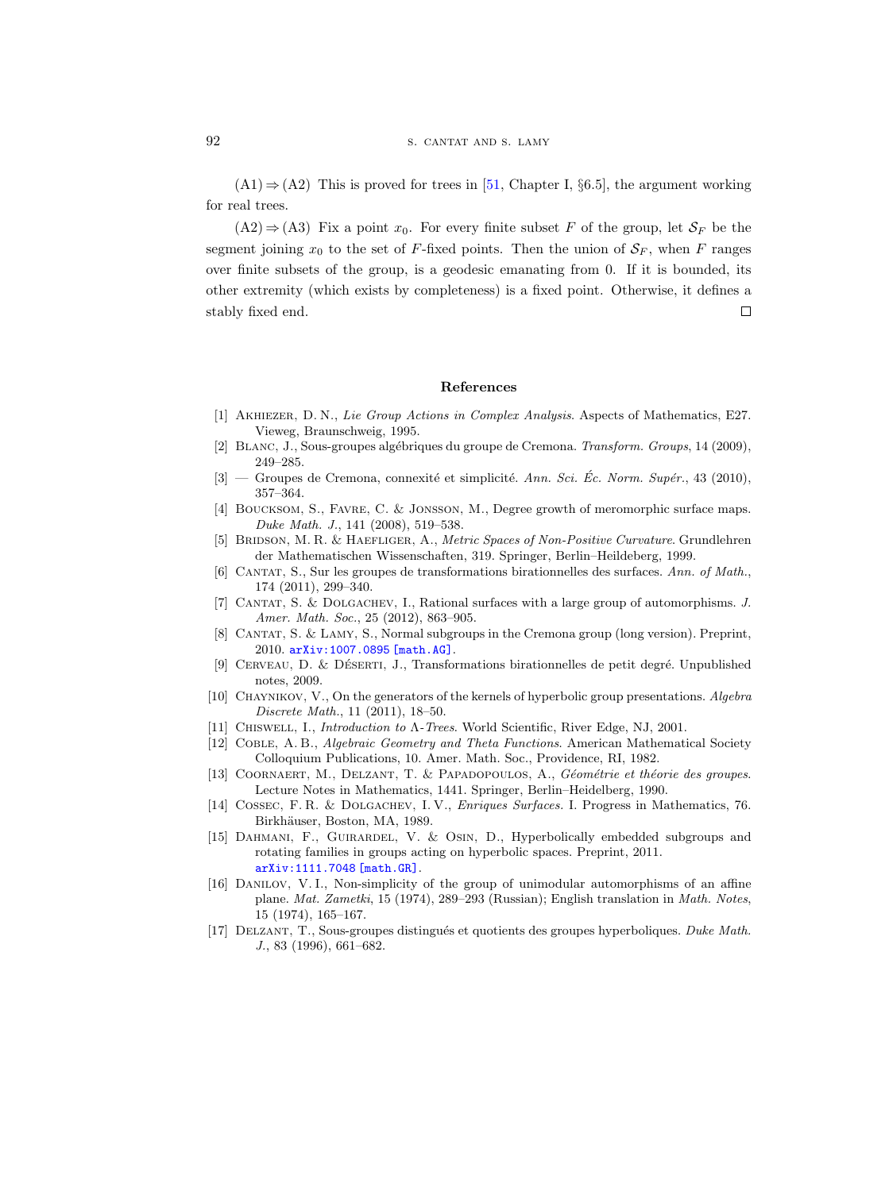(A1) ⇒ (A2) This is proved for trees in [51, Chapter I, §6.5], the argument working for real trees.

(A2) ⇒ (A3) Fix a point $x_0$. For every finite subset $F$ of the group, let $\mathcal{S}_F$ be the segment joining $x_0$ to the set of $F$-fixed points. Then the union of $\mathcal{S}_F$, when $F$ ranges over finite subsets of the group, is a geodesic emanating from 0. If it is bounded, its other extremity (which exists by completeness) is a fixed point. Otherwise, it defines a stably fixed end. $\square$

## References

[1] Akhiezer, D. N., *Lie Group Actions in Complex Analysis*. Aspects of Mathematics, E27. Vieweg, Braunschweig, 1995.

[2] Blanc, J., Sous-groupes algébriques du groupe de Cremona. *Transform. Groups*, 14 (2009), 249–285.

[3] — Groupes de Cremona, connexité et simplicité. *Ann. Sci. Éc. Norm. Supér.*, 43 (2010), 357–364.

[4] Boucksom, S., Favre, C. & Jonsson, M., Degree growth of meromorphic surface maps. *Duke Math. J.*, 141 (2008), 519–538.

[5] Bridson, M. R. & Haefliger, A., *Metric Spaces of Non-Positive Curvature*. Grundlehren der Mathematischen Wissenschaften, 319. Springer, Berlin–Heildeberg, 1999.

[6] Cantat, S., Sur les groupes de transformations birationnelles des surfaces. *Ann. of Math.*, 174 (2011), 299–340.

[7] Cantat, S. & Dolgachev, I., Rational surfaces with a large group of automorphisms. *J. Amer. Math. Soc.*, 25 (2012), 863–905.

[8] Cantat, S. & Lamy, S., Normal subgroups in the Cremona group (long version). Preprint, 2010. arXiv:1007.0895 [math.AG].

[9] Cerveau, D. & Déserti, J., Transformations birationnelles de petit degré. Unpublished notes, 2009.

[10] Chaynikov, V., On the generators of the kernels of hyperbolic group presentations. *Algebra Discrete Math.*, 11 (2011), 18–50.

[11] Chiswell, I., *Introduction to Λ-Trees*. World Scientific, River Edge, NJ, 2001.

[12] Coble, A. B., *Algebraic Geometry and Theta Functions*. American Mathematical Society Colloquium Publications, 10. Amer. Math. Soc., Providence, RI, 1982.

[13] Coornaert, M., Delzant, T. & Papadopoulos, A., *Géométrie et théorie des groupes*. Lecture Notes in Mathematics, 1441. Springer, Berlin–Heidelberg, 1990.

[14] Cossec, F. R. & Dolgachev, I. V., *Enriques Surfaces*. I. Progress in Mathematics, 76. Birkhäuser, Boston, MA, 1989.

[15] Dahmani, F., Guirardel, V. & Osin, D., Hyperbolically embedded subgroups and rotating families in groups acting on hyperbolic spaces. Preprint, 2011. arXiv:1111.7048 [math.GR].

[16] Danilov, V. I., Non-simplicity of the group of unimodular automorphisms of an affine plane. *Mat. Zametki*, 15 (1974), 289–293 (Russian); English translation in *Math. Notes*, 15 (1974), 165–167.

[17] Delzant, T., Sous-groupes distingués et quotients des groupes hyperboliques. *Duke Math. J.*, 83 (1996), 661–682.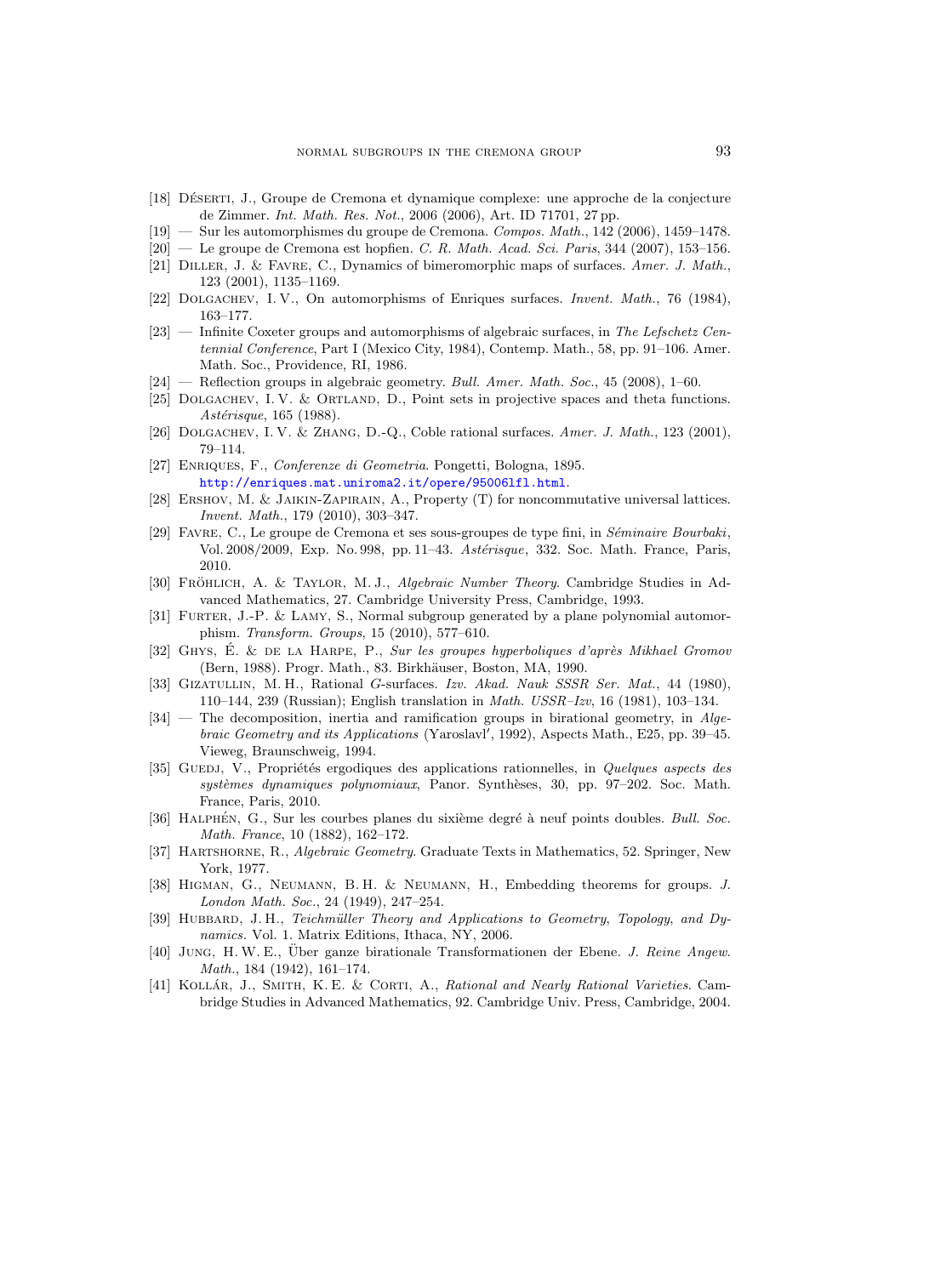[18] Déserti, J., Groupe de Cremona et dynamique complexe: une approche de la conjecture de Zimmer. *Int. Math. Res. Not.*, 2006 (2006), Art. ID 71701, 27 pp.

[19] — Sur les automorphismes du groupe de Cremona. *Compos. Math.*, 142 (2006), 1459–1478.

[20] — Le groupe de Cremona est hopfien. *C. R. Math. Acad. Sci. Paris*, 344 (2007), 153–156.

[21] Diller, J. & Favre, C., Dynamics of bimeromorphic maps of surfaces. *Amer. J. Math.*, 123 (2001), 1135–1169.

[22] Dolgachev, I. V., On automorphisms of Enriques surfaces. *Invent. Math.*, 76 (1984), 163–177.

[23] — Infinite Coxeter groups and automorphisms of algebraic surfaces, in *The Lefschetz Centennial Conference*, Part I (Mexico City, 1984), Contemp. Math., 58, pp. 91–106. Amer. Math. Soc., Providence, RI, 1986.

[24] — Reflection groups in algebraic geometry. *Bull. Amer. Math. Soc.*, 45 (2008), 1–60.

[25] Dolgachev, I. V. & Ortland, D., Point sets in projective spaces and theta functions. *Astérisque*, 165 (1988).

[26] Dolgachev, I. V. & Zhang, D.-Q., Coble rational surfaces. *Amer. J. Math.*, 123 (2001), 79–114.

[27] Enriques, F., *Conferenze di Geometria*. Pongetti, Bologna, 1895. http://enriques.mat.uniroma2.it/opere/95006lfl.html.

[28] Ershov, M. & Jaikin-Zapirain, A., Property (T) for noncommutative universal lattices. *Invent. Math.*, 179 (2010), 303–347.

[29] Favre, C., Le groupe de Cremona et ses sous-groupes de type fini, in *Séminaire Bourbaki*, Vol. 2008/2009, Exp. No. 998, pp. 11–43. *Astérisque*, 332. Soc. Math. France, Paris, 2010.

[30] Fröhlich, A. & Taylor, M. J., *Algebraic Number Theory*. Cambridge Studies in Advanced Mathematics, 27. Cambridge University Press, Cambridge, 1993.

[31] Furter, J.-P. & Lamy, S., Normal subgroup generated by a plane polynomial automorphism. *Transform. Groups*, 15 (2010), 577–610.

[32] Ghys, É. & de la Harpe, P., *Sur les groupes hyperboliques d'après Mikhael Gromov* (Bern, 1988). Progr. Math., 83. Birkhäuser, Boston, MA, 1990.

[33] Gizatullin, M. H., Rational *G*-surfaces. *Izv. Akad. Nauk SSSR Ser. Mat.*, 44 (1980), 110–144, 239 (Russian); English translation in *Math. USSR–Izv*, 16 (1981), 103–134.

[34] — The decomposition, inertia and ramification groups in birational geometry, in *Algebraic Geometry and its Applications* (Yaroslavl′, 1992), Aspects Math., E25, pp. 39–45. Vieweg, Braunschweig, 1994.

[35] Guedj, V., Propriétés ergodiques des applications rationnelles, in *Quelques aspects des systèmes dynamiques polynomiaux*, Panor. Synthèses, 30, pp. 97–202. Soc. Math. France, Paris, 2010.

[36] Halphén, G., Sur les courbes planes du sixième degré à neuf points doubles. *Bull. Soc. Math. France*, 10 (1882), 162–172.

[37] Hartshorne, R., *Algebraic Geometry*. Graduate Texts in Mathematics, 52. Springer, New York, 1977.

[38] Higman, G., Neumann, B. H. & Neumann, H., Embedding theorems for groups. *J. London Math. Soc.*, 24 (1949), 247–254.

[39] Hubbard, J. H., *Teichmüller Theory and Applications to Geometry, Topology, and Dynamics*. Vol. 1. Matrix Editions, Ithaca, NY, 2006.

[40] Jung, H. W. E., Über ganze birationale Transformationen der Ebene. *J. Reine Angew. Math.*, 184 (1942), 161–174.

[41] Kollár, J., Smith, K. E. & Corti, A., *Rational and Nearly Rational Varieties*. Cambridge Studies in Advanced Mathematics, 92. Cambridge Univ. Press, Cambridge, 2004.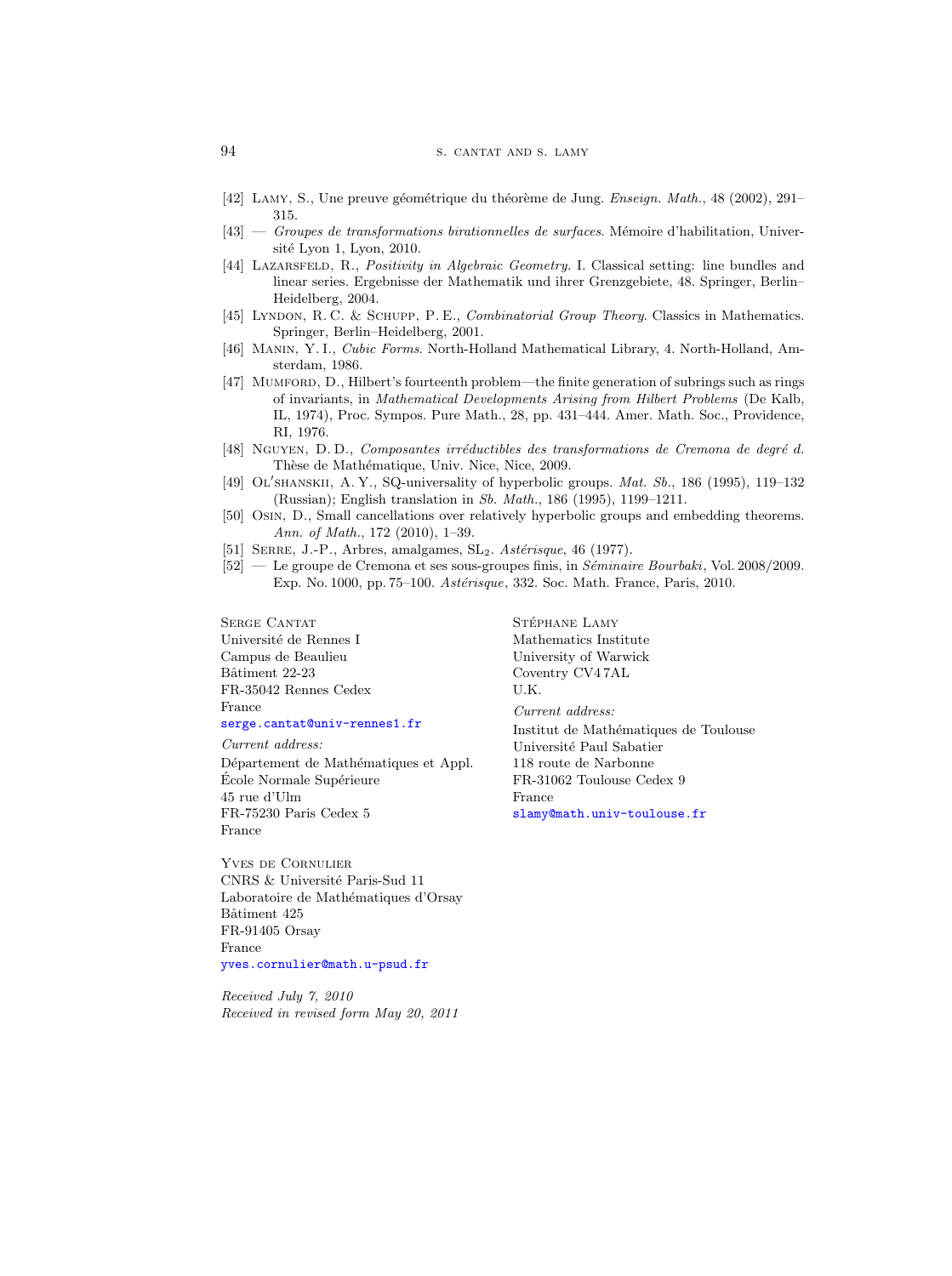[42] Lamy, S., Une preuve géométrique du théorème de Jung. *Enseign. Math.*, 48 (2002), 291–315.

[43] — *Groupes de transformations birationnelles de surfaces*. Mémoire d'habilitation, Université Lyon 1, Lyon, 2010.

[44] Lazarsfeld, R., *Positivity in Algebraic Geometry*. I. Classical setting: line bundles and linear series. Ergebnisse der Mathematik und ihrer Grenzgebiete, 48. Springer, Berlin–Heidelberg, 2004.

[45] Lyndon, R. C. & Schupp, P. E., *Combinatorial Group Theory*. Classics in Mathematics. Springer, Berlin–Heidelberg, 2001.

[46] Manin, Y. I., *Cubic Forms*. North-Holland Mathematical Library, 4. North-Holland, Amsterdam, 1986.

[47] Mumford, D., Hilbert's fourteenth problem—the finite generation of subrings such as rings of invariants, in *Mathematical Developments Arising from Hilbert Problems* (De Kalb, IL, 1974), Proc. Sympos. Pure Math., 28, pp. 431–444. Amer. Math. Soc., Providence, RI, 1976.

[48] Nguyen, D. D., *Composantes irréductibles des transformations de Cremona de degré d*. Thèse de Mathématique, Univ. Nice, Nice, 2009.

[49] Ol′shanskii, A. Y., SQ-universality of hyperbolic groups. *Mat. Sb.*, 186 (1995), 119–132 (Russian); English translation in *Sb. Math.*, 186 (1995), 1199–1211.

[50] Osin, D., Small cancellations over relatively hyperbolic groups and embedding theorems. *Ann. of Math.*, 172 (2010), 1–39.

[51] Serre, J.-P., Arbres, amalgames, $SL_2$. *Astérisque*, 46 (1977).

[52] — Le groupe de Cremona et ses sous-groupes finis, in *Séminaire Bourbaki*, Vol. 2008/2009. Exp. No. 1000, pp. 75–100. *Astérisque*, 332. Soc. Math. France, Paris, 2010.

Serge Cantat
Université de Rennes I
Campus de Beaulieu
Bâtiment 22-23
FR-35042 Rennes Cedex
France
serge.cantat@univ-rennes1.fr

*Current address:*
Département de Mathématiques et Appl.
École Normale Supérieure
45 rue d'Ulm
FR-75230 Paris Cedex 5
France

Stéphane Lamy
Mathematics Institute
University of Warwick
Coventry CV4 7AL
U.K.

*Current address:*
Institut de Mathématiques de Toulouse
Université Paul Sabatier
118 route de Narbonne
FR-31062 Toulouse Cedex 9
France
slamy@math.univ-toulouse.fr

Yves de Cornulier
CNRS & Université Paris-Sud 11
Laboratoire de Mathématiques d'Orsay
Bâtiment 425
FR-91405 Orsay
France
yves.cornulier@math.u-psud.fr

*Received July 7, 2010*
*Received in revised form May 20, 2011*